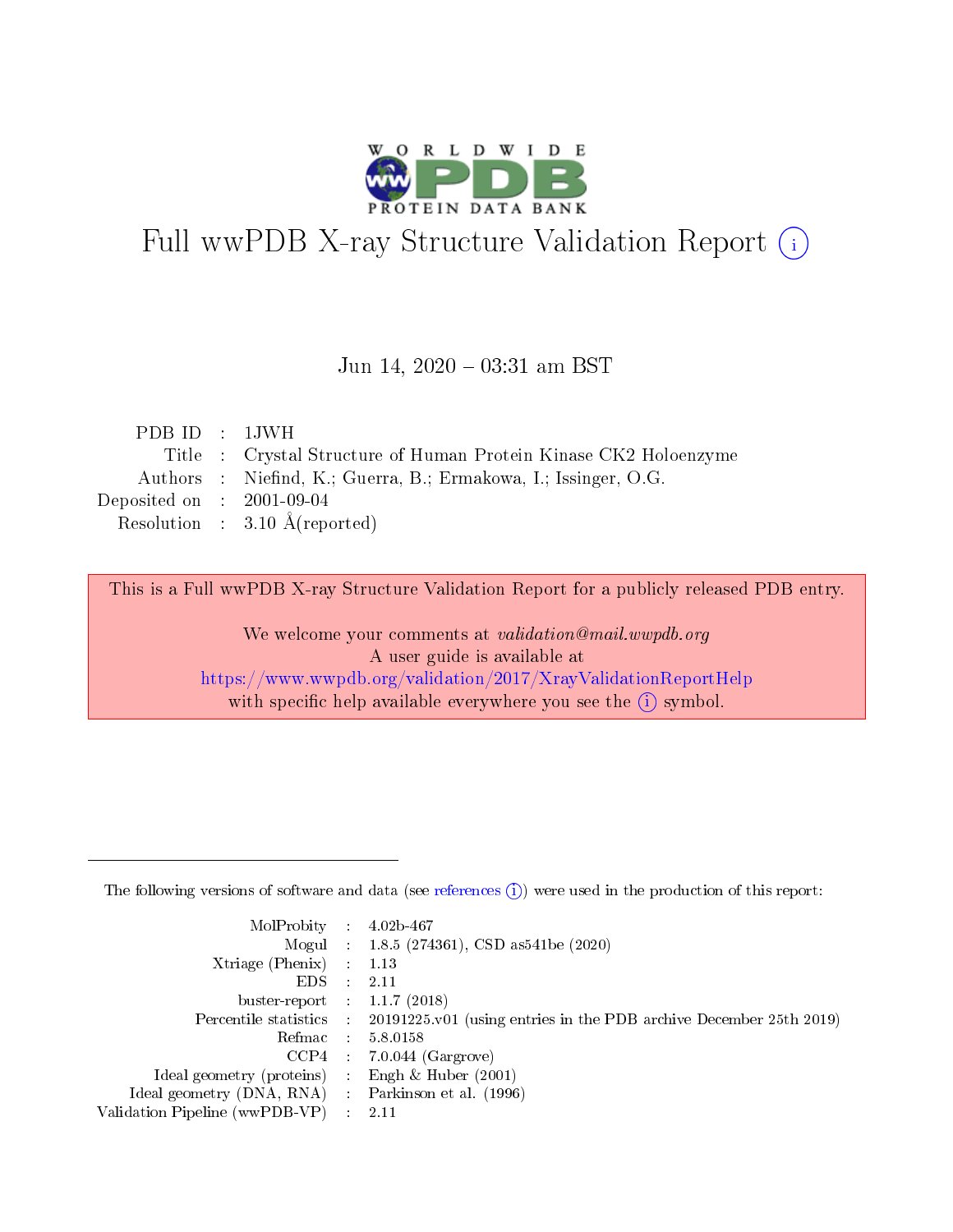# Full wwPDB X-ray Structure Validation Report (i)

Jun 14, 2020 – 03:31 am BST

| | | |
|---|---|---|
| PDB ID | : | 1JWH |
| Title | : | Crystal Structure of Human Protein Kinase CK2 Holoenzyme |
| Authors | : | Niefind, K.; Guerra, B.; Ermakowa, I.; Issinger, O.G. |
| Deposited on | : | 2001-09-04 |
| Resolution | : | 3.10 Å(reported) |

This is a Full wwPDB X-ray Structure Validation Report for a publicly released PDB entry.

We welcome your comments at *validation@mail.wwpdb.org*
A user guide is available at
https://www.wwpdb.org/validation/2017/XrayValidationReportHelp
with specific help available everywhere you see the (i) symbol.

---

The following versions of software and data (see references (i)) were used in the production of this report:

| | | |
|---|---|---|
| MolProbity | : | 4.02b-467 |
| Mogul | : | 1.8.5 (274361), CSD as541be (2020) |
| Xtriage (Phenix) | : | 1.13 |
| EDS | : | 2.11 |
| buster-report | : | 1.1.7 (2018) |
| Percentile statistics | : | 20191225.v01 (using entries in the PDB archive December 25th 2019) |
| Refmac | : | 5.8.0158 |
| CCP4 | : | 7.0.044 (Gargrove) |
| Ideal geometry (proteins) | : | Engh & Huber (2001) |
| Ideal geometry (DNA, RNA) | : | Parkinson et al. (1996) |
| Validation Pipeline (wwPDB-VP) | : | 2.11 |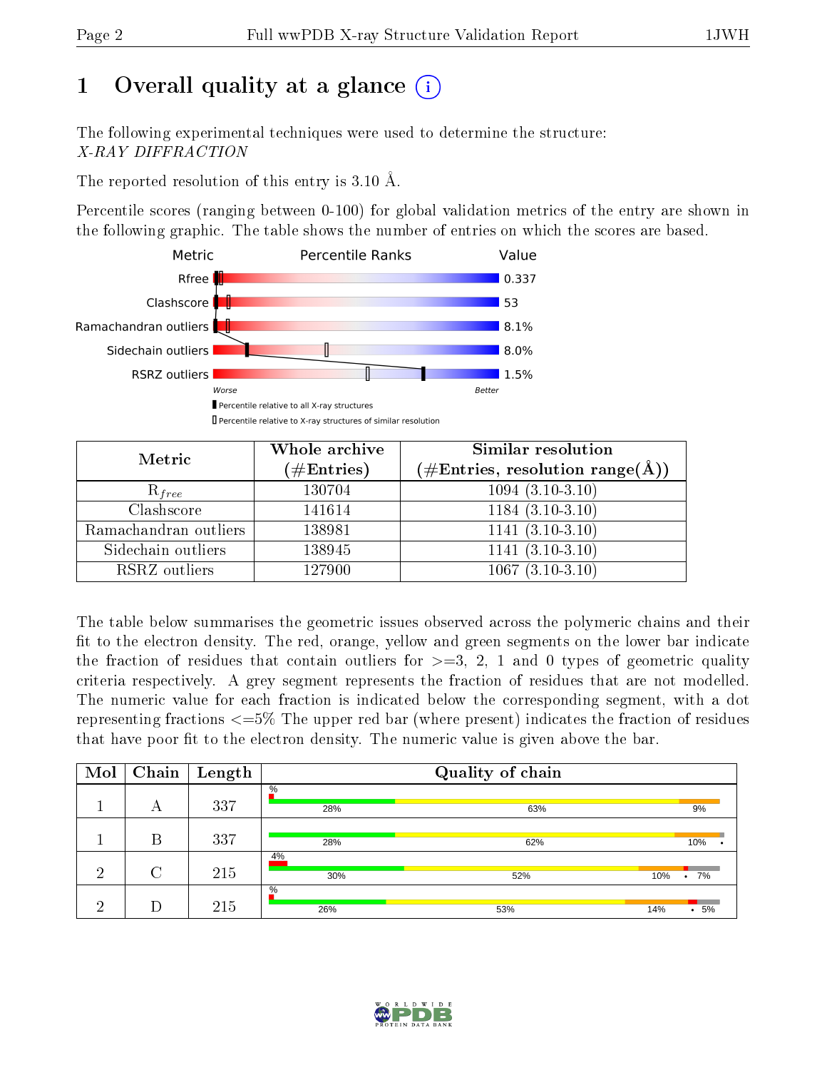# 1 Overall quality at a glance

The following experimental techniques were used to determine the structure:
*X-RAY DIFFRACTION*

The reported resolution of this entry is 3.10 Å.

Percentile scores (ranging between 0-100) for global validation metrics of the entry are shown in the following graphic. The table shows the number of entries on which the scores are based.

| Metric | Value |
|---|---|
| Rfree | 0.337 |
| Clashscore | 53 |
| Ramachandran outliers | 8.1% |
| Sidechain outliers | 8.0% |
| RSRZ outliers | 1.5% |

| Metric | Whole archive (#Entries) | Similar resolution (#Entries, resolution range(Å)) |
|---|---|---|
| $R_{free}$ | 130704 | 1094 (3.10-3.10) |
| Clashscore | 141614 | 1184 (3.10-3.10) |
| Ramachandran outliers | 138981 | 1141 (3.10-3.10) |
| Sidechain outliers | 138945 | 1141 (3.10-3.10) |
| RSRZ outliers | 127900 | 1067 (3.10-3.10) |

The table below summarises the geometric issues observed across the polymeric chains and their fit to the electron density. The red, orange, yellow and green segments on the lower bar indicate the fraction of residues that contain outliers for >=3, 2, 1 and 0 types of geometric quality criteria respectively. A grey segment represents the fraction of residues that are not modelled. The numeric value for each fraction is indicated below the corresponding segment, with a dot representing fractions <=5% The upper red bar (where present) indicates the fraction of residues that have poor fit to the electron density. The numeric value is given above the bar.

| Mol | Chain | Length | Quality of chain |
|---|---|---|---|
| 1 | A | 337 | %; 28%, 63%, 9% |
| 1 | B | 337 | 28%, 62%, 10%, • |
| 2 | C | 215 | 4%; 30%, 52%, 10%, •, 7% |
| 2 | D | 215 | %; 26%, 53%, 14%, •, 5% |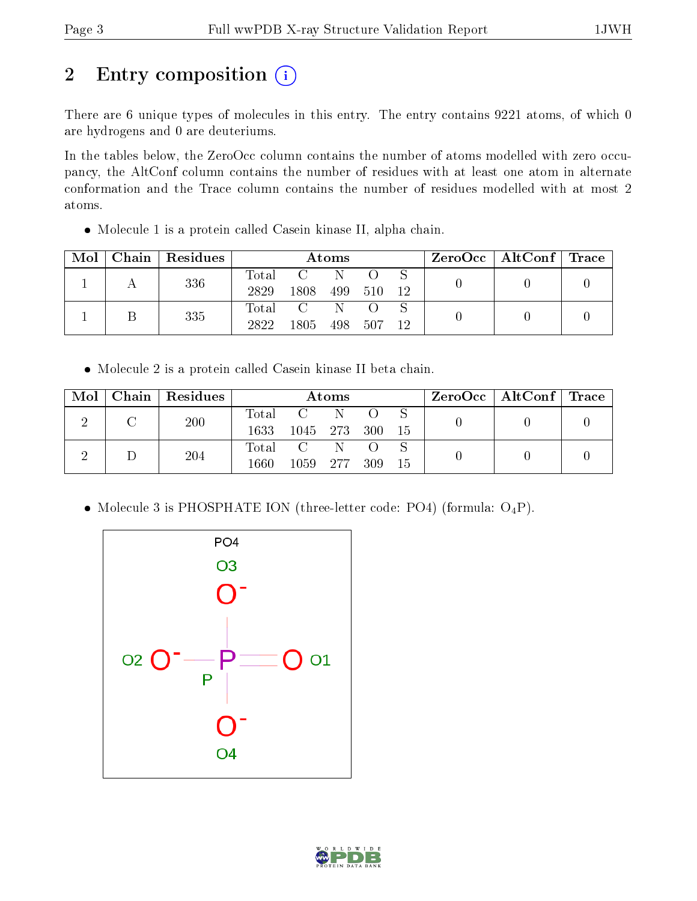## 2 Entry composition

There are 6 unique types of molecules in this entry. The entry contains 9221 atoms, of which 0 are hydrogens and 0 are deuteriums.

In the tables below, the ZeroOcc column contains the number of atoms modelled with zero occupancy, the AltConf column contains the number of residues with at least one atom in alternate conformation and the Trace column contains the number of residues modelled with at most 2 atoms.

- Molecule 1 is a protein called Casein kinase II, alpha chain.

| Mol | Chain | Residues | Atoms | | | | | ZeroOcc | AltConf | Trace |
|---|---|---|---|---|---|---|---|---|---|---|
| 1 | A | 336 | Total | C | N | O | S | 0 | 0 | 0 |
| | | | 2829 | 1808 | 499 | 510 | 12 | | | |
| 1 | B | 335 | Total | C | N | O | S | 0 | 0 | 0 |
| | | | 2822 | 1805 | 498 | 507 | 12 | | | |

- Molecule 2 is a protein called Casein kinase II beta chain.

| Mol | Chain | Residues | Atoms | | | | | ZeroOcc | AltConf | Trace |
|---|---|---|---|---|---|---|---|---|---|---|
| 2 | C | 200 | Total | C | N | O | S | 0 | 0 | 0 |
| | | | 1633 | 1045 | 273 | 300 | 15 | | | |
| 2 | D | 204 | Total | C | N | O | S | 0 | 0 | 0 |
| | | | 1660 | 1059 | 277 | 309 | 15 | | | |

- Molecule 3 is PHOSPHATE ION (three-letter code: PO4) (formula: $O_4P$).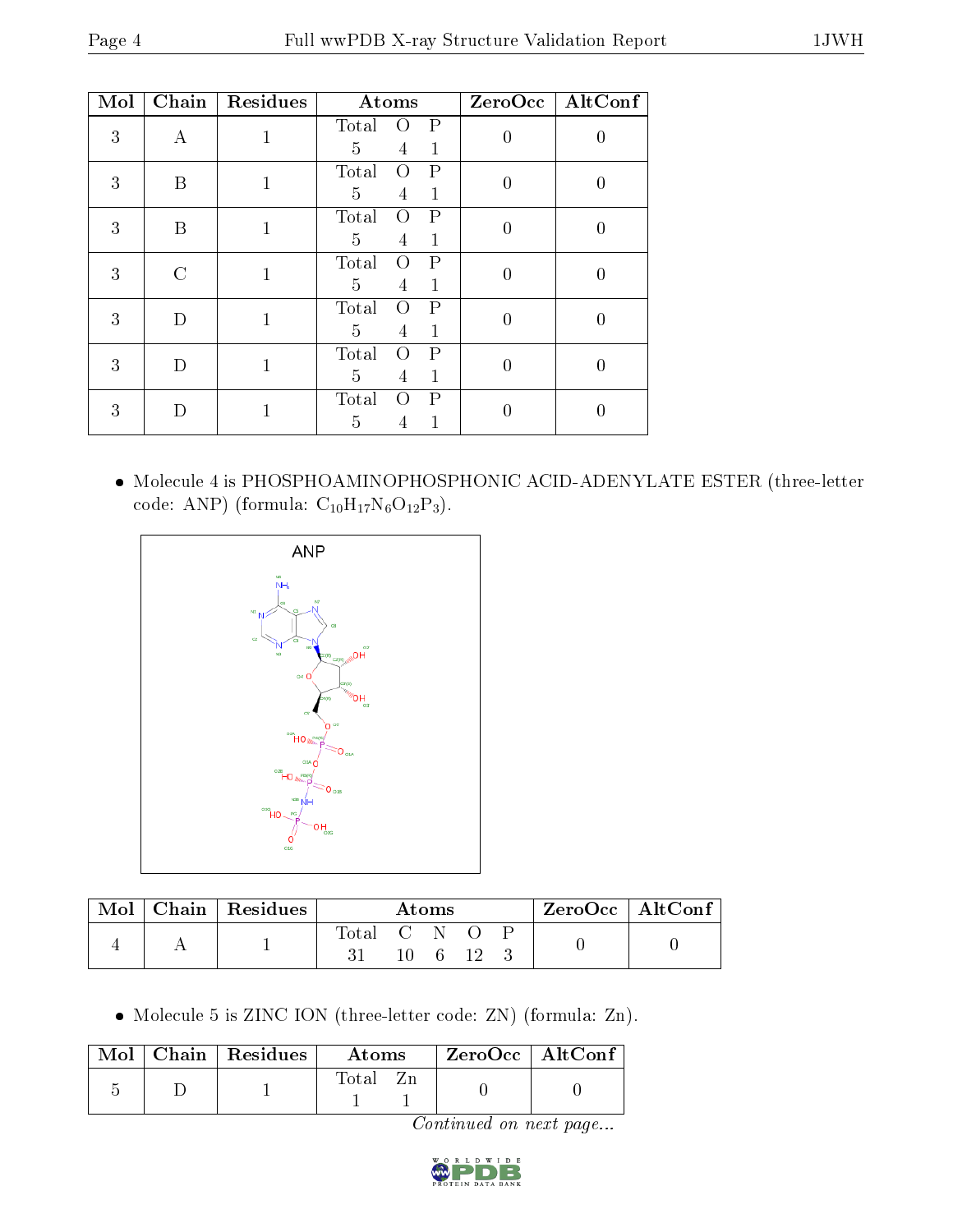| Mol | Chain | Residues | Atoms | | | ZeroOcc | AltConf |
|---|---|---|---|---|---|---|---|
| | | | Total | O | P | | |
| 3 | A | 1 | 5 | 4 | 1 | 0 | 0 |
| 3 | B | 1 | 5 | 4 | 1 | 0 | 0 |
| 3 | B | 1 | 5 | 4 | 1 | 0 | 0 |
| 3 | C | 1 | 5 | 4 | 1 | 0 | 0 |
| 3 | D | 1 | 5 | 4 | 1 | 0 | 0 |
| 3 | D | 1 | 5 | 4 | 1 | 0 | 0 |
| 3 | D | 1 | 5 | 4 | 1 | 0 | 0 |

- Molecule 4 is PHOSPHOAMINOPHOSPHONIC ACID-ADENYLATE ESTER (three-letter code: ANP) (formula: $C_{10}H_{17}N_6O_{12}P_3$).

| Mol | Chain | Residues | Atoms | | | | | ZeroOcc | AltConf |
|---|---|---|---|---|---|---|---|---|---|
| | | | Total | C | N | O | P | | |
| 4 | A | 1 | 31 | 10 | 6 | 12 | 3 | 0 | 0 |

- Molecule 5 is ZINC ION (three-letter code: ZN) (formula: Zn).

| Mol | Chain | Residues | Atoms | | ZeroOcc | AltConf |
|---|---|---|---|---|---|---|
| | | | Total | Zn | | |
| 5 | D | 1 | 1 | 1 | 0 | 0 |

*Continued on next page...*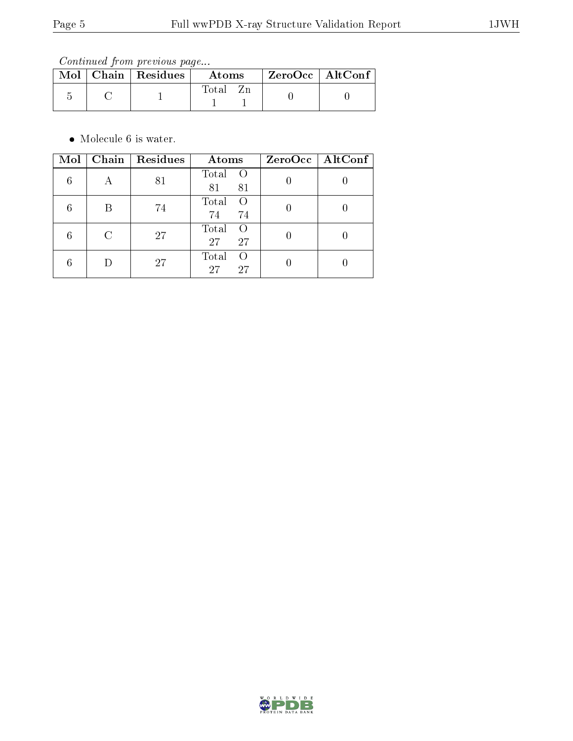*Continued from previous page...*

| Mol | Chain | Residues | Atoms | ZeroOcc | AltConf |
|---|---|---|---|---|---|
| 5 | C | 1 | Total Zn<br>1 1 | 0 | 0 |

- Molecule 6 is water.

| Mol | Chain | Residues | Atoms | ZeroOcc | AltConf |
|---|---|---|---|---|---|
| 6 | A | 81 | Total O<br>81 81 | 0 | 0 |
| 6 | B | 74 | Total O<br>74 74 | 0 | 0 |
| 6 | C | 27 | Total O<br>27 27 | 0 | 0 |
| 6 | D | 27 | Total O<br>27 27 | 0 | 0 |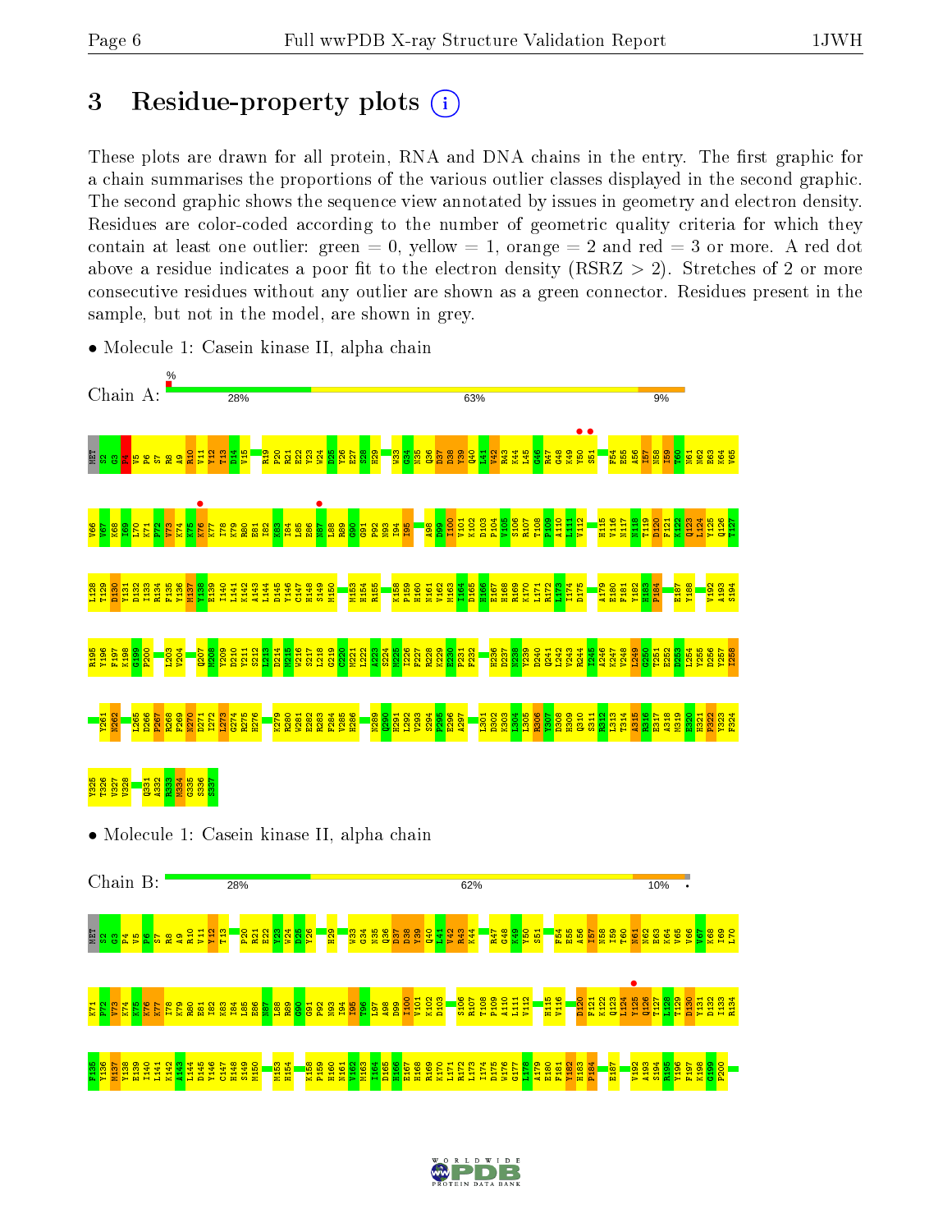# 3 Residue-property plots

These plots are drawn for all protein, RNA and DNA chains in the entry. The first graphic for a chain summarises the proportions of the various outlier classes displayed in the second graphic. The second graphic shows the sequence view annotated by issues in geometry and electron density. Residues are color-coded according to the number of geometric quality criteria for which they contain at least one outlier: green = 0, yellow = 1, orange = 2 and red = 3 or more. A red dot above a residue indicates a poor fit to the electron density (RSRZ > 2). Stretches of 2 or more consecutive residues without any outlier are shown as a green connector. Residues present in the sample, but not in the model, are shown in grey.

- Molecule 1: Casein kinase II, alpha chain

Chain A: 28% | 63% | 9%

- Molecule 1: Casein kinase II, alpha chain

Chain B: 28% | 62% | 10%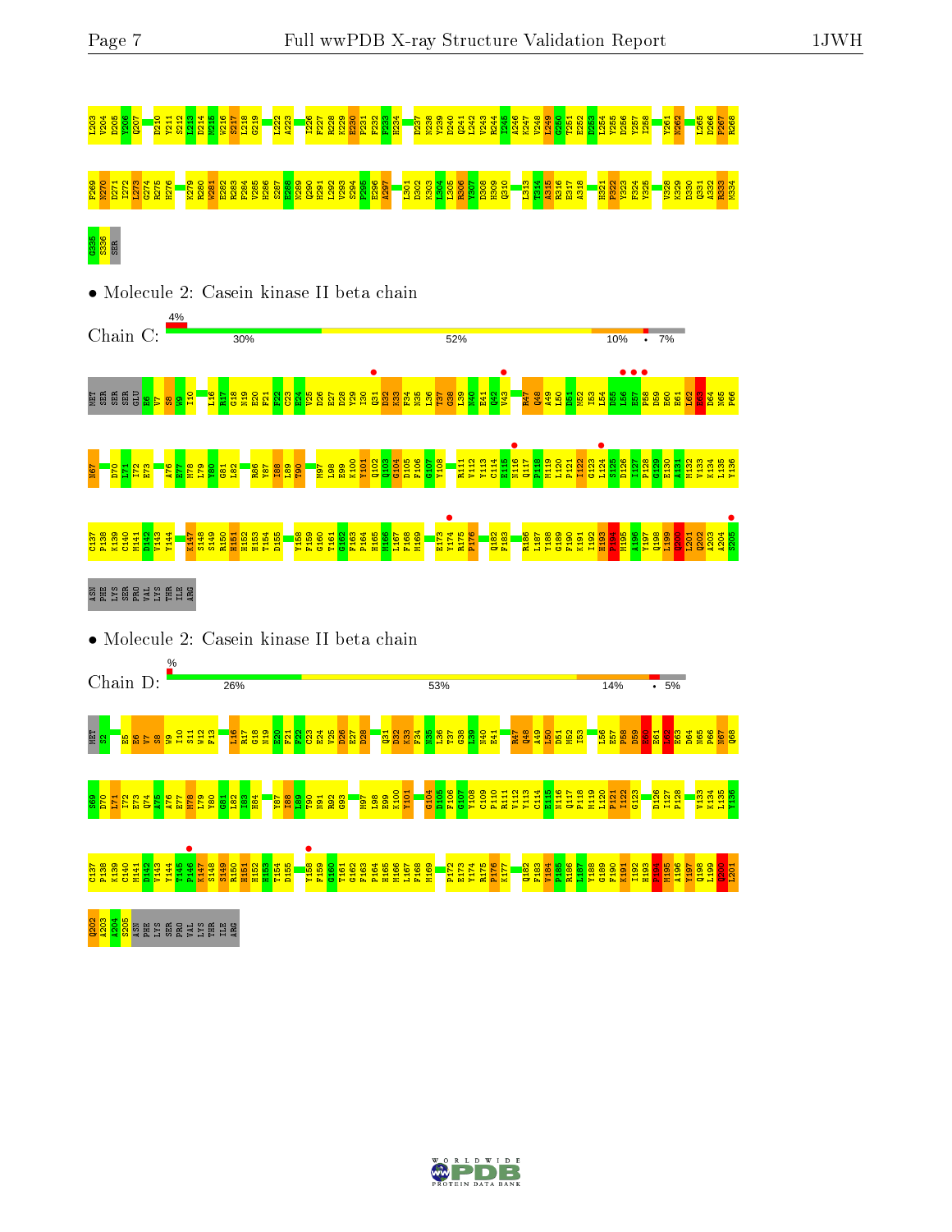L203 V204 D205 Y206 Q207 D210 Y211 S212 L213 D214 M215 W216 S217 L218 G219 L222 A223 I226 F227 R228 K229 E230 P231 F232 F233 H234 D237 N238 Y239 D240 Q241 L242 V243 R244 I245 A246 K247 V248 L249 G250 T251 E252 D253 L254 Y255 D256 Y257 I258 Y261 M262 L265 D266 P267 R268

F269 N270 D271 I272 L273 G274 R275 H276 K279 R280 W281 E282 R283 F284 V285 H286 S287 E288 N289 Q290 H291 L292 V293 S294 P295 E296 A297 L301 D302 K303 L304 L305 R306 Y307 D308 H309 Q310 L313 T314 A315 R316 E317 A318 H321 P322 Y323 F324 Y325 V328 K329 D330 Q331 A332 R333 M334

G335 S336 SER

• Molecule 2: Casein kinase II beta chain

Chain C: 4% | 30% | 52% | 10% | • | 7%

MET SER SER SER GLU E6 V7 S8 W9 I10 L16 R17 G18 N19 E20 F21 F22 C23 E24 V25 D26 E27 D28 Y29 I30 Q31 D32 K33 F34 N35 L36 T37 G38 L39 N40 E41 Q42 V43 R47 Q48 A49 L50 D51 M52 I53 L54 D55 L56 E57 P58 D59 E60 E61 L62 E63 D64 N65 P66

N67 D70 L71 I72 E73 A76 E77 M78 L79 Y80 G81 L82 R86 Y87 I88 L89 T90 M97 L98 E99 K100 Y101 Q102 Q103 G104 D105 F106 G107 Y108 R111 V112 Y113 C114 E115 N116 Q117 P118 M119 L120 P121 I122 G123 L124 S125 D126 I127 P128 G129 E130 A131 M132 V133 K134 L135 Y136

C137 P138 K139 C140 M141 D142 V143 Y144 K147 S148 S149 R150 H151 H152 H153 T154 D155 Y158 F159 G160 T161 G162 F163 P164 H165 M166 L167 F168 M169 E173 Y174 R175 P176 Q182 F183 R186 L187 Y188 G189 F190 K191 I192 H193 P194 M195 A196 Y197 Q198 L199 Q200 L201 Q202 A203 A204 S205

ASN PHE LYS SER PRO VAL LYS THR ILE ARG

• Molecule 2: Casein kinase II beta chain

Chain D: % | 26% | 53% | 14% | • | 5%

MET S2 E5 E6 V7 S8 W9 I10 S11 W12 F13 L16 R17 G18 N19 E20 F21 F22 C23 E24 V25 D26 E27 D28 Q31 D32 K33 F34 N35 L36 T37 G38 L39 N40 E41 R47 Q48 A49 L50 D51 M52 I53 L56 E57 P58 D59 E60 E61 L62 E63 D64 N65 P66 N67 Q68

S69 D70 L71 I72 E73 Q74 A75 A76 E77 M78 L79 Y80 G81 L82 I83 H84 Y87 I88 L89 T90 N91 R92 G93 M97 L98 E99 K100 Y101 G104 D105 F106 G107 Y108 Q109 P110 R111 V112 Y113 C114 E115 N116 Q117 P118 M119 L120 P121 I122 G123 D126 I127 P128 V133 K134 L135 Y136

C137 P138 K139 C140 M141 D142 V143 Y144 T145 F146 K147 S148 S149 R150 H151 H152 H153 T154 D155 Y158 F159 G160 T161 G162 F163 P164 H165 M166 L167 F168 M169 P172 E173 Y174 R175 P176 K177 Q182 F183 V184 P185 R186 L187 Y188 G189 F190 K191 I192 H193 P194 M195 A196 Y197 Q198 L199 Q200 L201

Q202 A203 A204 S205 ASN PHE LYS SER PRO VAL LYS THR ILE ARG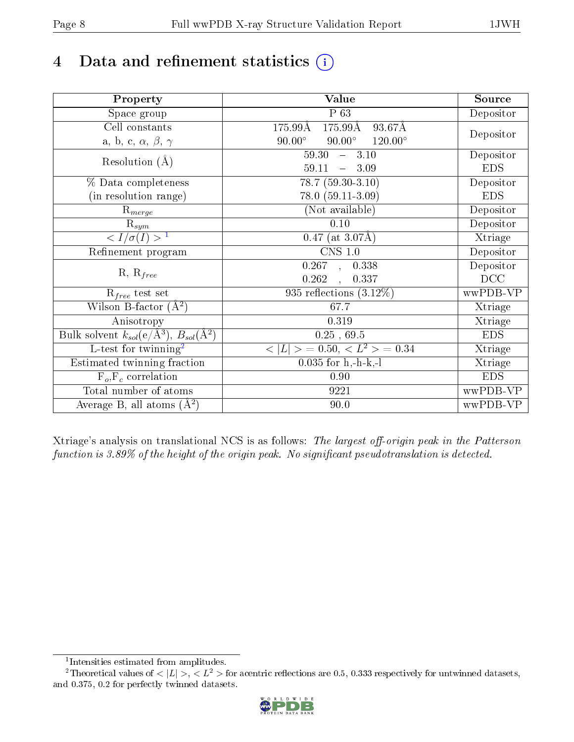# 4 Data and refinement statistics (i)

| Property | Value | Source |
|---|---|---|
| Space group | P 63 | Depositor |
| Cell constants<br>a, b, c, $\alpha$, $\beta$, $\gamma$ | 175.99Å 175.99Å 93.67Å<br>90.00° 90.00° 120.00° | Depositor |
| Resolution (Å) | 59.30 – 3.10<br>59.11 – 3.09 | Depositor<br>EDS |
| % Data completeness<br>(in resolution range) | 78.7 (59.30-3.10)<br>78.0 (59.11-3.09) | Depositor<br>EDS |
| $R_{merge}$ | (Not available) | Depositor |
| $R_{sym}$ | 0.10 | Depositor |
| $< I/\sigma(I) >$ [1] | 0.47 (at 3.07Å) | Xtriage |
| Refinement program | CNS 1.0 | Depositor |
| R, $R_{free}$ | 0.267 , 0.338<br>0.262 , 0.337 | Depositor<br>DCC |
| $R_{free}$ test set | 935 reflections (3.12%) | wwPDB-VP |
| Wilson B-factor ($Å^2$) | 67.7 | Xtriage |
| Anisotropy | 0.319 | Xtriage |
| Bulk solvent $k_{sol}$(e/$Å^3$), $B_{sol}$($Å^2$) | 0.25 , 69.5 | EDS |
| L-test for twinning[2] | $< \|L\| >$ = 0.50, $< L^2 >$ = 0.34 | Xtriage |
| Estimated twinning fraction | 0.035 for h,-h-k,-l | Xtriage |
| $F_o$,$F_c$ correlation | 0.90 | EDS |
| Total number of atoms | 9221 | wwPDB-VP |
| Average B, all atoms ($Å^2$) | 90.0 | wwPDB-VP |

Xtriage's analysis on translational NCS is as follows: *The largest off-origin peak in the Patterson function is 3.89% of the height of the origin peak. No significant pseudotranslation is detected.*

[1] Intensities estimated from amplitudes.

[2] Theoretical values of $< |L| >$, $< L^2 >$ for acentric reflections are 0.5, 0.333 respectively for untwinned datasets, and 0.375, 0.2 for perfectly twinned datasets.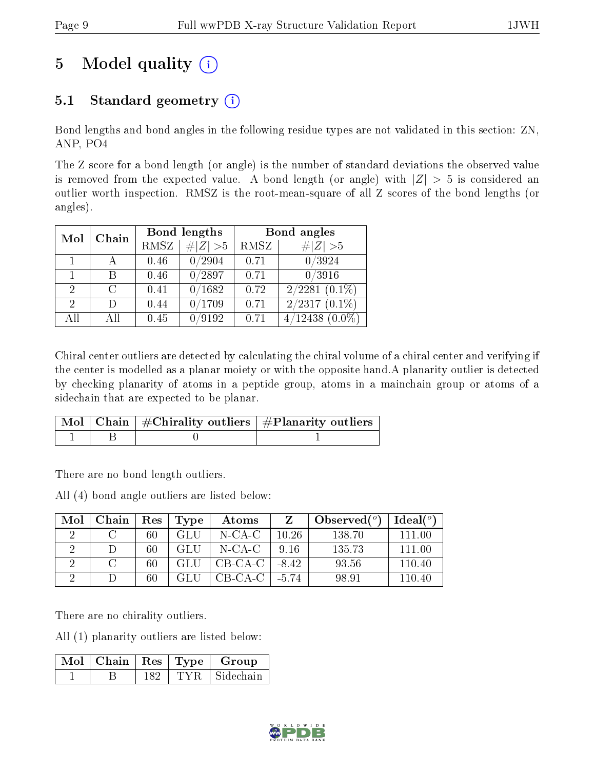# 5 Model quality

## 5.1 Standard geometry

Bond lengths and bond angles in the following residue types are not validated in this section: ZN, ANP, PO4

The Z score for a bond length (or angle) is the number of standard deviations the observed value is removed from the expected value. A bond length (or angle) with $|Z| > 5$ is considered an outlier worth inspection. RMSZ is the root-mean-square of all Z scores of the bond lengths (or angles).

| Mol | Chain | Bond lengths | | Bond angles | |
|---|---|---|---|---|---|
| | | RMSZ | #\|Z\| >5 | RMSZ | #\|Z\| >5 |
| 1 | A | 0.46 | 0/2904 | 0.71 | 0/3924 |
| 1 | B | 0.46 | 0/2897 | 0.71 | 0/3916 |
| 2 | C | 0.41 | 0/1682 | 0.72 | 2/2281 (0.1%) |
| 2 | D | 0.44 | 0/1709 | 0.71 | 2/2317 (0.1%) |
| All | All | 0.45 | 0/9192 | 0.71 | 4/12438 (0.0%) |

Chiral center outliers are detected by calculating the chiral volume of a chiral center and verifying if the center is modelled as a planar moiety or with the opposite hand.A planarity outlier is detected by checking planarity of atoms in a peptide group, atoms in a mainchain group or atoms of a sidechain that are expected to be planar.

| Mol | Chain | #Chirality outliers | #Planarity outliers |
|---|---|---|---|
| 1 | B | 0 | 1 |

There are no bond length outliers.

All (4) bond angle outliers are listed below:

| Mol | Chain | Res | Type | Atoms | Z | Observed(°) | Ideal(°) |
|---|---|---|---|---|---|---|---|
| 2 | C | 60 | GLU | N-CA-C | 10.26 | 138.70 | 111.00 |
| 2 | D | 60 | GLU | N-CA-C | 9.16 | 135.73 | 111.00 |
| 2 | C | 60 | GLU | CB-CA-C | -8.42 | 93.56 | 110.40 |
| 2 | D | 60 | GLU | CB-CA-C | -5.74 | 98.91 | 110.40 |

There are no chirality outliers.

All (1) planarity outliers are listed below:

| Mol | Chain | Res | Type | Group |
|---|---|---|---|---|
| 1 | B | 182 | TYR | Sidechain |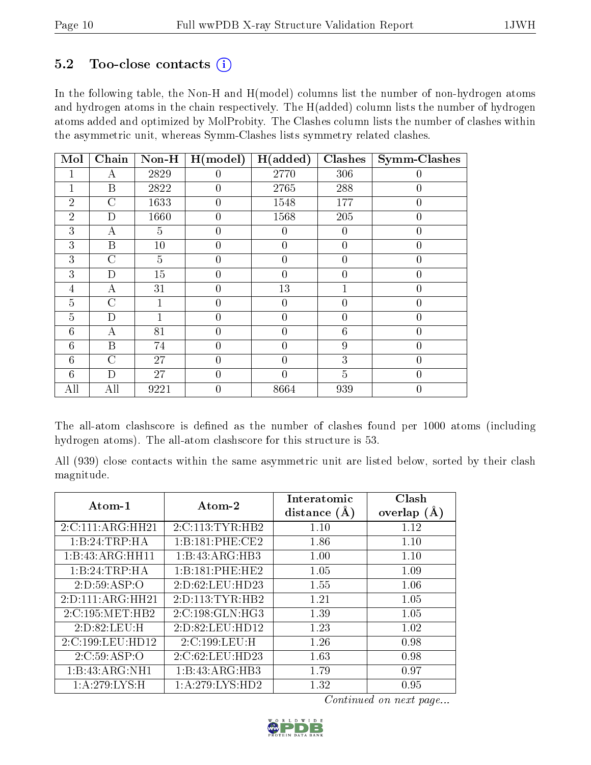### 5.2 Too-close contacts (i)

In the following table, the Non-H and H(model) columns list the number of non-hydrogen atoms and hydrogen atoms in the chain respectively. The H(added) column lists the number of hydrogen atoms added and optimized by MolProbity. The Clashes column lists the number of clashes within the asymmetric unit, whereas Symm-Clashes lists symmetry related clashes.

| Mol | Chain | Non-H | H(model) | H(added) | Clashes | Symm-Clashes |
|---|---|---|---|---|---|---|
| 1 | A | 2829 | 0 | 2770 | 306 | 0 |
| 1 | B | 2822 | 0 | 2765 | 288 | 0 |
| 2 | C | 1633 | 0 | 1548 | 177 | 0 |
| 2 | D | 1660 | 0 | 1568 | 205 | 0 |
| 3 | A | 5 | 0 | 0 | 0 | 0 |
| 3 | B | 10 | 0 | 0 | 0 | 0 |
| 3 | C | 5 | 0 | 0 | 0 | 0 |
| 3 | D | 15 | 0 | 0 | 0 | 0 |
| 4 | A | 31 | 0 | 13 | 1 | 0 |
| 5 | C | 1 | 0 | 0 | 0 | 0 |
| 5 | D | 1 | 0 | 0 | 0 | 0 |
| 6 | A | 81 | 0 | 0 | 6 | 0 |
| 6 | B | 74 | 0 | 0 | 9 | 0 |
| 6 | C | 27 | 0 | 0 | 3 | 0 |
| 6 | D | 27 | 0 | 0 | 5 | 0 |
| All | All | 9221 | 0 | 8664 | 939 | 0 |

The all-atom clashscore is defined as the number of clashes found per 1000 atoms (including hydrogen atoms). The all-atom clashscore for this structure is 53.

All (939) close contacts within the same asymmetric unit are listed below, sorted by their clash magnitude.

| Atom-1 | Atom-2 | Interatomic distance (Å) | Clash overlap (Å) |
|---|---|---|---|
| 2:C:111:ARG:HH21 | 2:C:113:TYR:HB2 | 1.10 | 1.12 |
| 1:B:24:TRP:HA | 1:B:181:PHE:CE2 | 1.86 | 1.10 |
| 1:B:43:ARG:HH11 | 1:B:43:ARG:HB3 | 1.00 | 1.10 |
| 1:B:24:TRP:HA | 1:B:181:PHE:HE2 | 1.05 | 1.09 |
| 2:D:59:ASP:O | 2:D:62:LEU:HD23 | 1.55 | 1.06 |
| 2:D:111:ARG:HH21 | 2:D:113:TYR:HB2 | 1.21 | 1.05 |
| 2:C:195:MET:HB2 | 2:C:198:GLN:HG3 | 1.39 | 1.05 |
| 2:D:82:LEU:H | 2:D:82:LEU:HD12 | 1.23 | 1.02 |
| 2:C:199:LEU:HD12 | 2:C:199:LEU:H | 1.26 | 0.98 |
| 2:C:59:ASP:O | 2:C:62:LEU:HD23 | 1.63 | 0.98 |
| 1:B:43:ARG:NH1 | 1:B:43:ARG:HB3 | 1.79 | 0.97 |
| 1:A:279:LYS:H | 1:A:279:LYS:HD2 | 1.32 | 0.95 |

*Continued on next page...*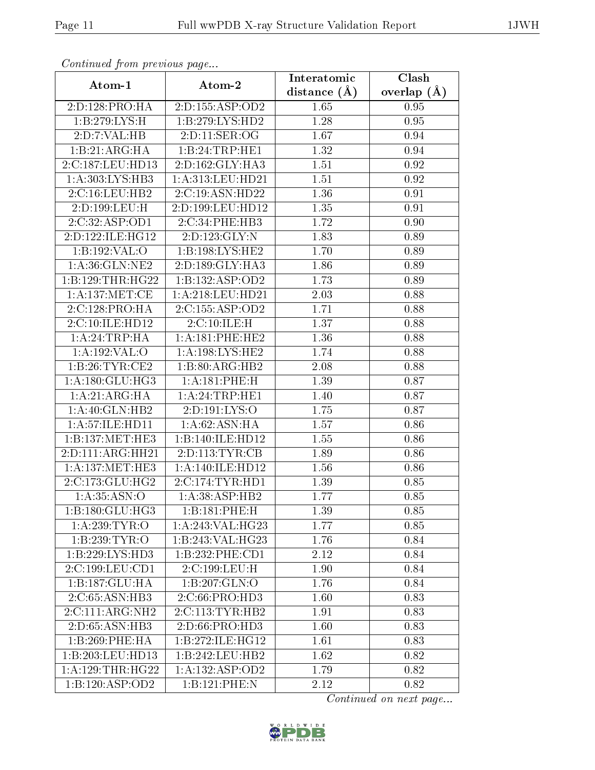*Continued from previous page...*

| Atom-1 | Atom-2 | Interatomic distance (Å) | Clash overlap (Å) |
|---|---|---|---|
| 2:D:128:PRO:HA | 2:D:155:ASP:OD2 | 1.65 | 0.95 |
| 1:B:279:LYS:H | 1:B:279:LYS:HD2 | 1.28 | 0.95 |
| 2:D:7:VAL:HB | 2:D:11:SER:OG | 1.67 | 0.94 |
| 1:B:21:ARG:HA | 1:B:24:TRP:HE1 | 1.32 | 0.94 |
| 2:C:187:LEU:HD13 | 2:D:162:GLY:HA3 | 1.51 | 0.92 |
| 1:A:303:LYS:HB3 | 1:A:313:LEU:HD21 | 1.51 | 0.92 |
| 2:C:16:LEU:HB2 | 2:C:19:ASN:HD22 | 1.36 | 0.91 |
| 2:D:199:LEU:H | 2:D:199:LEU:HD12 | 1.35 | 0.91 |
| 2:C:32:ASP:OD1 | 2:C:34:PHE:HB3 | 1.72 | 0.90 |
| 2:D:122:ILE:HG12 | 2:D:123:GLY:N | 1.83 | 0.89 |
| 1:B:192:VAL:O | 1:B:198:LYS:HE2 | 1.70 | 0.89 |
| 1:A:36:GLN:NE2 | 2:D:189:GLY:HA3 | 1.86 | 0.89 |
| 1:B:129:THR:HG22 | 1:B:132:ASP:OD2 | 1.73 | 0.89 |
| 1:A:137:MET:CE | 1:A:218:LEU:HD21 | 2.03 | 0.88 |
| 2:C:128:PRO:HA | 2:C:155:ASP:OD2 | 1.71 | 0.88 |
| 2:C:10:ILE:HD12 | 2:C:10:ILE:H | 1.37 | 0.88 |
| 1:A:24:TRP:HA | 1:A:181:PHE:HE2 | 1.36 | 0.88 |
| 1:A:192:VAL:O | 1:A:198:LYS:HE2 | 1.74 | 0.88 |
| 1:B:26:TYR:CE2 | 1:B:80:ARG:HB2 | 2.08 | 0.88 |
| 1:A:180:GLU:HG3 | 1:A:181:PHE:H | 1.39 | 0.87 |
| 1:A:21:ARG:HA | 1:A:24:TRP:HE1 | 1.40 | 0.87 |
| 1:A:40:GLN:HB2 | 2:D:191:LYS:O | 1.75 | 0.87 |
| 1:A:57:ILE:HD11 | 1:A:62:ASN:HA | 1.57 | 0.86 |
| 1:B:137:MET:HE3 | 1:B:140:ILE:HD12 | 1.55 | 0.86 |
| 2:D:111:ARG:HH21 | 2:D:113:TYR:CB | 1.89 | 0.86 |
| 1:A:137:MET:HE3 | 1:A:140:ILE:HD12 | 1.56 | 0.86 |
| 2:C:173:GLU:HG2 | 2:C:174:TYR:HD1 | 1.39 | 0.85 |
| 1:A:35:ASN:O | 1:A:38:ASP:HB2 | 1.77 | 0.85 |
| 1:B:180:GLU:HG3 | 1:B:181:PHE:H | 1.39 | 0.85 |
| 1:A:239:TYR:O | 1:A:243:VAL:HG23 | 1.77 | 0.85 |
| 1:B:239:TYR:O | 1:B:243:VAL:HG23 | 1.76 | 0.84 |
| 1:B:229:LYS:HD3 | 1:B:232:PHE:CD1 | 2.12 | 0.84 |
| 2:C:199:LEU:CD1 | 2:C:199:LEU:H | 1.90 | 0.84 |
| 1:B:187:GLU:HA | 1:B:207:GLN:O | 1.76 | 0.84 |
| 2:C:65:ASN:HB3 | 2:C:66:PRO:HD3 | 1.60 | 0.83 |
| 2:C:111:ARG:NH2 | 2:C:113:TYR:HB2 | 1.91 | 0.83 |
| 2:D:65:ASN:HB3 | 2:D:66:PRO:HD3 | 1.60 | 0.83 |
| 1:B:269:PHE:HA | 1:B:272:ILE:HG12 | 1.61 | 0.83 |
| 1:B:203:LEU:HD13 | 1:B:242:LEU:HB2 | 1.62 | 0.82 |
| 1:A:129:THR:HG22 | 1:A:132:ASP:OD2 | 1.79 | 0.82 |
| 1:B:120:ASP:OD2 | 1:B:121:PHE:N | 2.12 | 0.82 |

*Continued on next page...*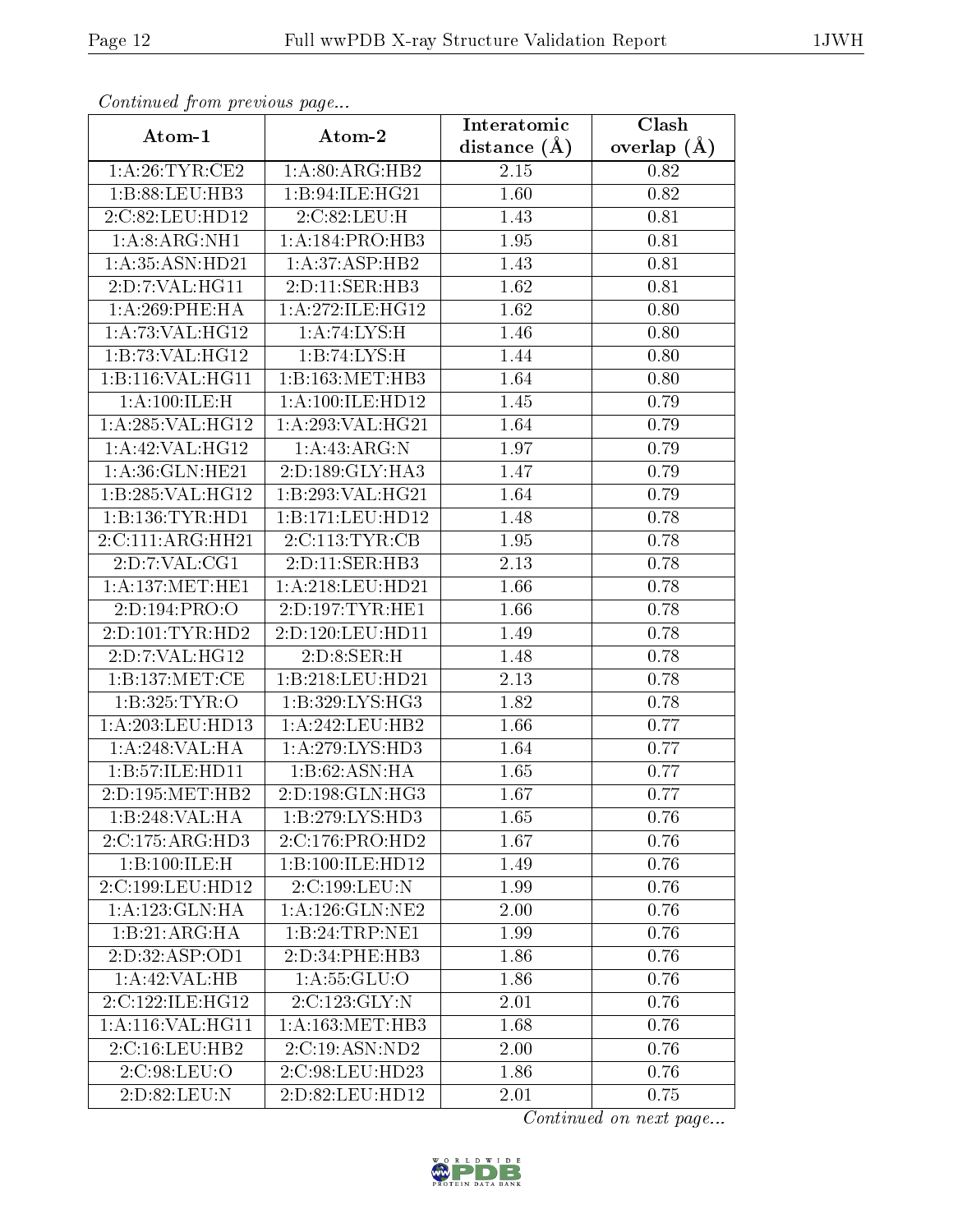*Continued from previous page...*

| Atom-1 | Atom-2 | Interatomic distance (Å) | Clash overlap (Å) |
|---|---|---|---|
| 1:A:26:TYR:CE2 | 1:A:80:ARG:HB2 | 2.15 | 0.82 |
| 1:B:88:LEU:HB3 | 1:B:94:ILE:HG21 | 1.60 | 0.82 |
| 2:C:82:LEU:HD12 | 2:C:82:LEU:H | 1.43 | 0.81 |
| 1:A:8:ARG:NH1 | 1:A:184:PRO:HB3 | 1.95 | 0.81 |
| 1:A:35:ASN:HD21 | 1:A:37:ASP:HB2 | 1.43 | 0.81 |
| 2:D:7:VAL:HG11 | 2:D:11:SER:HB3 | 1.62 | 0.81 |
| 1:A:269:PHE:HA | 1:A:272:ILE:HG12 | 1.62 | 0.80 |
| 1:A:73:VAL:HG12 | 1:A:74:LYS:H | 1.46 | 0.80 |
| 1:B:73:VAL:HG12 | 1:B:74:LYS:H | 1.44 | 0.80 |
| 1:B:116:VAL:HG11 | 1:B:163:MET:HB3 | 1.64 | 0.80 |
| 1:A:100:ILE:H | 1:A:100:ILE:HD12 | 1.45 | 0.79 |
| 1:A:285:VAL:HG12 | 1:A:293:VAL:HG21 | 1.64 | 0.79 |
| 1:A:42:VAL:HG12 | 1:A:43:ARG:N | 1.97 | 0.79 |
| 1:A:36:GLN:HE21 | 2:D:189:GLY:HA3 | 1.47 | 0.79 |
| 1:B:285:VAL:HG12 | 1:B:293:VAL:HG21 | 1.64 | 0.79 |
| 1:B:136:TYR:HD1 | 1:B:171:LEU:HD12 | 1.48 | 0.78 |
| 2:C:111:ARG:HH21 | 2:C:113:TYR:CB | 1.95 | 0.78 |
| 2:D:7:VAL:CG1 | 2:D:11:SER:HB3 | 2.13 | 0.78 |
| 1:A:137:MET:HE1 | 1:A:218:LEU:HD21 | 1.66 | 0.78 |
| 2:D:194:PRO:O | 2:D:197:TYR:HE1 | 1.66 | 0.78 |
| 2:D:101:TYR:HD2 | 2:D:120:LEU:HD11 | 1.49 | 0.78 |
| 2:D:7:VAL:HG12 | 2:D:8:SER:H | 1.48 | 0.78 |
| 1:B:137:MET:CE | 1:B:218:LEU:HD21 | 2.13 | 0.78 |
| 1:B:325:TYR:O | 1:B:329:LYS:HG3 | 1.82 | 0.78 |
| 1:A:203:LEU:HD13 | 1:A:242:LEU:HB2 | 1.66 | 0.77 |
| 1:A:248:VAL:HA | 1:A:279:LYS:HD3 | 1.64 | 0.77 |
| 1:B:57:ILE:HD11 | 1:B:62:ASN:HA | 1.65 | 0.77 |
| 2:D:195:MET:HB2 | 2:D:198:GLN:HG3 | 1.67 | 0.77 |
| 1:B:248:VAL:HA | 1:B:279:LYS:HD3 | 1.65 | 0.76 |
| 2:C:175:ARG:HD3 | 2:C:176:PRO:HD2 | 1.67 | 0.76 |
| 1:B:100:ILE:H | 1:B:100:ILE:HD12 | 1.49 | 0.76 |
| 2:C:199:LEU:HD12 | 2:C:199:LEU:N | 1.99 | 0.76 |
| 1:A:123:GLN:HA | 1:A:126:GLN:NE2 | 2.00 | 0.76 |
| 1:B:21:ARG:HA | 1:B:24:TRP:NE1 | 1.99 | 0.76 |
| 2:D:32:ASP:OD1 | 2:D:34:PHE:HB3 | 1.86 | 0.76 |
| 1:A:42:VAL:HB | 1:A:55:GLU:O | 1.86 | 0.76 |
| 2:C:122:ILE:HG12 | 2:C:123:GLY:N | 2.01 | 0.76 |
| 1:A:116:VAL:HG11 | 1:A:163:MET:HB3 | 1.68 | 0.76 |
| 2:C:16:LEU:HB2 | 2:C:19:ASN:ND2 | 2.00 | 0.76 |
| 2:C:98:LEU:O | 2:C:98:LEU:HD23 | 1.86 | 0.76 |
| 2:D:82:LEU:N | 2:D:82:LEU:HD12 | 2.01 | 0.75 |

*Continued on next page...*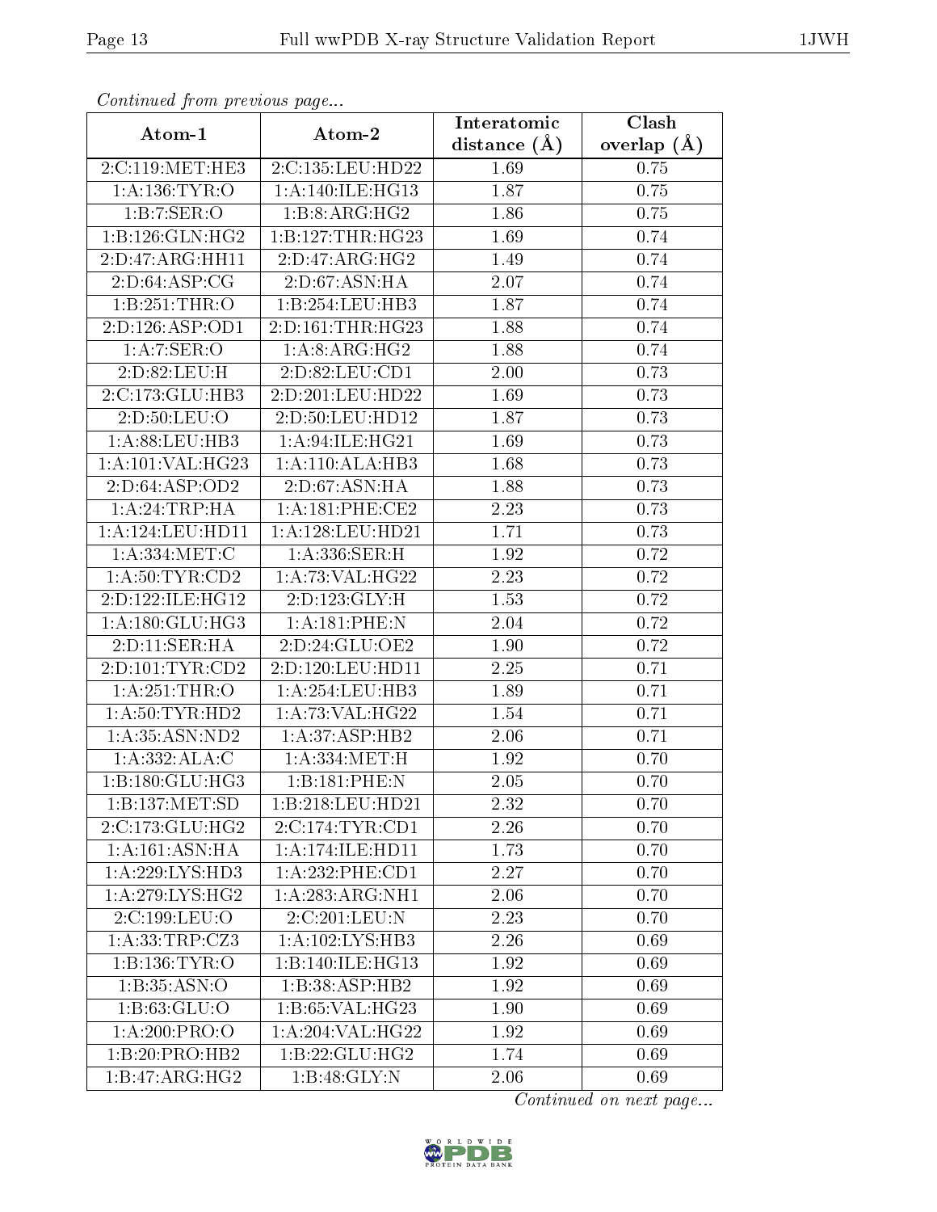*Continued from previous page...*

| Atom-1 | Atom-2 | Interatomic distance (Å) | Clash overlap (Å) |
|---|---|---|---|
| 2:C:119:MET:HE3 | 2:C:135:LEU:HD22 | 1.69 | 0.75 |
| 1:A:136:TYR:O | 1:A:140:ILE:HG13 | 1.87 | 0.75 |
| 1:B:7:SER:O | 1:B:8:ARG:HG2 | 1.86 | 0.75 |
| 1:B:126:GLN:HG2 | 1:B:127:THR:HG23 | 1.69 | 0.74 |
| 2:D:47:ARG:HH11 | 2:D:47:ARG:HG2 | 1.49 | 0.74 |
| 2:D:64:ASP:CG | 2:D:67:ASN:HA | 2.07 | 0.74 |
| 1:B:251:THR:O | 1:B:254:LEU:HB3 | 1.87 | 0.74 |
| 2:D:126:ASP:OD1 | 2:D:161:THR:HG23 | 1.88 | 0.74 |
| 1:A:7:SER:O | 1:A:8:ARG:HG2 | 1.88 | 0.74 |
| 2:D:82:LEU:H | 2:D:82:LEU:CD1 | 2.00 | 0.73 |
| 2:C:173:GLU:HB3 | 2:D:201:LEU:HD22 | 1.69 | 0.73 |
| 2:D:50:LEU:O | 2:D:50:LEU:HD12 | 1.87 | 0.73 |
| 1:A:88:LEU:HB3 | 1:A:94:ILE:HG21 | 1.69 | 0.73 |
| 1:A:101:VAL:HG23 | 1:A:110:ALA:HB3 | 1.68 | 0.73 |
| 2:D:64:ASP:OD2 | 2:D:67:ASN:HA | 1.88 | 0.73 |
| 1:A:24:TRP:HA | 1:A:181:PHE:CE2 | 2.23 | 0.73 |
| 1:A:124:LEU:HD11 | 1:A:128:LEU:HD21 | 1.71 | 0.73 |
| 1:A:334:MET:C | 1:A:336:SER:H | 1.92 | 0.72 |
| 1:A:50:TYR:CD2 | 1:A:73:VAL:HG22 | 2.23 | 0.72 |
| 2:D:122:ILE:HG12 | 2:D:123:GLY:H | 1.53 | 0.72 |
| 1:A:180:GLU:HG3 | 1:A:181:PHE:N | 2.04 | 0.72 |
| 2:D:11:SER:HA | 2:D:24:GLU:OE2 | 1.90 | 0.72 |
| 2:D:101:TYR:CD2 | 2:D:120:LEU:HD11 | 2.25 | 0.71 |
| 1:A:251:THR:O | 1:A:254:LEU:HB3 | 1.89 | 0.71 |
| 1:A:50:TYR:HD2 | 1:A:73:VAL:HG22 | 1.54 | 0.71 |
| 1:A:35:ASN:ND2 | 1:A:37:ASP:HB2 | 2.06 | 0.71 |
| 1:A:332:ALA:C | 1:A:334:MET:H | 1.92 | 0.70 |
| 1:B:180:GLU:HG3 | 1:B:181:PHE:N | 2.05 | 0.70 |
| 1:B:137:MET:SD | 1:B:218:LEU:HD21 | 2.32 | 0.70 |
| 2:C:173:GLU:HG2 | 2:C:174:TYR:CD1 | 2.26 | 0.70 |
| 1:A:161:ASN:HA | 1:A:174:ILE:HD11 | 1.73 | 0.70 |
| 1:A:229:LYS:HD3 | 1:A:232:PHE:CD1 | 2.27 | 0.70 |
| 1:A:279:LYS:HG2 | 1:A:283:ARG:NH1 | 2.06 | 0.70 |
| 2:C:199:LEU:O | 2:C:201:LEU:N | 2.23 | 0.70 |
| 1:A:33:TRP:CZ3 | 1:A:102:LYS:HB3 | 2.26 | 0.69 |
| 1:B:136:TYR:O | 1:B:140:ILE:HG13 | 1.92 | 0.69 |
| 1:B:35:ASN:O | 1:B:38:ASP:HB2 | 1.92 | 0.69 |
| 1:B:63:GLU:O | 1:B:65:VAL:HG23 | 1.90 | 0.69 |
| 1:A:200:PRO:O | 1:A:204:VAL:HG22 | 1.92 | 0.69 |
| 1:B:20:PRO:HB2 | 1:B:22:GLU:HG2 | 1.74 | 0.69 |
| 1:B:47:ARG:HG2 | 1:B:48:GLY:N | 2.06 | 0.69 |

*Continued on next page...*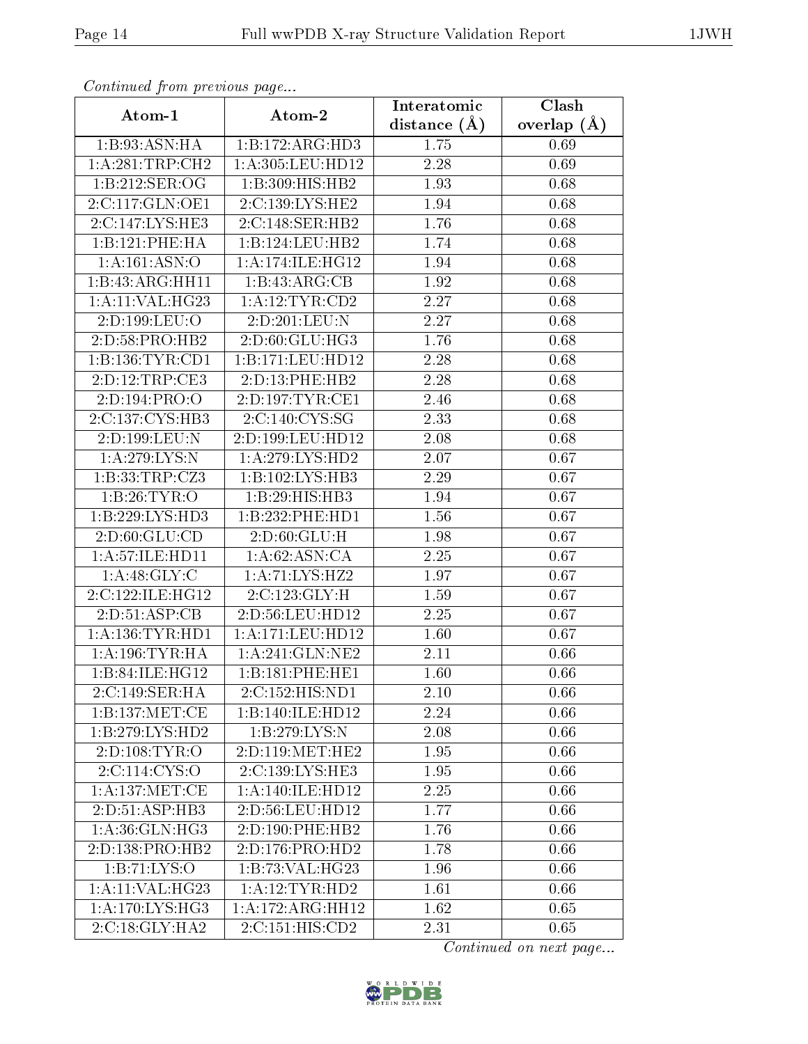*Continued from previous page...*

| Atom-1 | Atom-2 | Interatomic distance (Å) | Clash overlap (Å) |
|---|---|---|---|
| 1:B:93:ASN:HA | 1:B:172:ARG:HD3 | 1.75 | 0.69 |
| 1:A:281:TRP:CH2 | 1:A:305:LEU:HD12 | 2.28 | 0.69 |
| 1:B:212:SER:OG | 1:B:309:HIS:HB2 | 1.93 | 0.68 |
| 2:C:117:GLN:OE1 | 2:C:139:LYS:HE2 | 1.94 | 0.68 |
| 2:C:147:LYS:HE3 | 2:C:148:SER:HB2 | 1.76 | 0.68 |
| 1:B:121:PHE:HA | 1:B:124:LEU:HB2 | 1.74 | 0.68 |
| 1:A:161:ASN:O | 1:A:174:ILE:HG12 | 1.94 | 0.68 |
| 1:B:43:ARG:HH11 | 1:B:43:ARG:CB | 1.92 | 0.68 |
| 1:A:11:VAL:HG23 | 1:A:12:TYR:CD2 | 2.27 | 0.68 |
| 2:D:199:LEU:O | 2:D:201:LEU:N | 2.27 | 0.68 |
| 2:D:58:PRO:HB2 | 2:D:60:GLU:HG3 | 1.76 | 0.68 |
| 1:B:136:TYR:CD1 | 1:B:171:LEU:HD12 | 2.28 | 0.68 |
| 2:D:12:TRP:CE3 | 2:D:13:PHE:HB2 | 2.28 | 0.68 |
| 2:D:194:PRO:O | 2:D:197:TYR:CE1 | 2.46 | 0.68 |
| 2:C:137:CYS:HB3 | 2:C:140:CYS:SG | 2.33 | 0.68 |
| 2:D:199:LEU:N | 2:D:199:LEU:HD12 | 2.08 | 0.68 |
| 1:A:279:LYS:N | 1:A:279:LYS:HD2 | 2.07 | 0.67 |
| 1:B:33:TRP:CZ3 | 1:B:102:LYS:HB3 | 2.29 | 0.67 |
| 1:B:26:TYR:O | 1:B:29:HIS:HB3 | 1.94 | 0.67 |
| 1:B:229:LYS:HD3 | 1:B:232:PHE:HD1 | 1.56 | 0.67 |
| 2:D:60:GLU:CD | 2:D:60:GLU:H | 1.98 | 0.67 |
| 1:A:57:ILE:HD11 | 1:A:62:ASN:CA | 2.25 | 0.67 |
| 1:A:48:GLY:C | 1:A:71:LYS:HZ2 | 1.97 | 0.67 |
| 2:C:122:ILE:HG12 | 2:C:123:GLY:H | 1.59 | 0.67 |
| 2:D:51:ASP:CB | 2:D:56:LEU:HD12 | 2.25 | 0.67 |
| 1:A:136:TYR:HD1 | 1:A:171:LEU:HD12 | 1.60 | 0.67 |
| 1:A:196:TYR:HA | 1:A:241:GLN:NE2 | 2.11 | 0.66 |
| 1:B:84:ILE:HG12 | 1:B:181:PHE:HE1 | 1.60 | 0.66 |
| 2:C:149:SER:HA | 2:C:152:HIS:ND1 | 2.10 | 0.66 |
| 1:B:137:MET:CE | 1:B:140:ILE:HD12 | 2.24 | 0.66 |
| 1:B:279:LYS:HD2 | 1:B:279:LYS:N | 2.08 | 0.66 |
| 2:D:108:TYR:O | 2:D:119:MET:HE2 | 1.95 | 0.66 |
| 2:C:114:CYS:O | 2:C:139:LYS:HE3 | 1.95 | 0.66 |
| 1:A:137:MET:CE | 1:A:140:ILE:HD12 | 2.25 | 0.66 |
| 2:D:51:ASP:HB3 | 2:D:56:LEU:HD12 | 1.77 | 0.66 |
| 1:A:36:GLN:HG3 | 2:D:190:PHE:HB2 | 1.76 | 0.66 |
| 2:D:138:PRO:HB2 | 2:D:176:PRO:HD2 | 1.78 | 0.66 |
| 1:B:71:LYS:O | 1:B:73:VAL:HG23 | 1.96 | 0.66 |
| 1:A:11:VAL:HG23 | 1:A:12:TYR:HD2 | 1.61 | 0.66 |
| 1:A:170:LYS:HG3 | 1:A:172:ARG:HH12 | 1.62 | 0.65 |
| 2:C:18:GLY:HA2 | 2:C:151:HIS:CD2 | 2.31 | 0.65 |

*Continued on next page...*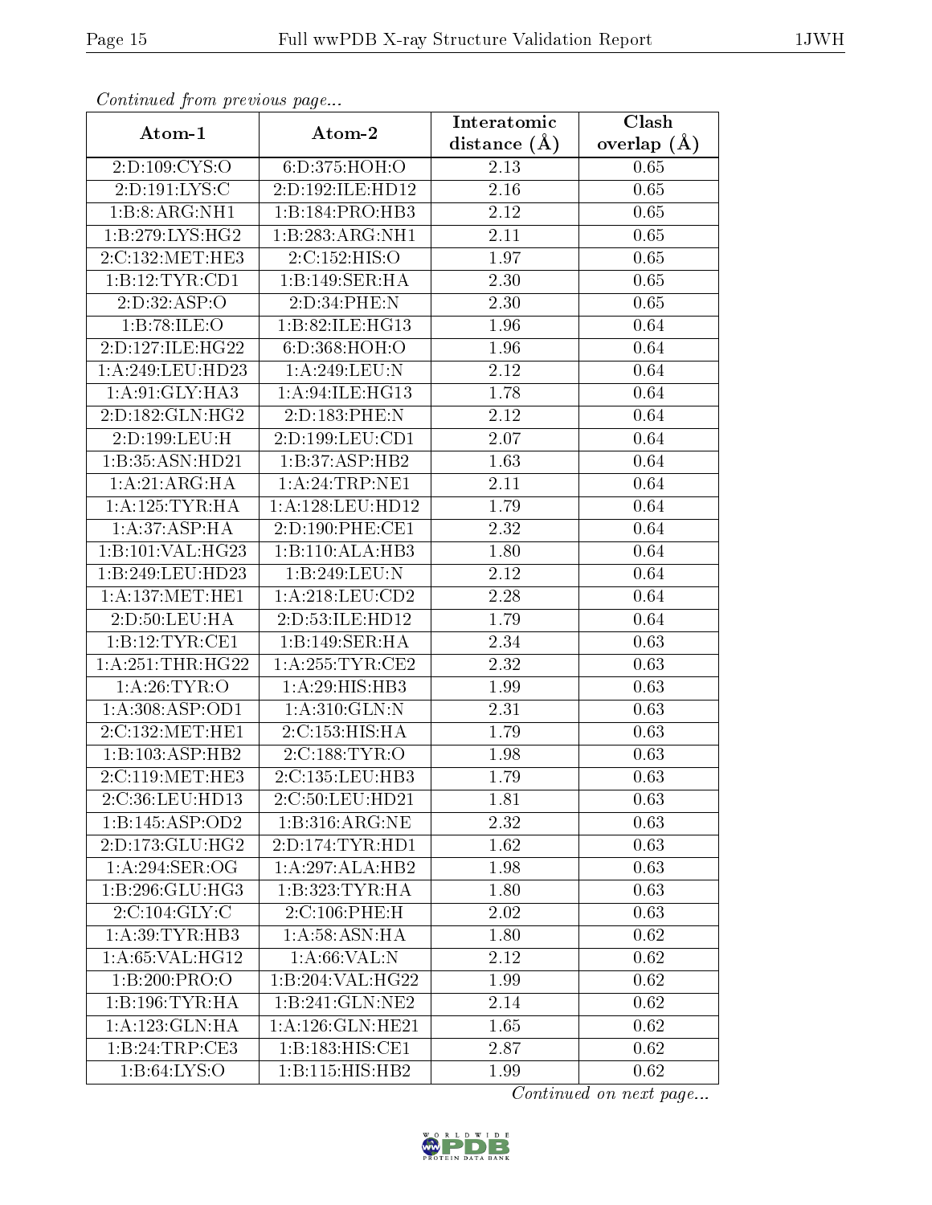*Continued from previous page...*

| Atom-1 | Atom-2 | Interatomic distance (Å) | Clash overlap (Å) |
|---|---|---|---|
| 2:D:109:CYS:O | 6:D:375:HOH:O | 2.13 | 0.65 |
| 2:D:191:LYS:C | 2:D:192:ILE:HD12 | 2.16 | 0.65 |
| 1:B:8:ARG:NH1 | 1:B:184:PRO:HB3 | 2.12 | 0.65 |
| 1:B:279:LYS:HG2 | 1:B:283:ARG:NH1 | 2.11 | 0.65 |
| 2:C:132:MET:HE3 | 2:C:152:HIS:O | 1.97 | 0.65 |
| 1:B:12:TYR:CD1 | 1:B:149:SER:HA | 2.30 | 0.65 |
| 2:D:32:ASP:O | 2:D:34:PHE:N | 2.30 | 0.65 |
| 1:B:78:ILE:O | 1:B:82:ILE:HG13 | 1.96 | 0.64 |
| 2:D:127:ILE:HG22 | 6:D:368:HOH:O | 1.96 | 0.64 |
| 1:A:249:LEU:HD23 | 1:A:249:LEU:N | 2.12 | 0.64 |
| 1:A:91:GLY:HA3 | 1:A:94:ILE:HG13 | 1.78 | 0.64 |
| 2:D:182:GLN:HG2 | 2:D:183:PHE:N | 2.12 | 0.64 |
| 2:D:199:LEU:H | 2:D:199:LEU:CD1 | 2.07 | 0.64 |
| 1:B:35:ASN:HD21 | 1:B:37:ASP:HB2 | 1.63 | 0.64 |
| 1:A:21:ARG:HA | 1:A:24:TRP:NE1 | 2.11 | 0.64 |
| 1:A:125:TYR:HA | 1:A:128:LEU:HD12 | 1.79 | 0.64 |
| 1:A:37:ASP:HA | 2:D:190:PHE:CE1 | 2.32 | 0.64 |
| 1:B:101:VAL:HG23 | 1:B:110:ALA:HB3 | 1.80 | 0.64 |
| 1:B:249:LEU:HD23 | 1:B:249:LEU:N | 2.12 | 0.64 |
| 1:A:137:MET:HE1 | 1:A:218:LEU:CD2 | 2.28 | 0.64 |
| 2:D:50:LEU:HA | 2:D:53:ILE:HD12 | 1.79 | 0.64 |
| 1:B:12:TYR:CE1 | 1:B:149:SER:HA | 2.34 | 0.63 |
| 1:A:251:THR:HG22 | 1:A:255:TYR:CE2 | 2.32 | 0.63 |
| 1:A:26:TYR:O | 1:A:29:HIS:HB3 | 1.99 | 0.63 |
| 1:A:308:ASP:OD1 | 1:A:310:GLN:N | 2.31 | 0.63 |
| 2:C:132:MET:HE1 | 2:C:153:HIS:HA | 1.79 | 0.63 |
| 1:B:103:ASP:HB2 | 2:C:188:TYR:O | 1.98 | 0.63 |
| 2:C:119:MET:HE3 | 2:C:135:LEU:HB3 | 1.79 | 0.63 |
| 2:C:36:LEU:HD13 | 2:C:50:LEU:HD21 | 1.81 | 0.63 |
| 1:B:145:ASP:OD2 | 1:B:316:ARG:NE | 2.32 | 0.63 |
| 2:D:173:GLU:HG2 | 2:D:174:TYR:HD1 | 1.62 | 0.63 |
| 1:A:294:SER:OG | 1:A:297:ALA:HB2 | 1.98 | 0.63 |
| 1:B:296:GLU:HG3 | 1:B:323:TYR:HA | 1.80 | 0.63 |
| 2:C:104:GLY:C | 2:C:106:PHE:H | 2.02 | 0.63 |
| 1:A:39:TYR:HB3 | 1:A:58:ASN:HA | 1.80 | 0.62 |
| 1:A:65:VAL:HG12 | 1:A:66:VAL:N | 2.12 | 0.62 |
| 1:B:200:PRO:O | 1:B:204:VAL:HG22 | 1.99 | 0.62 |
| 1:B:196:TYR:HA | 1:B:241:GLN:NE2 | 2.14 | 0.62 |
| 1:A:123:GLN:HA | 1:A:126:GLN:HE21 | 1.65 | 0.62 |
| 1:B:24:TRP:CE3 | 1:B:183:HIS:CE1 | 2.87 | 0.62 |
| 1:B:64:LYS:O | 1:B:115:HIS:HB2 | 1.99 | 0.62 |

*Continued on next page...*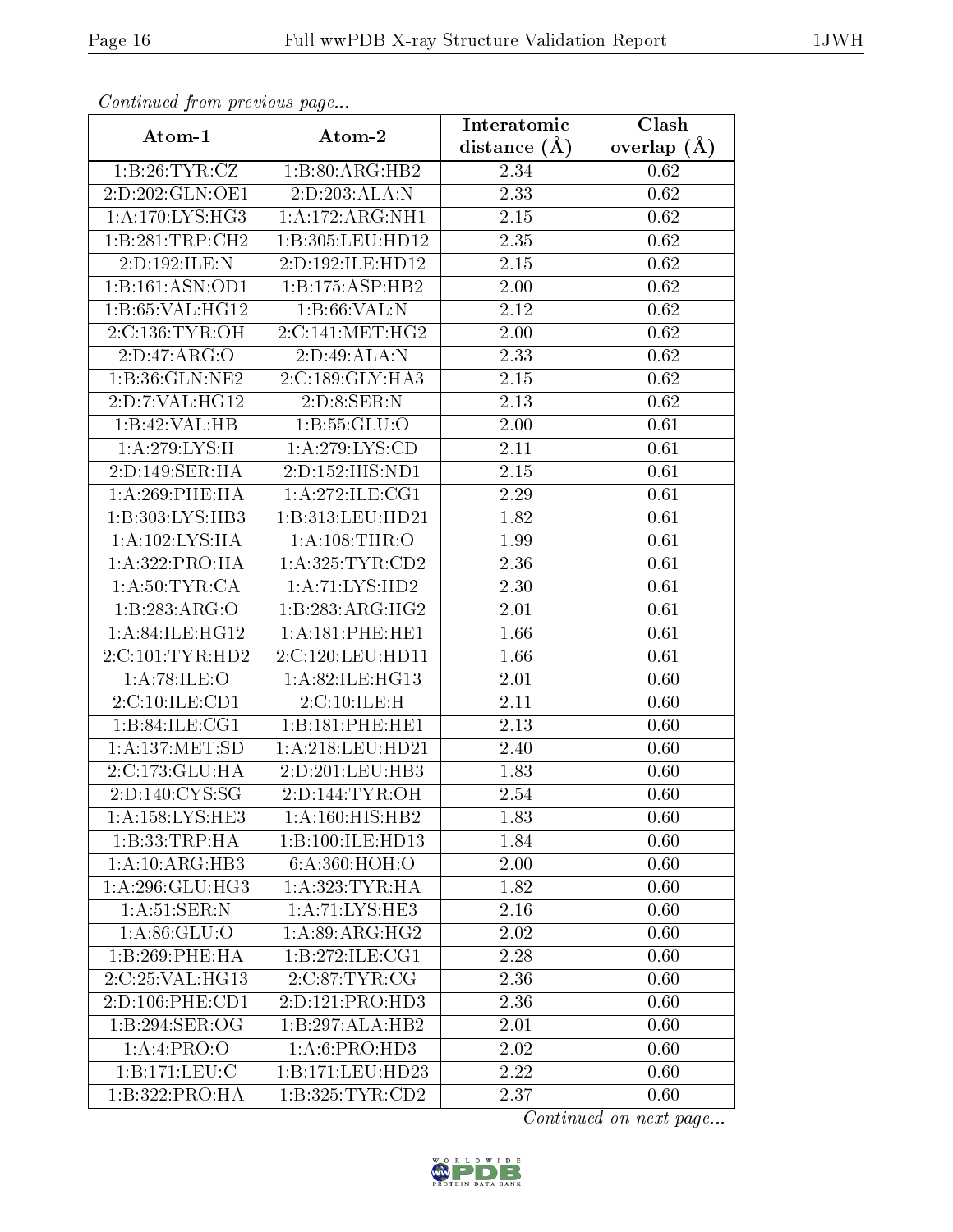*Continued from previous page...*

| Atom-1 | Atom-2 | Interatomic distance (Å) | Clash overlap (Å) |
|---|---|---|---|
| 1:B:26:TYR:CZ | 1:B:80:ARG:HB2 | 2.34 | 0.62 |
| 2:D:202:GLN:OE1 | 2:D:203:ALA:N | 2.33 | 0.62 |
| 1:A:170:LYS:HG3 | 1:A:172:ARG:NH1 | 2.15 | 0.62 |
| 1:B:281:TRP:CH2 | 1:B:305:LEU:HD12 | 2.35 | 0.62 |
| 2:D:192:ILE:N | 2:D:192:ILE:HD12 | 2.15 | 0.62 |
| 1:B:161:ASN:OD1 | 1:B:175:ASP:HB2 | 2.00 | 0.62 |
| 1:B:65:VAL:HG12 | 1:B:66:VAL:N | 2.12 | 0.62 |
| 2:C:136:TYR:OH | 2:C:141:MET:HG2 | 2.00 | 0.62 |
| 2:D:47:ARG:O | 2:D:49:ALA:N | 2.33 | 0.62 |
| 1:B:36:GLN:NE2 | 2:C:189:GLY:HA3 | 2.15 | 0.62 |
| 2:D:7:VAL:HG12 | 2:D:8:SER:N | 2.13 | 0.62 |
| 1:B:42:VAL:HB | 1:B:55:GLU:O | 2.00 | 0.61 |
| 1:A:279:LYS:H | 1:A:279:LYS:CD | 2.11 | 0.61 |
| 2:D:149:SER:HA | 2:D:152:HIS:ND1 | 2.15 | 0.61 |
| 1:A:269:PHE:HA | 1:A:272:ILE:CG1 | 2.29 | 0.61 |
| 1:B:303:LYS:HB3 | 1:B:313:LEU:HD21 | 1.82 | 0.61 |
| 1:A:102:LYS:HA | 1:A:108:THR:O | 1.99 | 0.61 |
| 1:A:322:PRO:HA | 1:A:325:TYR:CD2 | 2.36 | 0.61 |
| 1:A:50:TYR:CA | 1:A:71:LYS:HD2 | 2.30 | 0.61 |
| 1:B:283:ARG:O | 1:B:283:ARG:HG2 | 2.01 | 0.61 |
| 1:A:84:ILE:HG12 | 1:A:181:PHE:HE1 | 1.66 | 0.61 |
| 2:C:101:TYR:HD2 | 2:C:120:LEU:HD11 | 1.66 | 0.61 |
| 1:A:78:ILE:O | 1:A:82:ILE:HG13 | 2.01 | 0.60 |
| 2:C:10:ILE:CD1 | 2:C:10:ILE:H | 2.11 | 0.60 |
| 1:B:84:ILE:CG1 | 1:B:181:PHE:HE1 | 2.13 | 0.60 |
| 1:A:137:MET:SD | 1:A:218:LEU:HD21 | 2.40 | 0.60 |
| 2:C:173:GLU:HA | 2:D:201:LEU:HB3 | 1.83 | 0.60 |
| 2:D:140:CYS:SG | 2:D:144:TYR:OH | 2.54 | 0.60 |
| 1:A:158:LYS:HE3 | 1:A:160:HIS:HB2 | 1.83 | 0.60 |
| 1:B:33:TRP:HA | 1:B:100:ILE:HD13 | 1.84 | 0.60 |
| 1:A:10:ARG:HB3 | 6:A:360:HOH:O | 2.00 | 0.60 |
| 1:A:296:GLU:HG3 | 1:A:323:TYR:HA | 1.82 | 0.60 |
| 1:A:51:SER:N | 1:A:71:LYS:HE3 | 2.16 | 0.60 |
| 1:A:86:GLU:O | 1:A:89:ARG:HG2 | 2.02 | 0.60 |
| 1:B:269:PHE:HA | 1:B:272:ILE:CG1 | 2.28 | 0.60 |
| 2:C:25:VAL:HG13 | 2:C:87:TYR:CG | 2.36 | 0.60 |
| 2:D:106:PHE:CD1 | 2:D:121:PRO:HD3 | 2.36 | 0.60 |
| 1:B:294:SER:OG | 1:B:297:ALA:HB2 | 2.01 | 0.60 |
| 1:A:4:PRO:O | 1:A:6:PRO:HD3 | 2.02 | 0.60 |
| 1:B:171:LEU:C | 1:B:171:LEU:HD23 | 2.22 | 0.60 |
| 1:B:322:PRO:HA | 1:B:325:TYR:CD2 | 2.37 | 0.60 |

*Continued on next page...*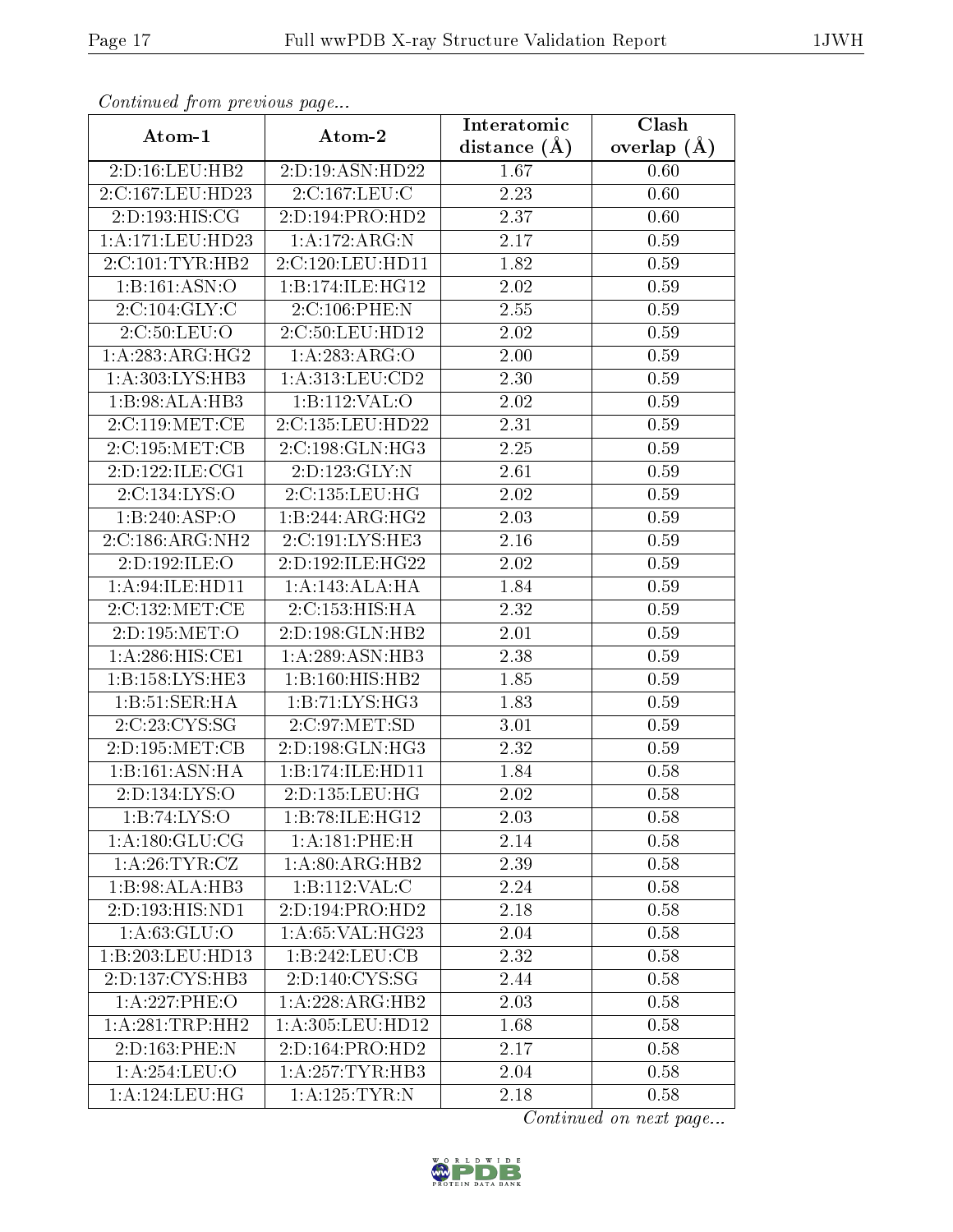*Continued from previous page...*

| Atom-1 | Atom-2 | Interatomic distance (Å) | Clash overlap (Å) |
|---|---|---|---|
| 2:D:16:LEU:HB2 | 2:D:19:ASN:HD22 | 1.67 | 0.60 |
| 2:C:167:LEU:HD23 | 2:C:167:LEU:C | 2.23 | 0.60 |
| 2:D:193:HIS:CG | 2:D:194:PRO:HD2 | 2.37 | 0.60 |
| 1:A:171:LEU:HD23 | 1:A:172:ARG:N | 2.17 | 0.59 |
| 2:C:101:TYR:HB2 | 2:C:120:LEU:HD11 | 1.82 | 0.59 |
| 1:B:161:ASN:O | 1:B:174:ILE:HG12 | 2.02 | 0.59 |
| 2:C:104:GLY:C | 2:C:106:PHE:N | 2.55 | 0.59 |
| 2:C:50:LEU:O | 2:C:50:LEU:HD12 | 2.02 | 0.59 |
| 1:A:283:ARG:HG2 | 1:A:283:ARG:O | 2.00 | 0.59 |
| 1:A:303:LYS:HB3 | 1:A:313:LEU:CD2 | 2.30 | 0.59 |
| 1:B:98:ALA:HB3 | 1:B:112:VAL:O | 2.02 | 0.59 |
| 2:C:119:MET:CE | 2:C:135:LEU:HD22 | 2.31 | 0.59 |
| 2:C:195:MET:CB | 2:C:198:GLN:HG3 | 2.25 | 0.59 |
| 2:D:122:ILE:CG1 | 2:D:123:GLY:N | 2.61 | 0.59 |
| 2:C:134:LYS:O | 2:C:135:LEU:HG | 2.02 | 0.59 |
| 1:B:240:ASP:O | 1:B:244:ARG:HG2 | 2.03 | 0.59 |
| 2:C:186:ARG:NH2 | 2:C:191:LYS:HE3 | 2.16 | 0.59 |
| 2:D:192:ILE:O | 2:D:192:ILE:HG22 | 2.02 | 0.59 |
| 1:A:94:ILE:HD11 | 1:A:143:ALA:HA | 1.84 | 0.59 |
| 2:C:132:MET:CE | 2:C:153:HIS:HA | 2.32 | 0.59 |
| 2:D:195:MET:O | 2:D:198:GLN:HB2 | 2.01 | 0.59 |
| 1:A:286:HIS:CE1 | 1:A:289:ASN:HB3 | 2.38 | 0.59 |
| 1:B:158:LYS:HE3 | 1:B:160:HIS:HB2 | 1.85 | 0.59 |
| 1:B:51:SER:HA | 1:B:71:LYS:HG3 | 1.83 | 0.59 |
| 2:C:23:CYS:SG | 2:C:97:MET:SD | 3.01 | 0.59 |
| 2:D:195:MET:CB | 2:D:198:GLN:HG3 | 2.32 | 0.59 |
| 1:B:161:ASN:HA | 1:B:174:ILE:HD11 | 1.84 | 0.58 |
| 2:D:134:LYS:O | 2:D:135:LEU:HG | 2.02 | 0.58 |
| 1:B:74:LYS:O | 1:B:78:ILE:HG12 | 2.03 | 0.58 |
| 1:A:180:GLU:CG | 1:A:181:PHE:H | 2.14 | 0.58 |
| 1:A:26:TYR:CZ | 1:A:80:ARG:HB2 | 2.39 | 0.58 |
| 1:B:98:ALA:HB3 | 1:B:112:VAL:C | 2.24 | 0.58 |
| 2:D:193:HIS:ND1 | 2:D:194:PRO:HD2 | 2.18 | 0.58 |
| 1:A:63:GLU:O | 1:A:65:VAL:HG23 | 2.04 | 0.58 |
| 1:B:203:LEU:HD13 | 1:B:242:LEU:CB | 2.32 | 0.58 |
| 2:D:137:CYS:HB3 | 2:D:140:CYS:SG | 2.44 | 0.58 |
| 1:A:227:PHE:O | 1:A:228:ARG:HB2 | 2.03 | 0.58 |
| 1:A:281:TRP:HH2 | 1:A:305:LEU:HD12 | 1.68 | 0.58 |
| 2:D:163:PHE:N | 2:D:164:PRO:HD2 | 2.17 | 0.58 |
| 1:A:254:LEU:O | 1:A:257:TYR:HB3 | 2.04 | 0.58 |
| 1:A:124:LEU:HG | 1:A:125:TYR:N | 2.18 | 0.58 |

*Continued on next page...*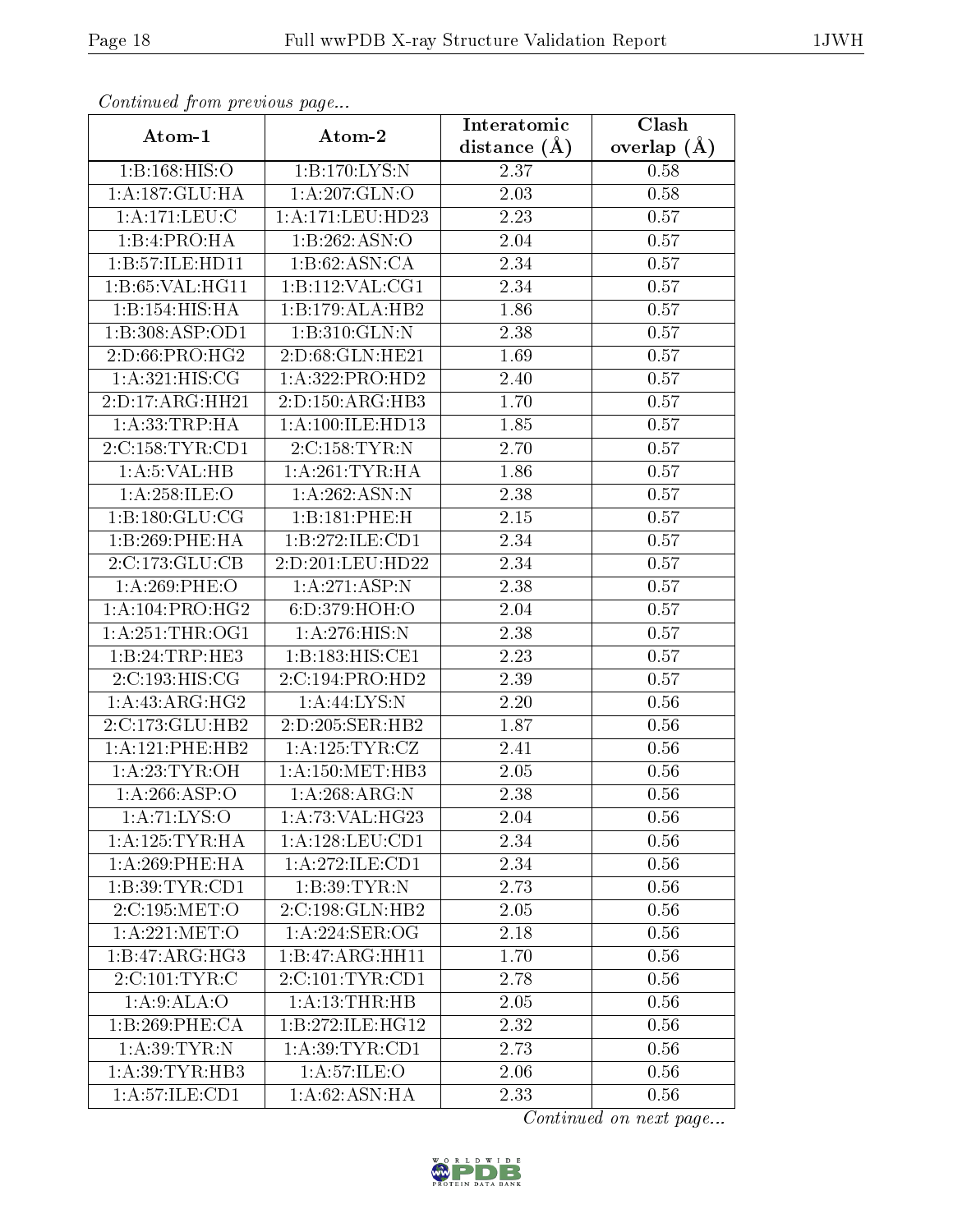*Continued from previous page...*

| Atom-1 | Atom-2 | Interatomic distance (Å) | Clash overlap (Å) |
|---|---|---|---|
| 1:B:168:HIS:O | 1:B:170:LYS:N | 2.37 | 0.58 |
| 1:A:187:GLU:HA | 1:A:207:GLN:O | 2.03 | 0.58 |
| 1:A:171:LEU:C | 1:A:171:LEU:HD23 | 2.23 | 0.57 |
| 1:B:4:PRO:HA | 1:B:262:ASN:O | 2.04 | 0.57 |
| 1:B:57:ILE:HD11 | 1:B:62:ASN:CA | 2.34 | 0.57 |
| 1:B:65:VAL:HG11 | 1:B:112:VAL:CG1 | 2.34 | 0.57 |
| 1:B:154:HIS:HA | 1:B:179:ALA:HB2 | 1.86 | 0.57 |
| 1:B:308:ASP:OD1 | 1:B:310:GLN:N | 2.38 | 0.57 |
| 2:D:66:PRO:HG2 | 2:D:68:GLN:HE21 | 1.69 | 0.57 |
| 1:A:321:HIS:CG | 1:A:322:PRO:HD2 | 2.40 | 0.57 |
| 2:D:17:ARG:HH21 | 2:D:150:ARG:HB3 | 1.70 | 0.57 |
| 1:A:33:TRP:HA | 1:A:100:ILE:HD13 | 1.85 | 0.57 |
| 2:C:158:TYR:CD1 | 2:C:158:TYR:N | 2.70 | 0.57 |
| 1:A:5:VAL:HB | 1:A:261:TYR:HA | 1.86 | 0.57 |
| 1:A:258:ILE:O | 1:A:262:ASN:N | 2.38 | 0.57 |
| 1:B:180:GLU:CG | 1:B:181:PHE:H | 2.15 | 0.57 |
| 1:B:269:PHE:HA | 1:B:272:ILE:CD1 | 2.34 | 0.57 |
| 2:C:173:GLU:CB | 2:D:201:LEU:HD22 | 2.34 | 0.57 |
| 1:A:269:PHE:O | 1:A:271:ASP:N | 2.38 | 0.57 |
| 1:A:104:PRO:HG2 | 6:D:379:HOH:O | 2.04 | 0.57 |
| 1:A:251:THR:OG1 | 1:A:276:HIS:N | 2.38 | 0.57 |
| 1:B:24:TRP:HE3 | 1:B:183:HIS:CE1 | 2.23 | 0.57 |
| 2:C:193:HIS:CG | 2:C:194:PRO:HD2 | 2.39 | 0.57 |
| 1:A:43:ARG:HG2 | 1:A:44:LYS:N | 2.20 | 0.56 |
| 2:C:173:GLU:HB2 | 2:D:205:SER:HB2 | 1.87 | 0.56 |
| 1:A:121:PHE:HB2 | 1:A:125:TYR:CZ | 2.41 | 0.56 |
| 1:A:23:TYR:OH | 1:A:150:MET:HB3 | 2.05 | 0.56 |
| 1:A:266:ASP:O | 1:A:268:ARG:N | 2.38 | 0.56 |
| 1:A:71:LYS:O | 1:A:73:VAL:HG23 | 2.04 | 0.56 |
| 1:A:125:TYR:HA | 1:A:128:LEU:CD1 | 2.34 | 0.56 |
| 1:A:269:PHE:HA | 1:A:272:ILE:CD1 | 2.34 | 0.56 |
| 1:B:39:TYR:CD1 | 1:B:39:TYR:N | 2.73 | 0.56 |
| 2:C:195:MET:O | 2:C:198:GLN:HB2 | 2.05 | 0.56 |
| 1:A:221:MET:O | 1:A:224:SER:OG | 2.18 | 0.56 |
| 1:B:47:ARG:HG3 | 1:B:47:ARG:HH11 | 1.70 | 0.56 |
| 2:C:101:TYR:C | 2:C:101:TYR:CD1 | 2.78 | 0.56 |
| 1:A:9:ALA:O | 1:A:13:THR:HB | 2.05 | 0.56 |
| 1:B:269:PHE:CA | 1:B:272:ILE:HG12 | 2.32 | 0.56 |
| 1:A:39:TYR:N | 1:A:39:TYR:CD1 | 2.73 | 0.56 |
| 1:A:39:TYR:HB3 | 1:A:57:ILE:O | 2.06 | 0.56 |
| 1:A:57:ILE:CD1 | 1:A:62:ASN:HA | 2.33 | 0.56 |

*Continued on next page...*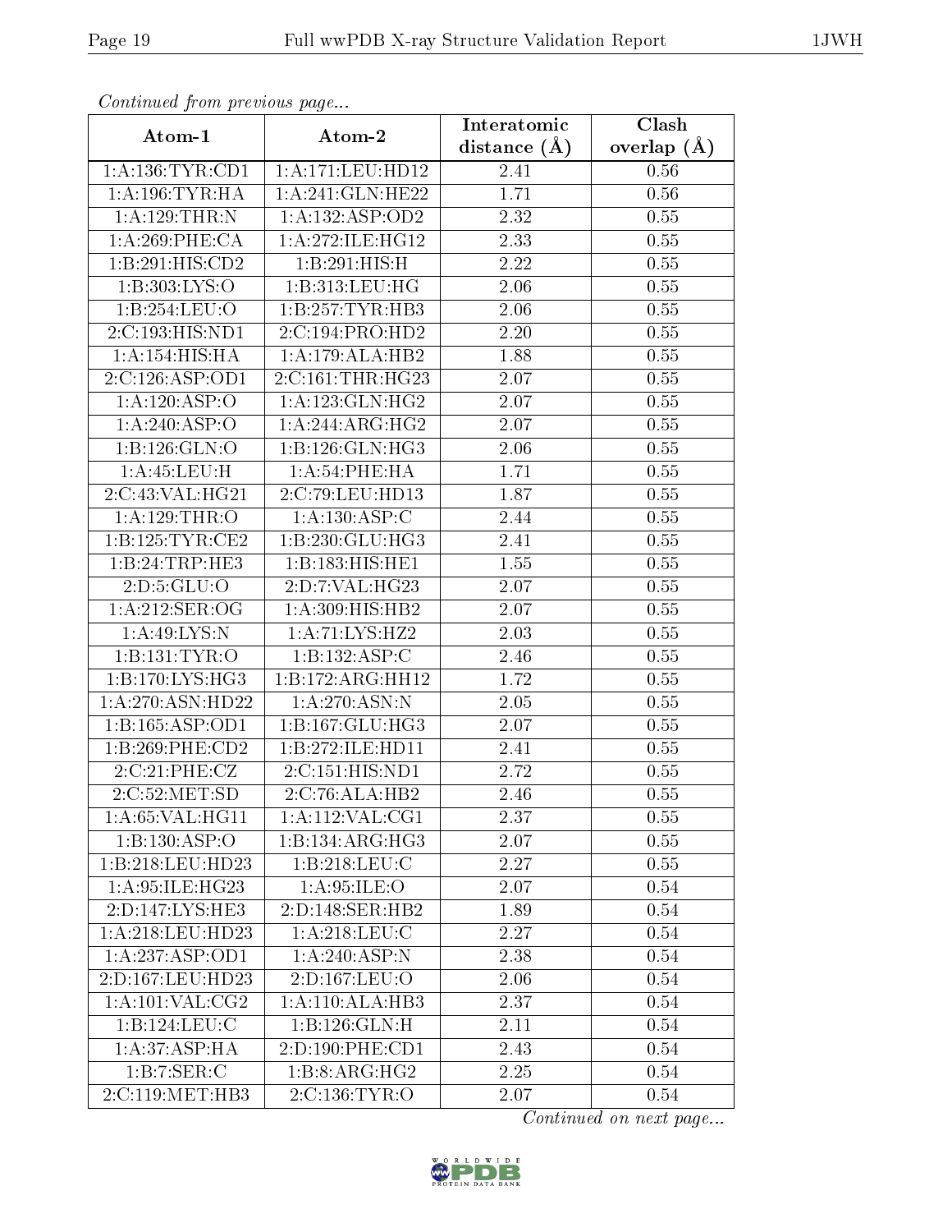*Continued from previous page...*

| Atom-1 | Atom-2 | Interatomic distance (Å) | Clash overlap (Å) |
|---|---|---|---|
| 1:A:136:TYR:CD1 | 1:A:171:LEU:HD12 | 2.41 | 0.56 |
| 1:A:196:TYR:HA | 1:A:241:GLN:HE22 | 1.71 | 0.56 |
| 1:A:129:THR:N | 1:A:132:ASP:OD2 | 2.32 | 0.55 |
| 1:A:269:PHE:CA | 1:A:272:ILE:HG12 | 2.33 | 0.55 |
| 1:B:291:HIS:CD2 | 1:B:291:HIS:H | 2.22 | 0.55 |
| 1:B:303:LYS:O | 1:B:313:LEU:HG | 2.06 | 0.55 |
| 1:B:254:LEU:O | 1:B:257:TYR:HB3 | 2.06 | 0.55 |
| 2:C:193:HIS:ND1 | 2:C:194:PRO:HD2 | 2.20 | 0.55 |
| 1:A:154:HIS:HA | 1:A:179:ALA:HB2 | 1.88 | 0.55 |
| 2:C:126:ASP:OD1 | 2:C:161:THR:HG23 | 2.07 | 0.55 |
| 1:A:120:ASP:O | 1:A:123:GLN:HG2 | 2.07 | 0.55 |
| 1:A:240:ASP:O | 1:A:244:ARG:HG2 | 2.07 | 0.55 |
| 1:B:126:GLN:O | 1:B:126:GLN:HG3 | 2.06 | 0.55 |
| 1:A:45:LEU:H | 1:A:54:PHE:HA | 1.71 | 0.55 |
| 2:C:43:VAL:HG21 | 2:C:79:LEU:HD13 | 1.87 | 0.55 |
| 1:A:129:THR:O | 1:A:130:ASP:C | 2.44 | 0.55 |
| 1:B:125:TYR:CE2 | 1:B:230:GLU:HG3 | 2.41 | 0.55 |
| 1:B:24:TRP:HE3 | 1:B:183:HIS:HE1 | 1.55 | 0.55 |
| 2:D:5:GLU:O | 2:D:7:VAL:HG23 | 2.07 | 0.55 |
| 1:A:212:SER:OG | 1:A:309:HIS:HB2 | 2.07 | 0.55 |
| 1:A:49:LYS:N | 1:A:71:LYS:HZ2 | 2.03 | 0.55 |
| 1:B:131:TYR:O | 1:B:132:ASP:C | 2.46 | 0.55 |
| 1:B:170:LYS:HG3 | 1:B:172:ARG:HH12 | 1.72 | 0.55 |
| 1:A:270:ASN:HD22 | 1:A:270:ASN:N | 2.05 | 0.55 |
| 1:B:165:ASP:OD1 | 1:B:167:GLU:HG3 | 2.07 | 0.55 |
| 1:B:269:PHE:CD2 | 1:B:272:ILE:HD11 | 2.41 | 0.55 |
| 2:C:21:PHE:CZ | 2:C:151:HIS:ND1 | 2.72 | 0.55 |
| 2:C:52:MET:SD | 2:C:76:ALA:HB2 | 2.46 | 0.55 |
| 1:A:65:VAL:HG11 | 1:A:112:VAL:CG1 | 2.37 | 0.55 |
| 1:B:130:ASP:O | 1:B:134:ARG:HG3 | 2.07 | 0.55 |
| 1:B:218:LEU:HD23 | 1:B:218:LEU:C | 2.27 | 0.55 |
| 1:A:95:ILE:HG23 | 1:A:95:ILE:O | 2.07 | 0.54 |
| 2:D:147:LYS:HE3 | 2:D:148:SER:HB2 | 1.89 | 0.54 |
| 1:A:218:LEU:HD23 | 1:A:218:LEU:C | 2.27 | 0.54 |
| 1:A:237:ASP:OD1 | 1:A:240:ASP:N | 2.38 | 0.54 |
| 2:D:167:LEU:HD23 | 2:D:167:LEU:O | 2.06 | 0.54 |
| 1:A:101:VAL:CG2 | 1:A:110:ALA:HB3 | 2.37 | 0.54 |
| 1:B:124:LEU:C | 1:B:126:GLN:H | 2.11 | 0.54 |
| 1:A:37:ASP:HA | 2:D:190:PHE:CD1 | 2.43 | 0.54 |
| 1:B:7:SER:C | 1:B:8:ARG:HG2 | 2.25 | 0.54 |
| 2:C:119:MET:HB3 | 2:C:136:TYR:O | 2.07 | 0.54 |

*Continued on next page...*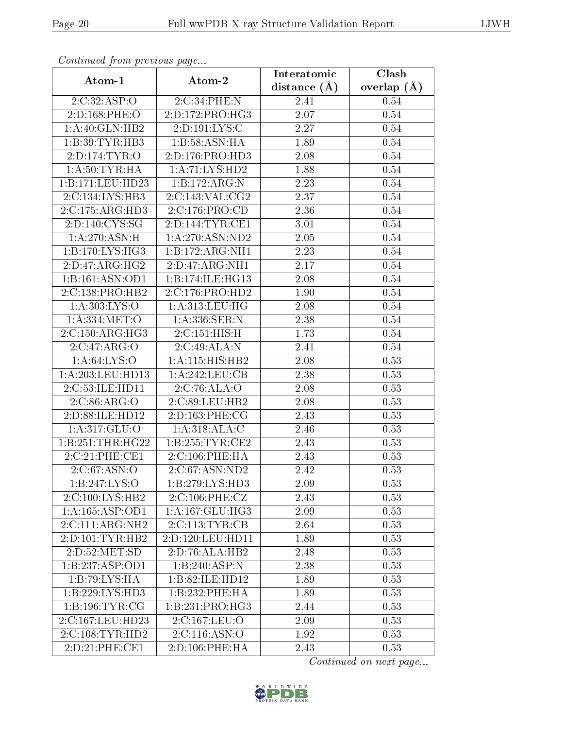*Continued from previous page...*

| Atom-1 | Atom-2 | Interatomic distance (Å) | Clash overlap (Å) |
|---|---|---|---|
| 2:C:32:ASP:O | 2:C:34:PHE:N | 2.41 | 0.54 |
| 2:D:168:PHE:O | 2:D:172:PRO:HG3 | 2.07 | 0.54 |
| 1:A:40:GLN:HB2 | 2:D:191:LYS:C | 2.27 | 0.54 |
| 1:B:39:TYR:HB3 | 1:B:58:ASN:HA | 1.89 | 0.54 |
| 2:D:174:TYR:O | 2:D:176:PRO:HD3 | 2.08 | 0.54 |
| 1:A:50:TYR:HA | 1:A:71:LYS:HD2 | 1.88 | 0.54 |
| 1:B:171:LEU:HD23 | 1:B:172:ARG:N | 2.23 | 0.54 |
| 2:C:134:LYS:HB3 | 2:C:143:VAL:CG2 | 2.37 | 0.54 |
| 2:C:175:ARG:HD3 | 2:C:176:PRO:CD | 2.36 | 0.54 |
| 2:D:140:CYS:SG | 2:D:144:TYR:CE1 | 3.01 | 0.54 |
| 1:A:270:ASN:H | 1:A:270:ASN:ND2 | 2.05 | 0.54 |
| 1:B:170:LYS:HG3 | 1:B:172:ARG:NH1 | 2.23 | 0.54 |
| 2:D:47:ARG:HG2 | 2:D:47:ARG:NH1 | 2.17 | 0.54 |
| 1:B:161:ASN:OD1 | 1:B:174:ILE:HG13 | 2.08 | 0.54 |
| 2:C:138:PRO:HB2 | 2:C:176:PRO:HD2 | 1.90 | 0.54 |
| 1:A:303:LYS:O | 1:A:313:LEU:HG | 2.08 | 0.54 |
| 1:A:334:MET:O | 1:A:336:SER:N | 2.38 | 0.54 |
| 2:C:150:ARG:HG3 | 2:C:151:HIS:H | 1.73 | 0.54 |
| 2:C:47:ARG:O | 2:C:49:ALA:N | 2.41 | 0.54 |
| 1:A:64:LYS:O | 1:A:115:HIS:HB2 | 2.08 | 0.53 |
| 1:A:203:LEU:HD13 | 1:A:242:LEU:CB | 2.38 | 0.53 |
| 2:C:53:ILE:HD11 | 2:C:76:ALA:O | 2.08 | 0.53 |
| 2:C:86:ARG:O | 2:C:89:LEU:HB2 | 2.08 | 0.53 |
| 2:D:88:ILE:HD12 | 2:D:163:PHE:CG | 2.43 | 0.53 |
| 1:A:317:GLU:O | 1:A:318:ALA:C | 2.46 | 0.53 |
| 1:B:251:THR:HG22 | 1:B:255:TYR:CE2 | 2.43 | 0.53 |
| 2:C:21:PHE:CE1 | 2:C:106:PHE:HA | 2.43 | 0.53 |
| 2:C:67:ASN:O | 2:C:67:ASN:ND2 | 2.42 | 0.53 |
| 1:B:247:LYS:O | 1:B:279:LYS:HD3 | 2.09 | 0.53 |
| 2:C:100:LYS:HB2 | 2:C:106:PHE:CZ | 2.43 | 0.53 |
| 1:A:165:ASP:OD1 | 1:A:167:GLU:HG3 | 2.09 | 0.53 |
| 2:C:111:ARG:NH2 | 2:C:113:TYR:CB | 2.64 | 0.53 |
| 2:D:101:TYR:HB2 | 2:D:120:LEU:HD11 | 1.89 | 0.53 |
| 2:D:52:MET:SD | 2:D:76:ALA:HB2 | 2.48 | 0.53 |
| 1:B:237:ASP:OD1 | 1:B:240:ASP:N | 2.38 | 0.53 |
| 1:B:79:LYS:HA | 1:B:82:ILE:HD12 | 1.89 | 0.53 |
| 1:B:229:LYS:HD3 | 1:B:232:PHE:HA | 1.89 | 0.53 |
| 1:B:196:TYR:CG | 1:B:231:PRO:HG3 | 2.44 | 0.53 |
| 2:C:167:LEU:HD23 | 2:C:167:LEU:O | 2.09 | 0.53 |
| 2:C:108:TYR:HD2 | 2:C:116:ASN:O | 1.92 | 0.53 |
| 2:D:21:PHE:CE1 | 2:D:106:PHE:HA | 2.43 | 0.53 |

*Continued on next page...*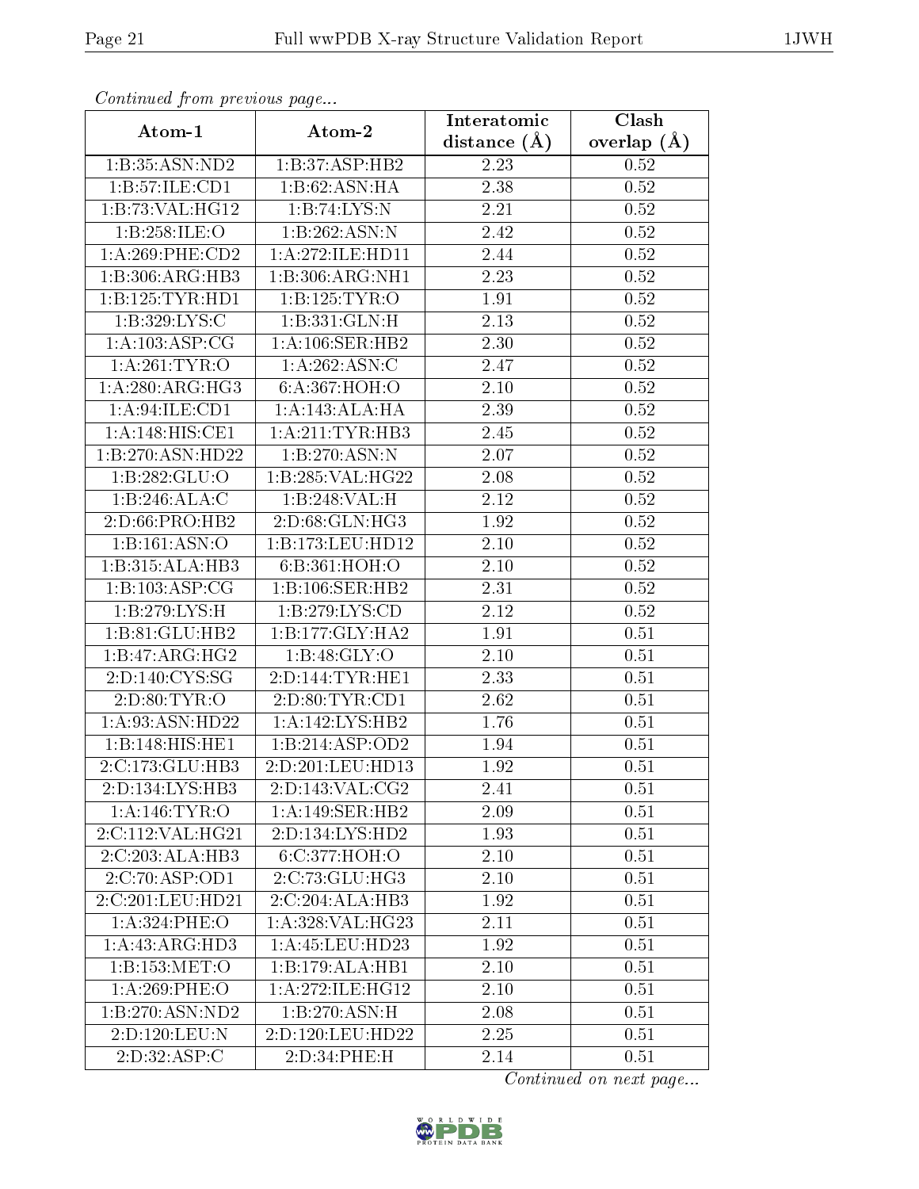*Continued from previous page...*

| Atom-1 | Atom-2 | Interatomic distance (Å) | Clash overlap (Å) |
|---|---|---|---|
| 1:B:35:ASN:ND2 | 1:B:37:ASP:HB2 | 2.23 | 0.52 |
| 1:B:57:ILE:CD1 | 1:B:62:ASN:HA | 2.38 | 0.52 |
| 1:B:73:VAL:HG12 | 1:B:74:LYS:N | 2.21 | 0.52 |
| 1:B:258:ILE:O | 1:B:262:ASN:N | 2.42 | 0.52 |
| 1:A:269:PHE:CD2 | 1:A:272:ILE:HD11 | 2.44 | 0.52 |
| 1:B:306:ARG:HB3 | 1:B:306:ARG:NH1 | 2.23 | 0.52 |
| 1:B:125:TYR:HD1 | 1:B:125:TYR:O | 1.91 | 0.52 |
| 1:B:329:LYS:C | 1:B:331:GLN:H | 2.13 | 0.52 |
| 1:A:103:ASP:CG | 1:A:106:SER:HB2 | 2.30 | 0.52 |
| 1:A:261:TYR:O | 1:A:262:ASN:C | 2.47 | 0.52 |
| 1:A:280:ARG:HG3 | 6:A:367:HOH:O | 2.10 | 0.52 |
| 1:A:94:ILE:CD1 | 1:A:143:ALA:HA | 2.39 | 0.52 |
| 1:A:148:HIS:CE1 | 1:A:211:TYR:HB3 | 2.45 | 0.52 |
| 1:B:270:ASN:HD22 | 1:B:270:ASN:N | 2.07 | 0.52 |
| 1:B:282:GLU:O | 1:B:285:VAL:HG22 | 2.08 | 0.52 |
| 1:B:246:ALA:C | 1:B:248:VAL:H | 2.12 | 0.52 |
| 2:D:66:PRO:HB2 | 2:D:68:GLN:HG3 | 1.92 | 0.52 |
| 1:B:161:ASN:O | 1:B:173:LEU:HD12 | 2.10 | 0.52 |
| 1:B:315:ALA:HB3 | 6:B:361:HOH:O | 2.10 | 0.52 |
| 1:B:103:ASP:CG | 1:B:106:SER:HB2 | 2.31 | 0.52 |
| 1:B:279:LYS:H | 1:B:279:LYS:CD | 2.12 | 0.52 |
| 1:B:81:GLU:HB2 | 1:B:177:GLY:HA2 | 1.91 | 0.51 |
| 1:B:47:ARG:HG2 | 1:B:48:GLY:O | 2.10 | 0.51 |
| 2:D:140:CYS:SG | 2:D:144:TYR:HE1 | 2.33 | 0.51 |
| 2:D:80:TYR:O | 2:D:80:TYR:CD1 | 2.62 | 0.51 |
| 1:A:93:ASN:HD22 | 1:A:142:LYS:HB2 | 1.76 | 0.51 |
| 1:B:148:HIS:HE1 | 1:B:214:ASP:OD2 | 1.94 | 0.51 |
| 2:C:173:GLU:HB3 | 2:D:201:LEU:HD13 | 1.92 | 0.51 |
| 2:D:134:LYS:HB3 | 2:D:143:VAL:CG2 | 2.41 | 0.51 |
| 1:A:146:TYR:O | 1:A:149:SER:HB2 | 2.09 | 0.51 |
| 2:C:112:VAL:HG21 | 2:D:134:LYS:HD2 | 1.93 | 0.51 |
| 2:C:203:ALA:HB3 | 6:C:377:HOH:O | 2.10 | 0.51 |
| 2:C:70:ASP:OD1 | 2:C:73:GLU:HG3 | 2.10 | 0.51 |
| 2:C:201:LEU:HD21 | 2:C:204:ALA:HB3 | 1.92 | 0.51 |
| 1:A:324:PHE:O | 1:A:328:VAL:HG23 | 2.11 | 0.51 |
| 1:A:43:ARG:HD3 | 1:A:45:LEU:HD23 | 1.92 | 0.51 |
| 1:B:153:MET:O | 1:B:179:ALA:HB1 | 2.10 | 0.51 |
| 1:A:269:PHE:O | 1:A:272:ILE:HG12 | 2.10 | 0.51 |
| 1:B:270:ASN:ND2 | 1:B:270:ASN:H | 2.08 | 0.51 |
| 2:D:120:LEU:N | 2:D:120:LEU:HD22 | 2.25 | 0.51 |
| 2:D:32:ASP:C | 2:D:34:PHE:H | 2.14 | 0.51 |

*Continued on next page...*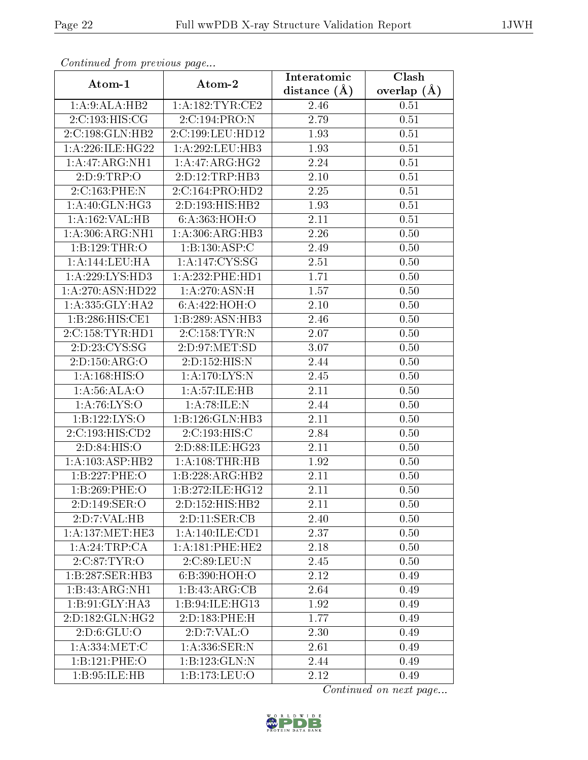*Continued from previous page...*

| Atom-1 | Atom-2 | Interatomic distance (Å) | Clash overlap (Å) |
|---|---|---|---|
| 1:A:9:ALA:HB2 | 1:A:182:TYR:CE2 | 2.46 | 0.51 |
| 2:C:193:HIS:CG | 2:C:194:PRO:N | 2.79 | 0.51 |
| 2:C:198:GLN:HB2 | 2:C:199:LEU:HD12 | 1.93 | 0.51 |
| 1:A:226:ILE:HG22 | 1:A:292:LEU:HB3 | 1.93 | 0.51 |
| 1:A:47:ARG:NH1 | 1:A:47:ARG:HG2 | 2.24 | 0.51 |
| 2:D:9:TRP:O | 2:D:12:TRP:HB3 | 2.10 | 0.51 |
| 2:C:163:PHE:N | 2:C:164:PRO:HD2 | 2.25 | 0.51 |
| 1:A:40:GLN:HG3 | 2:D:193:HIS:HB2 | 1.93 | 0.51 |
| 1:A:162:VAL:HB | 6:A:363:HOH:O | 2.11 | 0.51 |
| 1:A:306:ARG:NH1 | 1:A:306:ARG:HB3 | 2.26 | 0.50 |
| 1:B:129:THR:O | 1:B:130:ASP:C | 2.49 | 0.50 |
| 1:A:144:LEU:HA | 1:A:147:CYS:SG | 2.51 | 0.50 |
| 1:A:229:LYS:HD3 | 1:A:232:PHE:HD1 | 1.71 | 0.50 |
| 1:A:270:ASN:HD22 | 1:A:270:ASN:H | 1.57 | 0.50 |
| 1:A:335:GLY:HA2 | 6:A:422:HOH:O | 2.10 | 0.50 |
| 1:B:286:HIS:CE1 | 1:B:289:ASN:HB3 | 2.46 | 0.50 |
| 2:C:158:TYR:HD1 | 2:C:158:TYR:N | 2.07 | 0.50 |
| 2:D:23:CYS:SG | 2:D:97:MET:SD | 3.07 | 0.50 |
| 2:D:150:ARG:O | 2:D:152:HIS:N | 2.44 | 0.50 |
| 1:A:168:HIS:O | 1:A:170:LYS:N | 2.45 | 0.50 |
| 1:A:56:ALA:O | 1:A:57:ILE:HB | 2.11 | 0.50 |
| 1:A:76:LYS:O | 1:A:78:ILE:N | 2.44 | 0.50 |
| 1:B:122:LYS:O | 1:B:126:GLN:HB3 | 2.11 | 0.50 |
| 2:C:193:HIS:CD2 | 2:C:193:HIS:C | 2.84 | 0.50 |
| 2:D:84:HIS:O | 2:D:88:ILE:HG23 | 2.11 | 0.50 |
| 1:A:103:ASP:HB2 | 1:A:108:THR:HB | 1.92 | 0.50 |
| 1:B:227:PHE:O | 1:B:228:ARG:HB2 | 2.11 | 0.50 |
| 1:B:269:PHE:O | 1:B:272:ILE:HG12 | 2.11 | 0.50 |
| 2:D:149:SER:O | 2:D:152:HIS:HB2 | 2.11 | 0.50 |
| 2:D:7:VAL:HB | 2:D:11:SER:CB | 2.40 | 0.50 |
| 1:A:137:MET:HE3 | 1:A:140:ILE:CD1 | 2.37 | 0.50 |
| 1:A:24:TRP:CA | 1:A:181:PHE:HE2 | 2.18 | 0.50 |
| 2:C:87:TYR:O | 2:C:89:LEU:N | 2.45 | 0.50 |
| 1:B:287:SER:HB3 | 6:B:390:HOH:O | 2.12 | 0.49 |
| 1:B:43:ARG:NH1 | 1:B:43:ARG:CB | 2.64 | 0.49 |
| 1:B:91:GLY:HA3 | 1:B:94:ILE:HG13 | 1.92 | 0.49 |
| 2:D:182:GLN:HG2 | 2:D:183:PHE:H | 1.77 | 0.49 |
| 2:D:6:GLU:O | 2:D:7:VAL:O | 2.30 | 0.49 |
| 1:A:334:MET:C | 1:A:336:SER:N | 2.61 | 0.49 |
| 1:B:121:PHE:O | 1:B:123:GLN:N | 2.44 | 0.49 |
| 1:B:95:ILE:HB | 1:B:173:LEU:O | 2.12 | 0.49 |

*Continued on next page...*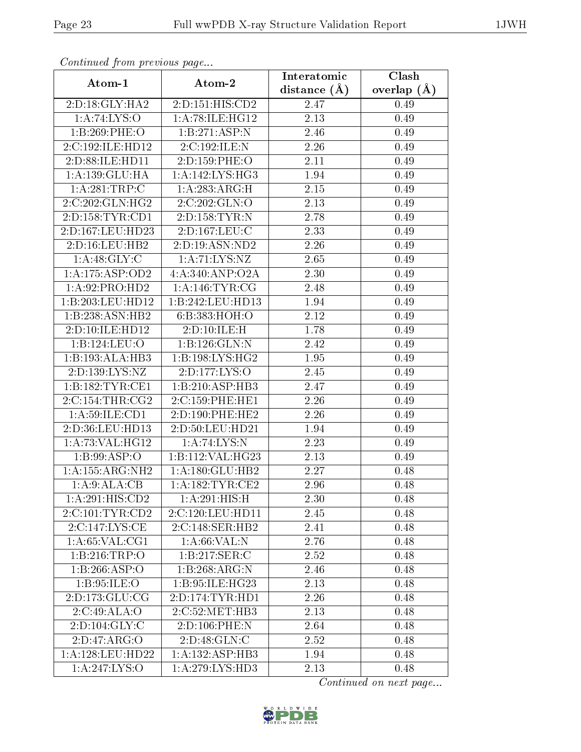*Continued from previous page...*

| Atom-1 | Atom-2 | Interatomic distance (Å) | Clash overlap (Å) |
|---|---|---|---|
| 2:D:18:GLY:HA2 | 2:D:151:HIS:CD2 | 2.47 | 0.49 |
| 1:A:74:LYS:O | 1:A:78:ILE:HG12 | 2.13 | 0.49 |
| 1:B:269:PHE:O | 1:B:271:ASP:N | 2.46 | 0.49 |
| 2:C:192:ILE:HD12 | 2:C:192:ILE:N | 2.26 | 0.49 |
| 2:D:88:ILE:HD11 | 2:D:159:PHE:O | 2.11 | 0.49 |
| 1:A:139:GLU:HA | 1:A:142:LYS:HG3 | 1.94 | 0.49 |
| 1:A:281:TRP:C | 1:A:283:ARG:H | 2.15 | 0.49 |
| 2:C:202:GLN:HG2 | 2:C:202:GLN:O | 2.13 | 0.49 |
| 2:D:158:TYR:CD1 | 2:D:158:TYR:N | 2.78 | 0.49 |
| 2:D:167:LEU:HD23 | 2:D:167:LEU:C | 2.33 | 0.49 |
| 2:D:16:LEU:HB2 | 2:D:19:ASN:ND2 | 2.26 | 0.49 |
| 1:A:48:GLY:C | 1:A:71:LYS:NZ | 2.65 | 0.49 |
| 1:A:175:ASP:OD2 | 4:A:340:ANP:O2A | 2.30 | 0.49 |
| 1:A:92:PRO:HD2 | 1:A:146:TYR:CG | 2.48 | 0.49 |
| 1:B:203:LEU:HD12 | 1:B:242:LEU:HD13 | 1.94 | 0.49 |
| 1:B:238:ASN:HB2 | 6:B:383:HOH:O | 2.12 | 0.49 |
| 2:D:10:ILE:HD12 | 2:D:10:ILE:H | 1.78 | 0.49 |
| 1:B:124:LEU:O | 1:B:126:GLN:N | 2.42 | 0.49 |
| 1:B:193:ALA:HB3 | 1:B:198:LYS:HG2 | 1.95 | 0.49 |
| 2:D:139:LYS:NZ | 2:D:177:LYS:O | 2.45 | 0.49 |
| 1:B:182:TYR:CE1 | 1:B:210:ASP:HB3 | 2.47 | 0.49 |
| 2:C:154:THR:CG2 | 2:C:159:PHE:HE1 | 2.26 | 0.49 |
| 1:A:59:ILE:CD1 | 2:D:190:PHE:HE2 | 2.26 | 0.49 |
| 2:D:36:LEU:HD13 | 2:D:50:LEU:HD21 | 1.94 | 0.49 |
| 1:A:73:VAL:HG12 | 1:A:74:LYS:N | 2.23 | 0.49 |
| 1:B:99:ASP:O | 1:B:112:VAL:HG23 | 2.13 | 0.49 |
| 1:A:155:ARG:NH2 | 1:A:180:GLU:HB2 | 2.27 | 0.48 |
| 1:A:9:ALA:CB | 1:A:182:TYR:CE2 | 2.96 | 0.48 |
| 1:A:291:HIS:CD2 | 1:A:291:HIS:H | 2.30 | 0.48 |
| 2:C:101:TYR:CD2 | 2:C:120:LEU:HD11 | 2.45 | 0.48 |
| 2:C:147:LYS:CE | 2:C:148:SER:HB2 | 2.41 | 0.48 |
| 1:A:65:VAL:CG1 | 1:A:66:VAL:N | 2.76 | 0.48 |
| 1:B:216:TRP:O | 1:B:217:SER:C | 2.52 | 0.48 |
| 1:B:266:ASP:O | 1:B:268:ARG:N | 2.46 | 0.48 |
| 1:B:95:ILE:O | 1:B:95:ILE:HG23 | 2.13 | 0.48 |
| 2:D:173:GLU:CG | 2:D:174:TYR:HD1 | 2.26 | 0.48 |
| 2:C:49:ALA:O | 2:C:52:MET:HB3 | 2.13 | 0.48 |
| 2:D:104:GLY:C | 2:D:106:PHE:N | 2.64 | 0.48 |
| 2:D:47:ARG:O | 2:D:48:GLN:C | 2.52 | 0.48 |
| 1:A:128:LEU:HD22 | 1:A:132:ASP:HB3 | 1.94 | 0.48 |
| 1:A:247:LYS:O | 1:A:279:LYS:HD3 | 2.13 | 0.48 |

*Continued on next page...*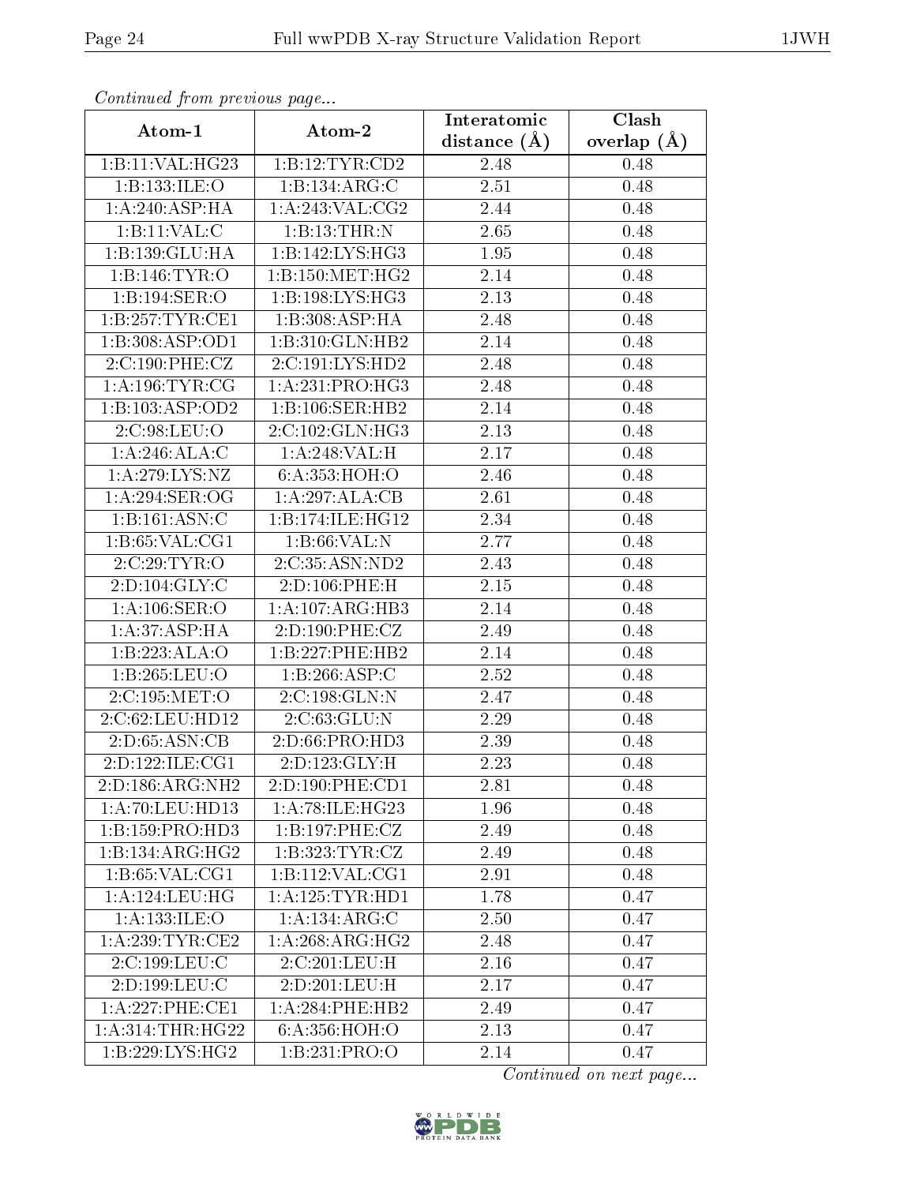*Continued from previous page...*

| Atom-1 | Atom-2 | Interatomic distance (Å) | Clash overlap (Å) |
|---|---|---|---|
| 1:B:11:VAL:HG23 | 1:B:12:TYR:CD2 | 2.48 | 0.48 |
| 1:B:133:ILE:O | 1:B:134:ARG:C | 2.51 | 0.48 |
| 1:A:240:ASP:HA | 1:A:243:VAL:CG2 | 2.44 | 0.48 |
| 1:B:11:VAL:C | 1:B:13:THR:N | 2.65 | 0.48 |
| 1:B:139:GLU:HA | 1:B:142:LYS:HG3 | 1.95 | 0.48 |
| 1:B:146:TYR:O | 1:B:150:MET:HG2 | 2.14 | 0.48 |
| 1:B:194:SER:O | 1:B:198:LYS:HG3 | 2.13 | 0.48 |
| 1:B:257:TYR:CE1 | 1:B:308:ASP:HA | 2.48 | 0.48 |
| 1:B:308:ASP:OD1 | 1:B:310:GLN:HB2 | 2.14 | 0.48 |
| 2:C:190:PHE:CZ | 2:C:191:LYS:HD2 | 2.48 | 0.48 |
| 1:A:196:TYR:CG | 1:A:231:PRO:HG3 | 2.48 | 0.48 |
| 1:B:103:ASP:OD2 | 1:B:106:SER:HB2 | 2.14 | 0.48 |
| 2:C:98:LEU:O | 2:C:102:GLN:HG3 | 2.13 | 0.48 |
| 1:A:246:ALA:C | 1:A:248:VAL:H | 2.17 | 0.48 |
| 1:A:279:LYS:NZ | 6:A:353:HOH:O | 2.46 | 0.48 |
| 1:A:294:SER:OG | 1:A:297:ALA:CB | 2.61 | 0.48 |
| 1:B:161:ASN:C | 1:B:174:ILE:HG12 | 2.34 | 0.48 |
| 1:B:65:VAL:CG1 | 1:B:66:VAL:N | 2.77 | 0.48 |
| 2:C:29:TYR:O | 2:C:35:ASN:ND2 | 2.43 | 0.48 |
| 2:D:104:GLY:C | 2:D:106:PHE:H | 2.15 | 0.48 |
| 1:A:106:SER:O | 1:A:107:ARG:HB3 | 2.14 | 0.48 |
| 1:A:37:ASP:HA | 2:D:190:PHE:CZ | 2.49 | 0.48 |
| 1:B:223:ALA:O | 1:B:227:PHE:HB2 | 2.14 | 0.48 |
| 1:B:265:LEU:O | 1:B:266:ASP:C | 2.52 | 0.48 |
| 2:C:195:MET:O | 2:C:198:GLN:N | 2.47 | 0.48 |
| 2:C:62:LEU:HD12 | 2:C:63:GLU:N | 2.29 | 0.48 |
| 2:D:65:ASN:CB | 2:D:66:PRO:HD3 | 2.39 | 0.48 |
| 2:D:122:ILE:CG1 | 2:D:123:GLY:H | 2.23 | 0.48 |
| 2:D:186:ARG:NH2 | 2:D:190:PHE:CD1 | 2.81 | 0.48 |
| 1:A:70:LEU:HD13 | 1:A:78:ILE:HG23 | 1.96 | 0.48 |
| 1:B:159:PRO:HD3 | 1:B:197:PHE:CZ | 2.49 | 0.48 |
| 1:B:134:ARG:HG2 | 1:B:323:TYR:CZ | 2.49 | 0.48 |
| 1:B:65:VAL:CG1 | 1:B:112:VAL:CG1 | 2.91 | 0.48 |
| 1:A:124:LEU:HG | 1:A:125:TYR:HD1 | 1.78 | 0.47 |
| 1:A:133:ILE:O | 1:A:134:ARG:C | 2.50 | 0.47 |
| 1:A:239:TYR:CE2 | 1:A:268:ARG:HG2 | 2.48 | 0.47 |
| 2:C:199:LEU:C | 2:C:201:LEU:H | 2.16 | 0.47 |
| 2:D:199:LEU:C | 2:D:201:LEU:H | 2.17 | 0.47 |
| 1:A:227:PHE:CE1 | 1:A:284:PHE:HB2 | 2.49 | 0.47 |
| 1:A:314:THR:HG22 | 6:A:356:HOH:O | 2.13 | 0.47 |
| 1:B:229:LYS:HG2 | 1:B:231:PRO:O | 2.14 | 0.47 |

*Continued on next page...*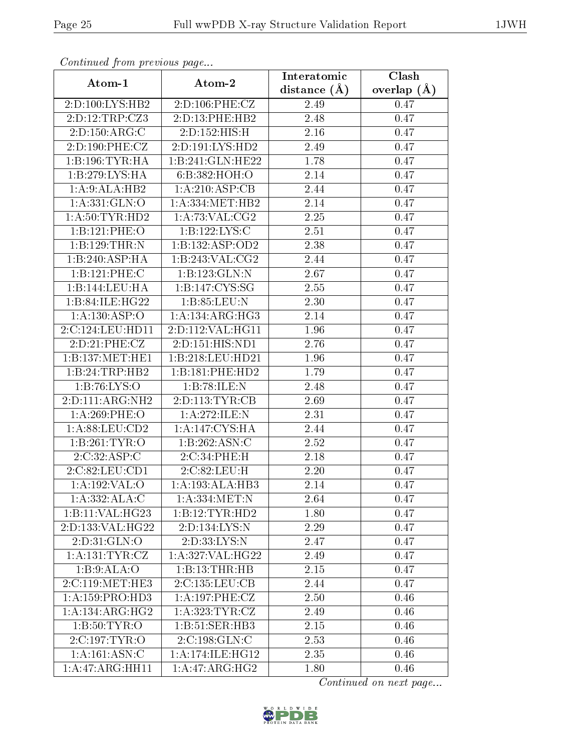*Continued from previous page...*

| Atom-1 | Atom-2 | Interatomic distance (Å) | Clash overlap (Å) |
|---|---|---|---|
| 2:D:100:LYS:HB2 | 2:D:106:PHE:CZ | 2.49 | 0.47 |
| 2:D:12:TRP:CZ3 | 2:D:13:PHE:HB2 | 2.48 | 0.47 |
| 2:D:150:ARG:C | 2:D:152:HIS:H | 2.16 | 0.47 |
| 2:D:190:PHE:CZ | 2:D:191:LYS:HD2 | 2.49 | 0.47 |
| 1:B:196:TYR:HA | 1:B:241:GLN:HE22 | 1.78 | 0.47 |
| 1:B:279:LYS:HA | 6:B:382:HOH:O | 2.14 | 0.47 |
| 1:A:9:ALA:HB2 | 1:A:210:ASP:CB | 2.44 | 0.47 |
| 1:A:331:GLN:O | 1:A:334:MET:HB2 | 2.14 | 0.47 |
| 1:A:50:TYR:HD2 | 1:A:73:VAL:CG2 | 2.25 | 0.47 |
| 1:B:121:PHE:O | 1:B:122:LYS:C | 2.51 | 0.47 |
| 1:B:129:THR:N | 1:B:132:ASP:OD2 | 2.38 | 0.47 |
| 1:B:240:ASP:HA | 1:B:243:VAL:CG2 | 2.44 | 0.47 |
| 1:B:121:PHE:C | 1:B:123:GLN:N | 2.67 | 0.47 |
| 1:B:144:LEU:HA | 1:B:147:CYS:SG | 2.55 | 0.47 |
| 1:B:84:ILE:HG22 | 1:B:85:LEU:N | 2.30 | 0.47 |
| 1:A:130:ASP:O | 1:A:134:ARG:HG3 | 2.14 | 0.47 |
| 2:C:124:LEU:HD11 | 2:D:112:VAL:HG11 | 1.96 | 0.47 |
| 2:D:21:PHE:CZ | 2:D:151:HIS:ND1 | 2.76 | 0.47 |
| 1:B:137:MET:HE1 | 1:B:218:LEU:HD21 | 1.96 | 0.47 |
| 1:B:24:TRP:HB2 | 1:B:181:PHE:HD2 | 1.79 | 0.47 |
| 1:B:76:LYS:O | 1:B:78:ILE:N | 2.48 | 0.47 |
| 2:D:111:ARG:NH2 | 2:D:113:TYR:CB | 2.69 | 0.47 |
| 1:A:269:PHE:O | 1:A:272:ILE:N | 2.31 | 0.47 |
| 1:A:88:LEU:CD2 | 1:A:147:CYS:HA | 2.44 | 0.47 |
| 1:B:261:TYR:O | 1:B:262:ASN:C | 2.52 | 0.47 |
| 2:C:32:ASP:C | 2:C:34:PHE:H | 2.18 | 0.47 |
| 2:C:82:LEU:CD1 | 2:C:82:LEU:H | 2.20 | 0.47 |
| 1:A:192:VAL:O | 1:A:193:ALA:HB3 | 2.14 | 0.47 |
| 1:A:332:ALA:C | 1:A:334:MET:N | 2.64 | 0.47 |
| 1:B:11:VAL:HG23 | 1:B:12:TYR:HD2 | 1.80 | 0.47 |
| 2:D:133:VAL:HG22 | 2:D:134:LYS:N | 2.29 | 0.47 |
| 2:D:31:GLN:O | 2:D:33:LYS:N | 2.47 | 0.47 |
| 1:A:131:TYR:CZ | 1:A:327:VAL:HG22 | 2.49 | 0.47 |
| 1:B:9:ALA:O | 1:B:13:THR:HB | 2.15 | 0.47 |
| 2:C:119:MET:HE3 | 2:C:135:LEU:CB | 2.44 | 0.47 |
| 1:A:159:PRO:HD3 | 1:A:197:PHE:CZ | 2.50 | 0.46 |
| 1:A:134:ARG:HG2 | 1:A:323:TYR:CZ | 2.49 | 0.46 |
| 1:B:50:TYR:O | 1:B:51:SER:HB3 | 2.15 | 0.46 |
| 2:C:197:TYR:O | 2:C:198:GLN:C | 2.53 | 0.46 |
| 1:A:161:ASN:C | 1:A:174:ILE:HG12 | 2.35 | 0.46 |
| 1:A:47:ARG:HH11 | 1:A:47:ARG:HG2 | 1.80 | 0.46 |

*Continued on next page...*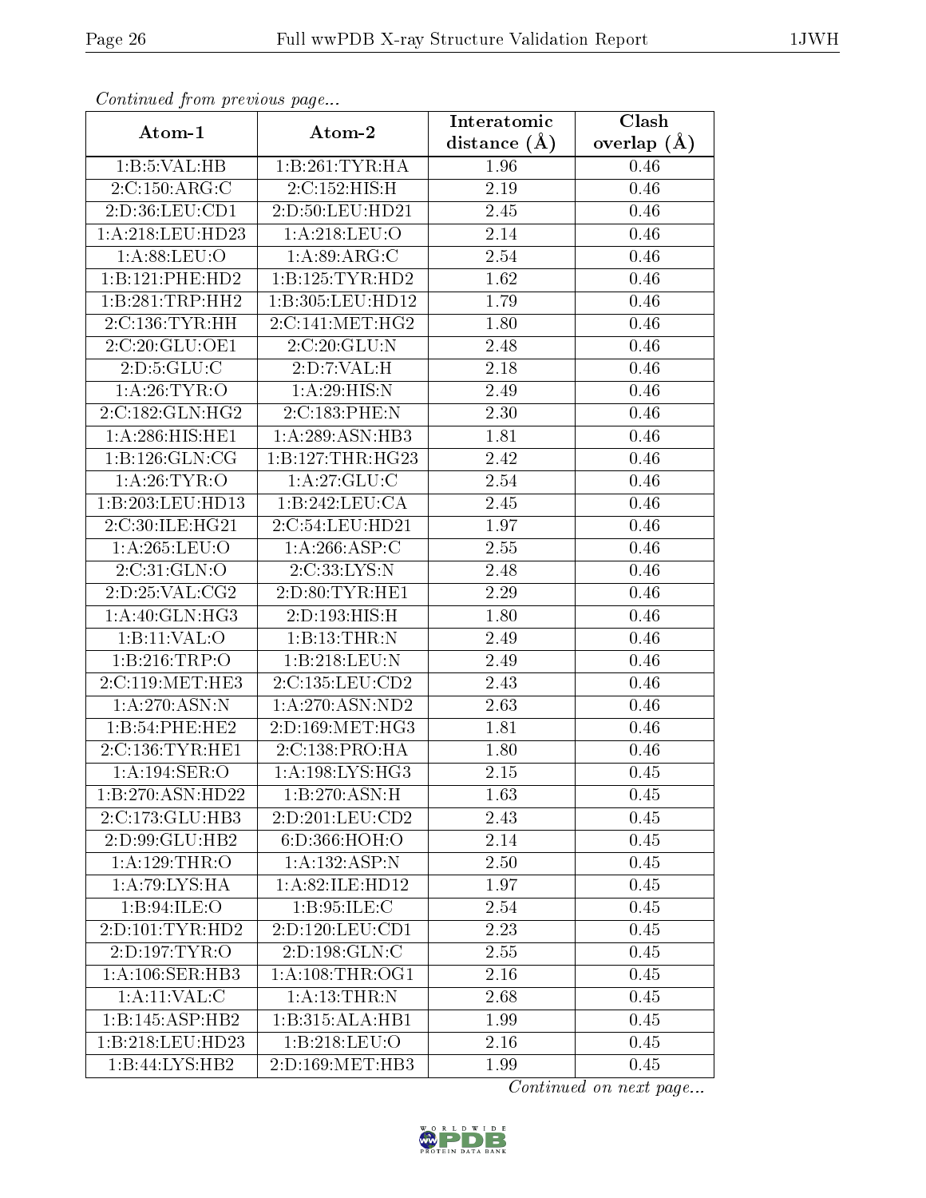*Continued from previous page...*

| Atom-1 | Atom-2 | Interatomic distance (Å) | Clash overlap (Å) |
|---|---|---|---|
| 1:B:5:VAL:HB | 1:B:261:TYR:HA | 1.96 | 0.46 |
| 2:C:150:ARG:C | 2:C:152:HIS:H | 2.19 | 0.46 |
| 2:D:36:LEU:CD1 | 2:D:50:LEU:HD21 | 2.45 | 0.46 |
| 1:A:218:LEU:HD23 | 1:A:218:LEU:O | 2.14 | 0.46 |
| 1:A:88:LEU:O | 1:A:89:ARG:C | 2.54 | 0.46 |
| 1:B:121:PHE:HD2 | 1:B:125:TYR:HD2 | 1.62 | 0.46 |
| 1:B:281:TRP:HH2 | 1:B:305:LEU:HD12 | 1.79 | 0.46 |
| 2:C:136:TYR:HH | 2:C:141:MET:HG2 | 1.80 | 0.46 |
| 2:C:20:GLU:OE1 | 2:C:20:GLU:N | 2.48 | 0.46 |
| 2:D:5:GLU:C | 2:D:7:VAL:H | 2.18 | 0.46 |
| 1:A:26:TYR:O | 1:A:29:HIS:N | 2.49 | 0.46 |
| 2:C:182:GLN:HG2 | 2:C:183:PHE:N | 2.30 | 0.46 |
| 1:A:286:HIS:HE1 | 1:A:289:ASN:HB3 | 1.81 | 0.46 |
| 1:B:126:GLN:CG | 1:B:127:THR:HG23 | 2.42 | 0.46 |
| 1:A:26:TYR:O | 1:A:27:GLU:C | 2.54 | 0.46 |
| 1:B:203:LEU:HD13 | 1:B:242:LEU:CA | 2.45 | 0.46 |
| 2:C:30:ILE:HG21 | 2:C:54:LEU:HD21 | 1.97 | 0.46 |
| 1:A:265:LEU:O | 1:A:266:ASP:C | 2.55 | 0.46 |
| 2:C:31:GLN:O | 2:C:33:LYS:N | 2.48 | 0.46 |
| 2:D:25:VAL:CG2 | 2:D:80:TYR:HE1 | 2.29 | 0.46 |
| 1:A:40:GLN:HG3 | 2:D:193:HIS:H | 1.80 | 0.46 |
| 1:B:11:VAL:O | 1:B:13:THR:N | 2.49 | 0.46 |
| 1:B:216:TRP:O | 1:B:218:LEU:N | 2.49 | 0.46 |
| 2:C:119:MET:HE3 | 2:C:135:LEU:CD2 | 2.43 | 0.46 |
| 1:A:270:ASN:N | 1:A:270:ASN:ND2 | 2.63 | 0.46 |
| 1:B:54:PHE:HE2 | 2:D:169:MET:HG3 | 1.81 | 0.46 |
| 2:C:136:TYR:HE1 | 2:C:138:PRO:HA | 1.80 | 0.46 |
| 1:A:194:SER:O | 1:A:198:LYS:HG3 | 2.15 | 0.45 |
| 1:B:270:ASN:HD22 | 1:B:270:ASN:H | 1.63 | 0.45 |
| 2:C:173:GLU:HB3 | 2:D:201:LEU:CD2 | 2.43 | 0.45 |
| 2:D:99:GLU:HB2 | 6:D:366:HOH:O | 2.14 | 0.45 |
| 1:A:129:THR:O | 1:A:132:ASP:N | 2.50 | 0.45 |
| 1:A:79:LYS:HA | 1:A:82:ILE:HD12 | 1.97 | 0.45 |
| 1:B:94:ILE:O | 1:B:95:ILE:C | 2.54 | 0.45 |
| 2:D:101:TYR:HD2 | 2:D:120:LEU:CD1 | 2.23 | 0.45 |
| 2:D:197:TYR:O | 2:D:198:GLN:C | 2.55 | 0.45 |
| 1:A:106:SER:HB3 | 1:A:108:THR:OG1 | 2.16 | 0.45 |
| 1:A:11:VAL:C | 1:A:13:THR:N | 2.68 | 0.45 |
| 1:B:145:ASP:HB2 | 1:B:315:ALA:HB1 | 1.99 | 0.45 |
| 1:B:218:LEU:HD23 | 1:B:218:LEU:O | 2.16 | 0.45 |
| 1:B:44:LYS:HB2 | 2:D:169:MET:HB3 | 1.99 | 0.45 |

*Continued on next page...*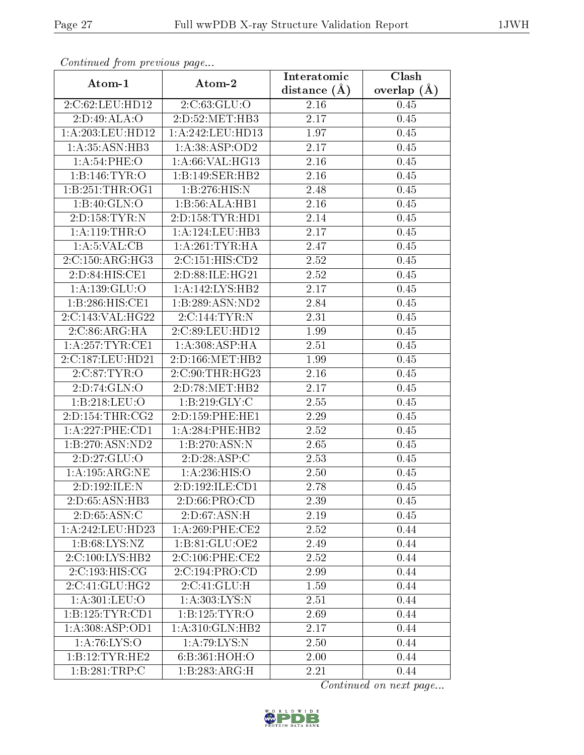*Continued from previous page...*

| Atom-1 | Atom-2 | Interatomic distance (Å) | Clash overlap (Å) |
|---|---|---|---|
| 2:C:62:LEU:HD12 | 2:C:63:GLU:O | 2.16 | 0.45 |
| 2:D:49:ALA:O | 2:D:52:MET:HB3 | 2.17 | 0.45 |
| 1:A:203:LEU:HD12 | 1:A:242:LEU:HD13 | 1.97 | 0.45 |
| 1:A:35:ASN:HB3 | 1:A:38:ASP:OD2 | 2.17 | 0.45 |
| 1:A:54:PHE:O | 1:A:66:VAL:HG13 | 2.16 | 0.45 |
| 1:B:146:TYR:O | 1:B:149:SER:HB2 | 2.16 | 0.45 |
| 1:B:251:THR:OG1 | 1:B:276:HIS:N | 2.48 | 0.45 |
| 1:B:40:GLN:O | 1:B:56:ALA:HB1 | 2.16 | 0.45 |
| 2:D:158:TYR:N | 2:D:158:TYR:HD1 | 2.14 | 0.45 |
| 1:A:119:THR:O | 1:A:124:LEU:HB3 | 2.17 | 0.45 |
| 1:A:5:VAL:CB | 1:A:261:TYR:HA | 2.47 | 0.45 |
| 2:C:150:ARG:HG3 | 2:C:151:HIS:CD2 | 2.52 | 0.45 |
| 2:D:84:HIS:CE1 | 2:D:88:ILE:HG21 | 2.52 | 0.45 |
| 1:A:139:GLU:O | 1:A:142:LYS:HB2 | 2.17 | 0.45 |
| 1:B:286:HIS:CE1 | 1:B:289:ASN:ND2 | 2.84 | 0.45 |
| 2:C:143:VAL:HG22 | 2:C:144:TYR:N | 2.31 | 0.45 |
| 2:C:86:ARG:HA | 2:C:89:LEU:HD12 | 1.99 | 0.45 |
| 1:A:257:TYR:CE1 | 1:A:308:ASP:HA | 2.51 | 0.45 |
| 2:C:187:LEU:HD21 | 2:D:166:MET:HB2 | 1.99 | 0.45 |
| 2:C:87:TYR:O | 2:C:90:THR:HG23 | 2.16 | 0.45 |
| 2:D:74:GLN:O | 2:D:78:MET:HB2 | 2.17 | 0.45 |
| 1:B:218:LEU:O | 1:B:219:GLY:C | 2.55 | 0.45 |
| 2:D:154:THR:CG2 | 2:D:159:PHE:HE1 | 2.29 | 0.45 |
| 1:A:227:PHE:CD1 | 1:A:284:PHE:HB2 | 2.52 | 0.45 |
| 1:B:270:ASN:ND2 | 1:B:270:ASN:N | 2.65 | 0.45 |
| 2:D:27:GLU:O | 2:D:28:ASP:C | 2.53 | 0.45 |
| 1:A:195:ARG:NE | 1:A:236:HIS:O | 2.50 | 0.45 |
| 2:D:192:ILE:N | 2:D:192:ILE:CD1 | 2.78 | 0.45 |
| 2:D:65:ASN:HB3 | 2:D:66:PRO:CD | 2.39 | 0.45 |
| 2:D:65:ASN:C | 2:D:67:ASN:H | 2.19 | 0.45 |
| 1:A:242:LEU:HD23 | 1:A:269:PHE:CE2 | 2.52 | 0.44 |
| 1:B:68:LYS:NZ | 1:B:81:GLU:OE2 | 2.49 | 0.44 |
| 2:C:100:LYS:HB2 | 2:C:106:PHE:CE2 | 2.52 | 0.44 |
| 2:C:193:HIS:CG | 2:C:194:PRO:CD | 2.99 | 0.44 |
| 2:C:41:GLU:HG2 | 2:C:41:GLU:H | 1.59 | 0.44 |
| 1:A:301:LEU:O | 1:A:303:LYS:N | 2.51 | 0.44 |
| 1:B:125:TYR:CD1 | 1:B:125:TYR:O | 2.69 | 0.44 |
| 1:A:308:ASP:OD1 | 1:A:310:GLN:HB2 | 2.17 | 0.44 |
| 1:A:76:LYS:O | 1:A:79:LYS:N | 2.50 | 0.44 |
| 1:B:12:TYR:HE2 | 6:B:361:HOH:O | 2.00 | 0.44 |
| 1:B:281:TRP:C | 1:B:283:ARG:H | 2.21 | 0.44 |

*Continued on next page...*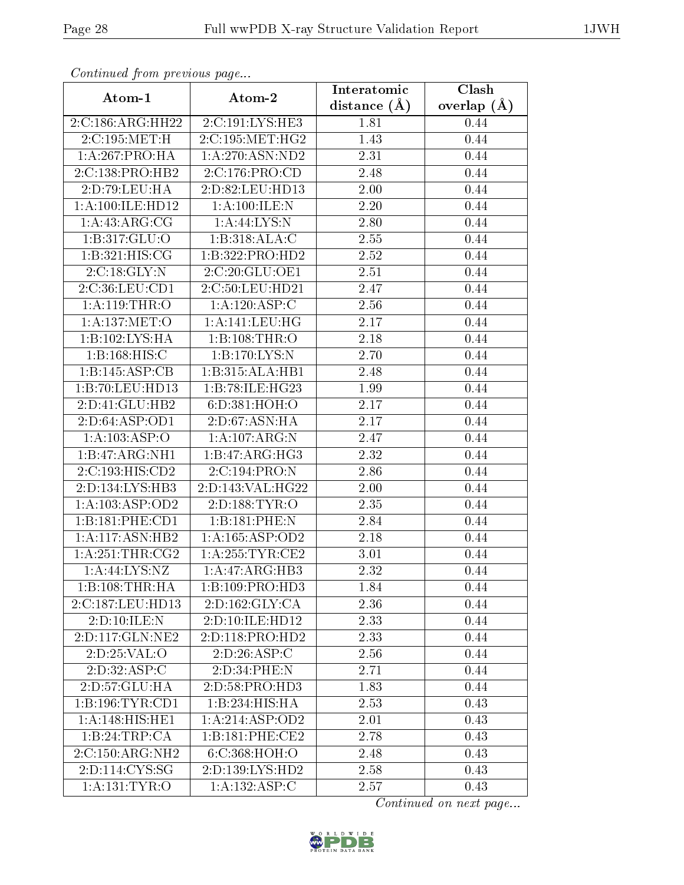*Continued from previous page...*

| Atom-1 | Atom-2 | Interatomic distance (Å) | Clash overlap (Å) |
|---|---|---|---|
| 2:C:186:ARG:HH22 | 2:C:191:LYS:HE3 | 1.81 | 0.44 |
| 2:C:195:MET:H | 2:C:195:MET:HG2 | 1.43 | 0.44 |
| 1:A:267:PRO:HA | 1:A:270:ASN:ND2 | 2.31 | 0.44 |
| 2:C:138:PRO:HB2 | 2:C:176:PRO:CD | 2.48 | 0.44 |
| 2:D:79:LEU:HA | 2:D:82:LEU:HD13 | 2.00 | 0.44 |
| 1:A:100:ILE:HD12 | 1:A:100:ILE:N | 2.20 | 0.44 |
| 1:A:43:ARG:CG | 1:A:44:LYS:N | 2.80 | 0.44 |
| 1:B:317:GLU:O | 1:B:318:ALA:C | 2.55 | 0.44 |
| 1:B:321:HIS:CG | 1:B:322:PRO:HD2 | 2.52 | 0.44 |
| 2:C:18:GLY:N | 2:C:20:GLU:OE1 | 2.51 | 0.44 |
| 2:C:36:LEU:CD1 | 2:C:50:LEU:HD21 | 2.47 | 0.44 |
| 1:A:119:THR:O | 1:A:120:ASP:C | 2.56 | 0.44 |
| 1:A:137:MET:O | 1:A:141:LEU:HG | 2.17 | 0.44 |
| 1:B:102:LYS:HA | 1:B:108:THR:O | 2.18 | 0.44 |
| 1:B:168:HIS:C | 1:B:170:LYS:N | 2.70 | 0.44 |
| 1:B:145:ASP:CB | 1:B:315:ALA:HB1 | 2.48 | 0.44 |
| 1:B:70:LEU:HD13 | 1:B:78:ILE:HG23 | 1.99 | 0.44 |
| 2:D:41:GLU:HB2 | 6:D:381:HOH:O | 2.17 | 0.44 |
| 2:D:64:ASP:OD1 | 2:D:67:ASN:HA | 2.17 | 0.44 |
| 1:A:103:ASP:O | 1:A:107:ARG:N | 2.47 | 0.44 |
| 1:B:47:ARG:NH1 | 1:B:47:ARG:HG3 | 2.32 | 0.44 |
| 2:C:193:HIS:CD2 | 2:C:194:PRO:N | 2.86 | 0.44 |
| 2:D:134:LYS:HB3 | 2:D:143:VAL:HG22 | 2.00 | 0.44 |
| 1:A:103:ASP:OD2 | 2:D:188:TYR:O | 2.35 | 0.44 |
| 1:B:181:PHE:CD1 | 1:B:181:PHE:N | 2.84 | 0.44 |
| 1:A:117:ASN:HB2 | 1:A:165:ASP:OD2 | 2.18 | 0.44 |
| 1:A:251:THR:CG2 | 1:A:255:TYR:CE2 | 3.01 | 0.44 |
| 1:A:44:LYS:NZ | 1:A:47:ARG:HB3 | 2.32 | 0.44 |
| 1:B:108:THR:HA | 1:B:109:PRO:HD3 | 1.84 | 0.44 |
| 2:C:187:LEU:HD13 | 2:D:162:GLY:CA | 2.36 | 0.44 |
| 2:D:10:ILE:N | 2:D:10:ILE:HD12 | 2.33 | 0.44 |
| 2:D:117:GLN:NE2 | 2:D:118:PRO:HD2 | 2.33 | 0.44 |
| 2:D:25:VAL:O | 2:D:26:ASP:C | 2.56 | 0.44 |
| 2:D:32:ASP:C | 2:D:34:PHE:N | 2.71 | 0.44 |
| 2:D:57:GLU:HA | 2:D:58:PRO:HD3 | 1.83 | 0.44 |
| 1:B:196:TYR:CD1 | 1:B:234:HIS:HA | 2.53 | 0.43 |
| 1:A:148:HIS:HE1 | 1:A:214:ASP:OD2 | 2.01 | 0.43 |
| 1:B:24:TRP:CA | 1:B:181:PHE:CE2 | 2.78 | 0.43 |
| 2:C:150:ARG:NH2 | 6:C:368:HOH:O | 2.48 | 0.43 |
| 2:D:114:CYS:SG | 2:D:139:LYS:HD2 | 2.58 | 0.43 |
| 1:A:131:TYR:O | 1:A:132:ASP:C | 2.57 | 0.43 |

*Continued on next page...*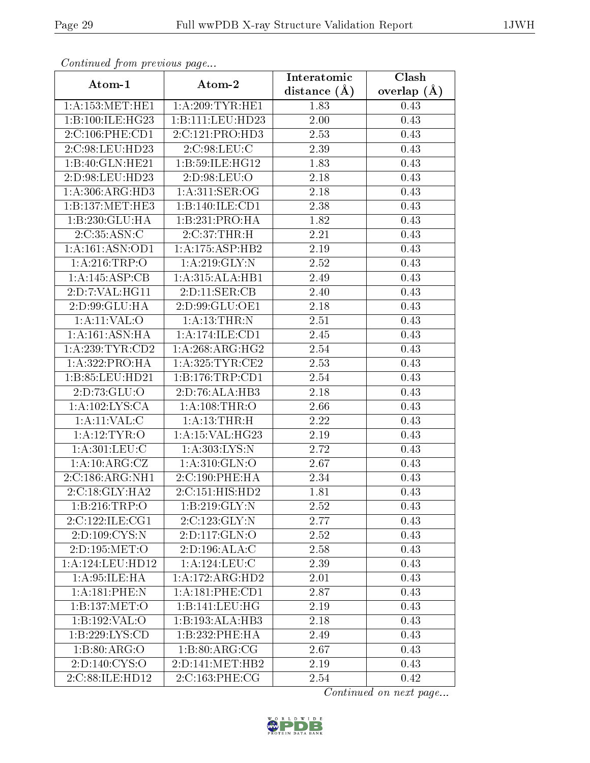*Continued from previous page...*

| Atom-1 | Atom-2 | Interatomic distance (Å) | Clash overlap (Å) |
|---|---|---|---|
| 1:A:153:MET:HE1 | 1:A:209:TYR:HE1 | 1.83 | 0.43 |
| 1:B:100:ILE:HG23 | 1:B:111:LEU:HD23 | 2.00 | 0.43 |
| 2:C:106:PHE:CD1 | 2:C:121:PRO:HD3 | 2.53 | 0.43 |
| 2:C:98:LEU:HD23 | 2:C:98:LEU:C | 2.39 | 0.43 |
| 1:B:40:GLN:HE21 | 1:B:59:ILE:HG12 | 1.83 | 0.43 |
| 2:D:98:LEU:HD23 | 2:D:98:LEU:O | 2.18 | 0.43 |
| 1:A:306:ARG:HD3 | 1:A:311:SER:OG | 2.18 | 0.43 |
| 1:B:137:MET:HE3 | 1:B:140:ILE:CD1 | 2.38 | 0.43 |
| 1:B:230:GLU:HA | 1:B:231:PRO:HA | 1.82 | 0.43 |
| 2:C:35:ASN:C | 2:C:37:THR:H | 2.21 | 0.43 |
| 1:A:161:ASN:OD1 | 1:A:175:ASP:HB2 | 2.19 | 0.43 |
| 1:A:216:TRP:O | 1:A:219:GLY:N | 2.52 | 0.43 |
| 1:A:145:ASP:CB | 1:A:315:ALA:HB1 | 2.49 | 0.43 |
| 2:D:7:VAL:HG11 | 2:D:11:SER:CB | 2.40 | 0.43 |
| 2:D:99:GLU:HA | 2:D:99:GLU:OE1 | 2.18 | 0.43 |
| 1:A:11:VAL:O | 1:A:13:THR:N | 2.51 | 0.43 |
| 1:A:161:ASN:HA | 1:A:174:ILE:CD1 | 2.45 | 0.43 |
| 1:A:239:TYR:CD2 | 1:A:268:ARG:HG2 | 2.54 | 0.43 |
| 1:A:322:PRO:HA | 1:A:325:TYR:CE2 | 2.53 | 0.43 |
| 1:B:85:LEU:HD21 | 1:B:176:TRP:CD1 | 2.54 | 0.43 |
| 2:D:73:GLU:O | 2:D:76:ALA:HB3 | 2.18 | 0.43 |
| 1:A:102:LYS:CA | 1:A:108:THR:O | 2.66 | 0.43 |
| 1:A:11:VAL:C | 1:A:13:THR:H | 2.22 | 0.43 |
| 1:A:12:TYR:O | 1:A:15:VAL:HG23 | 2.19 | 0.43 |
| 1:A:301:LEU:C | 1:A:303:LYS:N | 2.72 | 0.43 |
| 1:A:10:ARG:CZ | 1:A:310:GLN:O | 2.67 | 0.43 |
| 2:C:186:ARG:NH1 | 2:C:190:PHE:HA | 2.34 | 0.43 |
| 2:C:18:GLY:HA2 | 2:C:151:HIS:HD2 | 1.81 | 0.43 |
| 1:B:216:TRP:O | 1:B:219:GLY:N | 2.52 | 0.43 |
| 2:C:122:ILE:CG1 | 2:C:123:GLY:N | 2.77 | 0.43 |
| 2:D:109:CYS:N | 2:D:117:GLN:O | 2.52 | 0.43 |
| 2:D:195:MET:O | 2:D:196:ALA:C | 2.58 | 0.43 |
| 1:A:124:LEU:HD12 | 1:A:124:LEU:C | 2.39 | 0.43 |
| 1:A:95:ILE:HA | 1:A:172:ARG:HD2 | 2.01 | 0.43 |
| 1:A:181:PHE:N | 1:A:181:PHE:CD1 | 2.87 | 0.43 |
| 1:B:137:MET:O | 1:B:141:LEU:HG | 2.19 | 0.43 |
| 1:B:192:VAL:O | 1:B:193:ALA:HB3 | 2.18 | 0.43 |
| 1:B:229:LYS:CD | 1:B:232:PHE:HA | 2.49 | 0.43 |
| 1:B:80:ARG:O | 1:B:80:ARG:CG | 2.67 | 0.43 |
| 2:D:140:CYS:O | 2:D:141:MET:HB2 | 2.19 | 0.43 |
| 2:C:88:ILE:HD12 | 2:C:163:PHE:CG | 2.54 | 0.42 |

*Continued on next page...*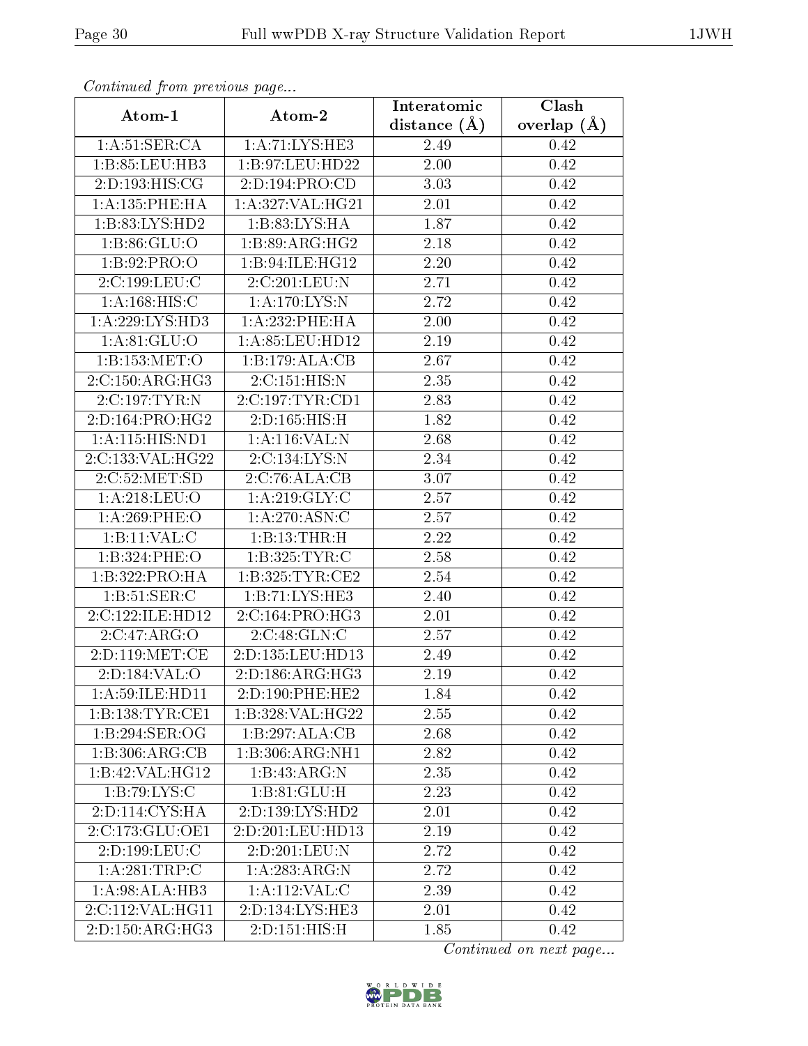*Continued from previous page...*

| Atom-1 | Atom-2 | Interatomic distance (Å) | Clash overlap (Å) |
|---|---|---|---|
| 1:A:51:SER:CA | 1:A:71:LYS:HE3 | 2.49 | 0.42 |
| 1:B:85:LEU:HB3 | 1:B:97:LEU:HD22 | 2.00 | 0.42 |
| 2:D:193:HIS:CG | 2:D:194:PRO:CD | 3.03 | 0.42 |
| 1:A:135:PHE:HA | 1:A:327:VAL:HG21 | 2.01 | 0.42 |
| 1:B:83:LYS:HD2 | 1:B:83:LYS:HA | 1.87 | 0.42 |
| 1:B:86:GLU:O | 1:B:89:ARG:HG2 | 2.18 | 0.42 |
| 1:B:92:PRO:O | 1:B:94:ILE:HG12 | 2.20 | 0.42 |
| 2:C:199:LEU:C | 2:C:201:LEU:N | 2.71 | 0.42 |
| 1:A:168:HIS:C | 1:A:170:LYS:N | 2.72 | 0.42 |
| 1:A:229:LYS:HD3 | 1:A:232:PHE:HA | 2.00 | 0.42 |
| 1:A:81:GLU:O | 1:A:85:LEU:HD12 | 2.19 | 0.42 |
| 1:B:153:MET:O | 1:B:179:ALA:CB | 2.67 | 0.42 |
| 2:C:150:ARG:HG3 | 2:C:151:HIS:N | 2.35 | 0.42 |
| 2:C:197:TYR:N | 2:C:197:TYR:CD1 | 2.83 | 0.42 |
| 2:D:164:PRO:HG2 | 2:D:165:HIS:H | 1.82 | 0.42 |
| 1:A:115:HIS:ND1 | 1:A:116:VAL:N | 2.68 | 0.42 |
| 2:C:133:VAL:HG22 | 2:C:134:LYS:N | 2.34 | 0.42 |
| 2:C:52:MET:SD | 2:C:76:ALA:CB | 3.07 | 0.42 |
| 1:A:218:LEU:O | 1:A:219:GLY:C | 2.57 | 0.42 |
| 1:A:269:PHE:O | 1:A:270:ASN:C | 2.57 | 0.42 |
| 1:B:11:VAL:C | 1:B:13:THR:H | 2.22 | 0.42 |
| 1:B:324:PHE:O | 1:B:325:TYR:C | 2.58 | 0.42 |
| 1:B:322:PRO:HA | 1:B:325:TYR:CE2 | 2.54 | 0.42 |
| 1:B:51:SER:C | 1:B:71:LYS:HE3 | 2.40 | 0.42 |
| 2:C:122:ILE:HD12 | 2:C:164:PRO:HG3 | 2.01 | 0.42 |
| 2:C:47:ARG:O | 2:C:48:GLN:C | 2.57 | 0.42 |
| 2:D:119:MET:CE | 2:D:135:LEU:HD13 | 2.49 | 0.42 |
| 2:D:184:VAL:O | 2:D:186:ARG:HG3 | 2.19 | 0.42 |
| 1:A:59:ILE:HD11 | 2:D:190:PHE:HE2 | 1.84 | 0.42 |
| 1:B:138:TYR:CE1 | 1:B:328:VAL:HG22 | 2.55 | 0.42 |
| 1:B:294:SER:OG | 1:B:297:ALA:CB | 2.68 | 0.42 |
| 1:B:306:ARG:CB | 1:B:306:ARG:NH1 | 2.82 | 0.42 |
| 1:B:42:VAL:HG12 | 1:B:43:ARG:N | 2.35 | 0.42 |
| 1:B:79:LYS:C | 1:B:81:GLU:H | 2.23 | 0.42 |
| 2:D:114:CYS:HA | 2:D:139:LYS:HD2 | 2.01 | 0.42 |
| 2:C:173:GLU:OE1 | 2:D:201:LEU:HD13 | 2.19 | 0.42 |
| 2:D:199:LEU:C | 2:D:201:LEU:N | 2.72 | 0.42 |
| 1:A:281:TRP:C | 1:A:283:ARG:N | 2.72 | 0.42 |
| 1:A:98:ALA:HB3 | 1:A:112:VAL:C | 2.39 | 0.42 |
| 2:C:112:VAL:HG11 | 2:D:134:LYS:HE3 | 2.01 | 0.42 |
| 2:D:150:ARG:HG3 | 2:D:151:HIS:H | 1.85 | 0.42 |

*Continued on next page...*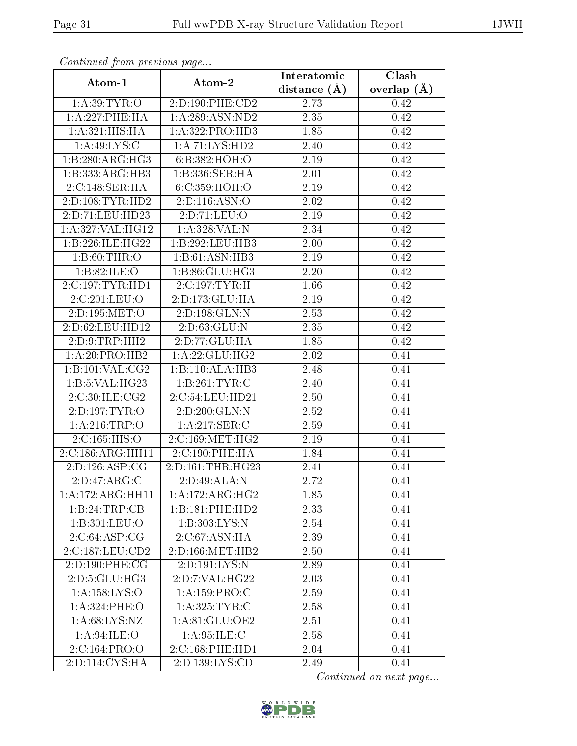*Continued from previous page...*

| Atom-1 | Atom-2 | Interatomic distance (Å) | Clash overlap (Å) |
|---|---|---|---|
| 1:A:39:TYR:O | 2:D:190:PHE:CD2 | 2.73 | 0.42 |
| 1:A:227:PHE:HA | 1:A:289:ASN:ND2 | 2.35 | 0.42 |
| 1:A:321:HIS:HA | 1:A:322:PRO:HD3 | 1.85 | 0.42 |
| 1:A:49:LYS:C | 1:A:71:LYS:HD2 | 2.40 | 0.42 |
| 1:B:280:ARG:HG3 | 6:B:382:HOH:O | 2.19 | 0.42 |
| 1:B:333:ARG:HB3 | 1:B:336:SER:HA | 2.01 | 0.42 |
| 2:C:148:SER:HA | 6:C:359:HOH:O | 2.19 | 0.42 |
| 2:D:108:TYR:HD2 | 2:D:116:ASN:O | 2.02 | 0.42 |
| 2:D:71:LEU:HD23 | 2:D:71:LEU:O | 2.19 | 0.42 |
| 1:A:327:VAL:HG12 | 1:A:328:VAL:N | 2.34 | 0.42 |
| 1:B:226:ILE:HG22 | 1:B:292:LEU:HB3 | 2.00 | 0.42 |
| 1:B:60:THR:O | 1:B:61:ASN:HB3 | 2.19 | 0.42 |
| 1:B:82:ILE:O | 1:B:86:GLU:HG3 | 2.20 | 0.42 |
| 2:C:197:TYR:HD1 | 2:C:197:TYR:H | 1.66 | 0.42 |
| 2:C:201:LEU:O | 2:D:173:GLU:HA | 2.19 | 0.42 |
| 2:D:195:MET:O | 2:D:198:GLN:N | 2.53 | 0.42 |
| 2:D:62:LEU:HD12 | 2:D:63:GLU:N | 2.35 | 0.42 |
| 2:D:9:TRP:HH2 | 2:D:77:GLU:HA | 1.85 | 0.42 |
| 1:A:20:PRO:HB2 | 1:A:22:GLU:HG2 | 2.02 | 0.41 |
| 1:B:101:VAL:CG2 | 1:B:110:ALA:HB3 | 2.48 | 0.41 |
| 1:B:5:VAL:HG23 | 1:B:261:TYR:C | 2.40 | 0.41 |
| 2:C:30:ILE:CG2 | 2:C:54:LEU:HD21 | 2.50 | 0.41 |
| 2:D:197:TYR:O | 2:D:200:GLN:N | 2.52 | 0.41 |
| 1:A:216:TRP:O | 1:A:217:SER:C | 2.59 | 0.41 |
| 2:C:165:HIS:O | 2:C:169:MET:HG2 | 2.19 | 0.41 |
| 2:C:186:ARG:HH11 | 2:C:190:PHE:HA | 1.84 | 0.41 |
| 2:D:126:ASP:CG | 2:D:161:THR:HG23 | 2.41 | 0.41 |
| 2:D:47:ARG:C | 2:D:49:ALA:N | 2.72 | 0.41 |
| 1:A:172:ARG:HH11 | 1:A:172:ARG:HG2 | 1.85 | 0.41 |
| 1:B:24:TRP:CB | 1:B:181:PHE:HD2 | 2.33 | 0.41 |
| 1:B:301:LEU:O | 1:B:303:LYS:N | 2.54 | 0.41 |
| 2:C:64:ASP:CG | 2:C:67:ASN:HA | 2.39 | 0.41 |
| 2:C:187:LEU:CD2 | 2:D:166:MET:HB2 | 2.50 | 0.41 |
| 2:D:190:PHE:CG | 2:D:191:LYS:N | 2.89 | 0.41 |
| 2:D:5:GLU:HG3 | 2:D:7:VAL:HG22 | 2.03 | 0.41 |
| 1:A:158:LYS:O | 1:A:159:PRO:C | 2.59 | 0.41 |
| 1:A:324:PHE:O | 1:A:325:TYR:C | 2.58 | 0.41 |
| 1:A:68:LYS:NZ | 1:A:81:GLU:OE2 | 2.51 | 0.41 |
| 1:A:94:ILE:O | 1:A:95:ILE:C | 2.58 | 0.41 |
| 2:C:164:PRO:O | 2:C:168:PHE:HD1 | 2.04 | 0.41 |
| 2:D:114:CYS:HA | 2:D:139:LYS:CD | 2.49 | 0.41 |

*Continued on next page...*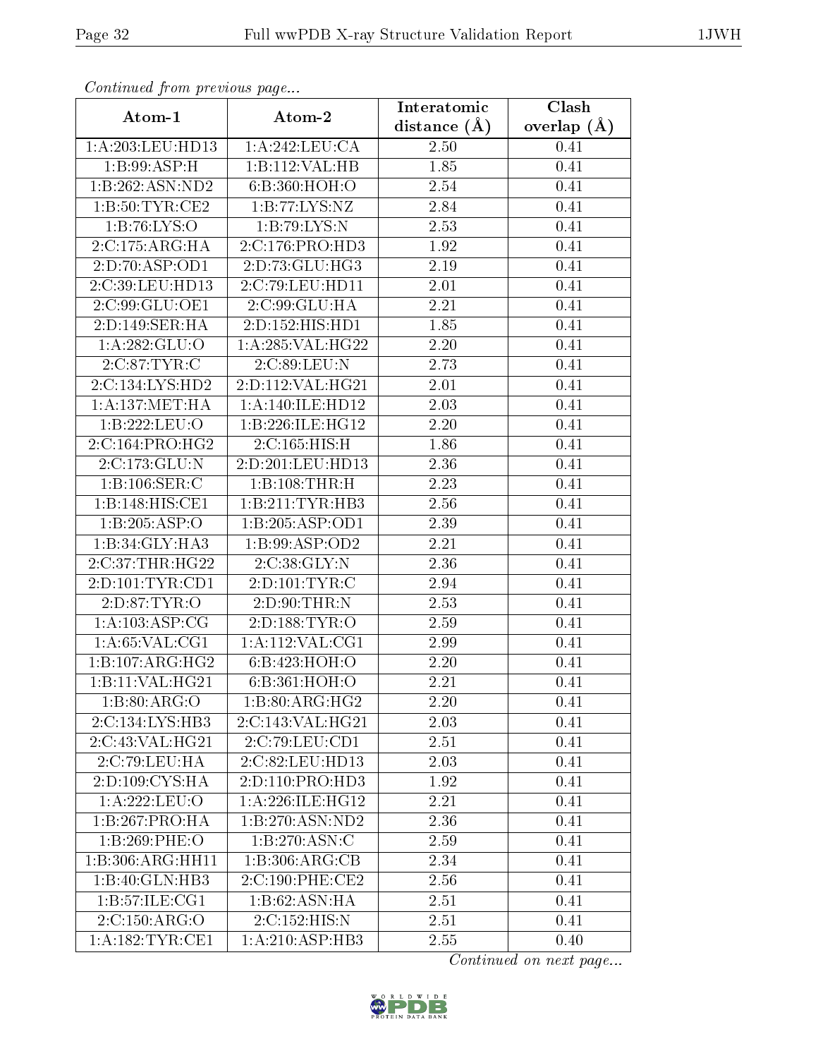*Continued from previous page...*

| Atom-1 | Atom-2 | Interatomic distance (Å) | Clash overlap (Å) |
|---|---|---|---|
| 1:A:203:LEU:HD13 | 1:A:242:LEU:CA | 2.50 | 0.41 |
| 1:B:99:ASP:H | 1:B:112:VAL:HB | 1.85 | 0.41 |
| 1:B:262:ASN:ND2 | 6:B:360:HOH:O | 2.54 | 0.41 |
| 1:B:50:TYR:CE2 | 1:B:77:LYS:NZ | 2.84 | 0.41 |
| 1:B:76:LYS:O | 1:B:79:LYS:N | 2.53 | 0.41 |
| 2:C:175:ARG:HA | 2:C:176:PRO:HD3 | 1.92 | 0.41 |
| 2:D:70:ASP:OD1 | 2:D:73:GLU:HG3 | 2.19 | 0.41 |
| 2:C:39:LEU:HD13 | 2:C:79:LEU:HD11 | 2.01 | 0.41 |
| 2:C:99:GLU:OE1 | 2:C:99:GLU:HA | 2.21 | 0.41 |
| 2:D:149:SER:HA | 2:D:152:HIS:HD1 | 1.85 | 0.41 |
| 1:A:282:GLU:O | 1:A:285:VAL:HG22 | 2.20 | 0.41 |
| 2:C:87:TYR:C | 2:C:89:LEU:N | 2.73 | 0.41 |
| 2:C:134:LYS:HD2 | 2:D:112:VAL:HG21 | 2.01 | 0.41 |
| 1:A:137:MET:HA | 1:A:140:ILE:HD12 | 2.03 | 0.41 |
| 1:B:222:LEU:O | 1:B:226:ILE:HG12 | 2.20 | 0.41 |
| 2:C:164:PRO:HG2 | 2:C:165:HIS:H | 1.86 | 0.41 |
| 2:C:173:GLU:N | 2:D:201:LEU:HD13 | 2.36 | 0.41 |
| 1:B:106:SER:C | 1:B:108:THR:H | 2.23 | 0.41 |
| 1:B:148:HIS:CE1 | 1:B:211:TYR:HB3 | 2.56 | 0.41 |
| 1:B:205:ASP:O | 1:B:205:ASP:OD1 | 2.39 | 0.41 |
| 1:B:34:GLY:HA3 | 1:B:99:ASP:OD2 | 2.21 | 0.41 |
| 2:C:37:THR:HG22 | 2:C:38:GLY:N | 2.36 | 0.41 |
| 2:D:101:TYR:CD1 | 2:D:101:TYR:C | 2.94 | 0.41 |
| 2:D:87:TYR:O | 2:D:90:THR:N | 2.53 | 0.41 |
| 1:A:103:ASP:CG | 2:D:188:TYR:O | 2.59 | 0.41 |
| 1:A:65:VAL:CG1 | 1:A:112:VAL:CG1 | 2.99 | 0.41 |
| 1:B:107:ARG:HG2 | 6:B:423:HOH:O | 2.20 | 0.41 |
| 1:B:11:VAL:HG21 | 6:B:361:HOH:O | 2.21 | 0.41 |
| 1:B:80:ARG:O | 1:B:80:ARG:HG2 | 2.20 | 0.41 |
| 2:C:134:LYS:HB3 | 2:C:143:VAL:HG21 | 2.03 | 0.41 |
| 2:C:43:VAL:HG21 | 2:C:79:LEU:CD1 | 2.51 | 0.41 |
| 2:C:79:LEU:HA | 2:C:82:LEU:HD13 | 2.03 | 0.41 |
| 2:D:109:CYS:HA | 2:D:110:PRO:HD3 | 1.92 | 0.41 |
| 1:A:222:LEU:O | 1:A:226:ILE:HG12 | 2.21 | 0.41 |
| 1:B:267:PRO:HA | 1:B:270:ASN:ND2 | 2.36 | 0.41 |
| 1:B:269:PHE:O | 1:B:270:ASN:C | 2.59 | 0.41 |
| 1:B:306:ARG:HH11 | 1:B:306:ARG:CB | 2.34 | 0.41 |
| 1:B:40:GLN:HB3 | 2:C:190:PHE:CE2 | 2.56 | 0.41 |
| 1:B:57:ILE:CG1 | 1:B:62:ASN:HA | 2.51 | 0.41 |
| 2:C:150:ARG:O | 2:C:152:HIS:N | 2.51 | 0.41 |
| 1:A:182:TYR:CE1 | 1:A:210:ASP:HB3 | 2.55 | 0.40 |

*Continued on next page...*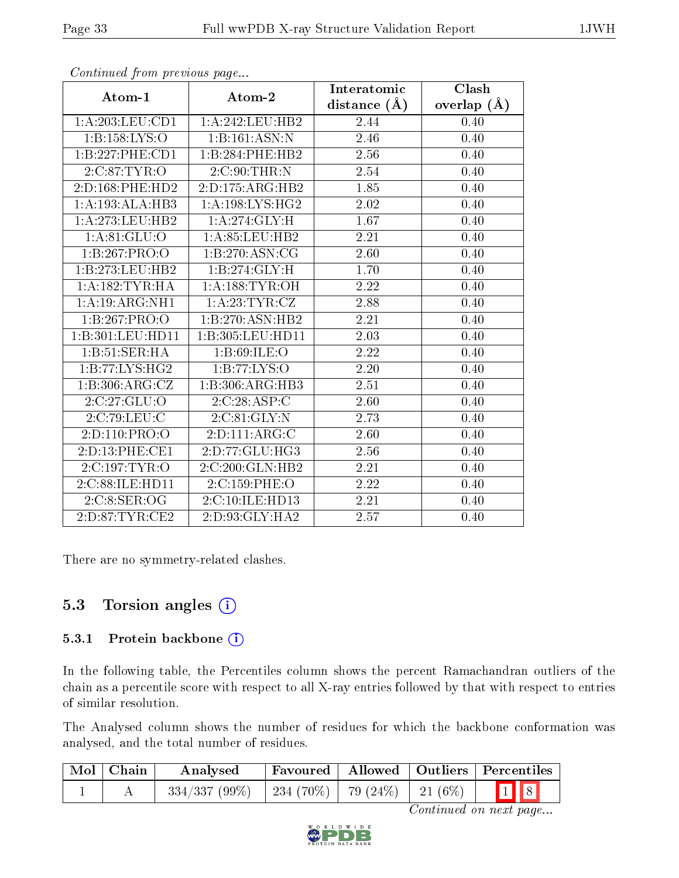*Continued from previous page...*

| Atom-1 | Atom-2 | Interatomic distance (Å) | Clash overlap (Å) |
|---|---|---|---|
| 1:A:203:LEU:CD1 | 1:A:242:LEU:HB2 | 2.44 | 0.40 |
| 1:B:158:LYS:O | 1:B:161:ASN:N | 2.46 | 0.40 |
| 1:B:227:PHE:CD1 | 1:B:284:PHE:HB2 | 2.56 | 0.40 |
| 2:C:87:TYR:O | 2:C:90:THR:N | 2.54 | 0.40 |
| 2:D:168:PHE:HD2 | 2:D:175:ARG:HB2 | 1.85 | 0.40 |
| 1:A:193:ALA:HB3 | 1:A:198:LYS:HG2 | 2.02 | 0.40 |
| 1:A:273:LEU:HB2 | 1:A:274:GLY:H | 1.67 | 0.40 |
| 1:A:81:GLU:O | 1:A:85:LEU:HB2 | 2.21 | 0.40 |
| 1:B:267:PRO:O | 1:B:270:ASN:CG | 2.60 | 0.40 |
| 1:B:273:LEU:HB2 | 1:B:274:GLY:H | 1.70 | 0.40 |
| 1:A:182:TYR:HA | 1:A:188:TYR:OH | 2.22 | 0.40 |
| 1:A:19:ARG:NH1 | 1:A:23:TYR:CZ | 2.88 | 0.40 |
| 1:B:267:PRO:O | 1:B:270:ASN:HB2 | 2.21 | 0.40 |
| 1:B:301:LEU:HD11 | 1:B:305:LEU:HD11 | 2.03 | 0.40 |
| 1:B:51:SER:HA | 1:B:69:ILE:O | 2.22 | 0.40 |
| 1:B:77:LYS:HG2 | 1:B:77:LYS:O | 2.20 | 0.40 |
| 1:B:306:ARG:CZ | 1:B:306:ARG:HB3 | 2.51 | 0.40 |
| 2:C:27:GLU:O | 2:C:28:ASP:C | 2.60 | 0.40 |
| 2:C:79:LEU:C | 2:C:81:GLY:N | 2.73 | 0.40 |
| 2:D:110:PRO:O | 2:D:111:ARG:C | 2.60 | 0.40 |
| 2:D:13:PHE:CE1 | 2:D:77:GLU:HG3 | 2.56 | 0.40 |
| 2:C:197:TYR:O | 2:C:200:GLN:HB2 | 2.21 | 0.40 |
| 2:C:88:ILE:HD11 | 2:C:159:PHE:O | 2.22 | 0.40 |
| 2:C:8:SER:OG | 2:C:10:ILE:HD13 | 2.21 | 0.40 |
| 2:D:87:TYR:CE2 | 2:D:93:GLY:HA2 | 2.57 | 0.40 |

There are no symmetry-related clashes.

## 5.3 Torsion angles

### 5.3.1 Protein backbone

In the following table, the Percentiles column shows the percent Ramachandran outliers of the chain as a percentile score with respect to all X-ray entries followed by that with respect to entries of similar resolution.

The Analysed column shows the number of residues for which the backbone conformation was analysed, and the total number of residues.

| Mol | Chain | Analysed | Favoured | Allowed | Outliers | Percentiles | |
|---|---|---|---|---|---|---|---|
| 1 | A | 334/337 (99%) | 234 (70%) | 79 (24%) | 21 (6%) | 1 | 8 |

*Continued on next page...*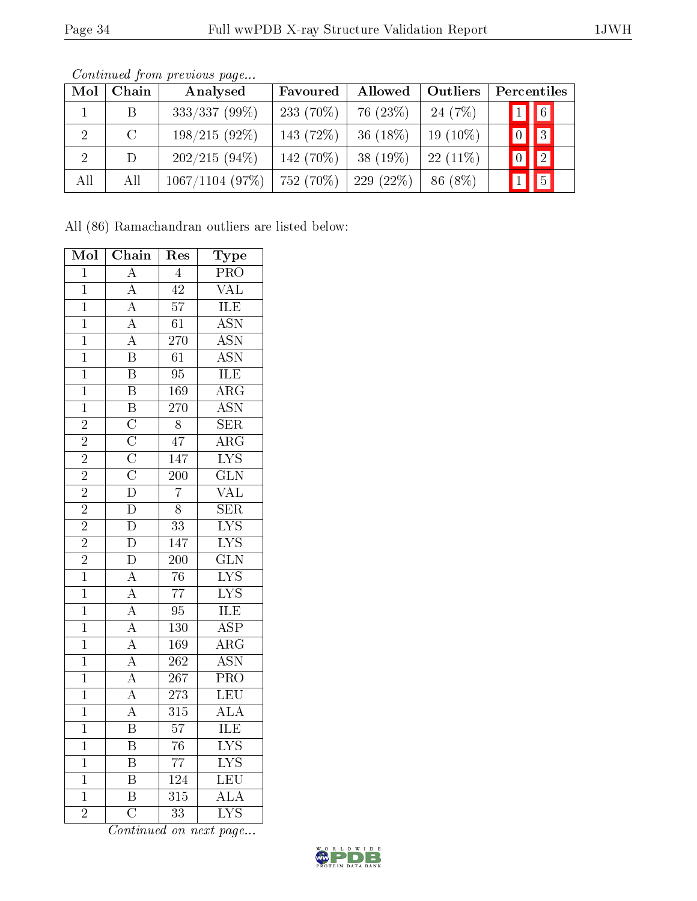*Continued from previous page...*

| Mol | Chain | Analysed | Favoured | Allowed | Outliers | Percentiles | |
|---|---|---|---|---|---|---|---|
| 1 | B | 333/337 (99%) | 233 (70%) | 76 (23%) | 24 (7%) | 1 | 6 |
| 2 | C | 198/215 (92%) | 143 (72%) | 36 (18%) | 19 (10%) | 0 | 3 |
| 2 | D | 202/215 (94%) | 142 (70%) | 38 (19%) | 22 (11%) | 0 | 2 |
| All | All | 1067/1104 (97%) | 752 (70%) | 229 (22%) | 86 (8%) | 1 | 5 |

All (86) Ramachandran outliers are listed below:

| Mol | Chain | Res | Type |
|---|---|---|---|
| 1 | A | 4 | PRO |
| 1 | A | 42 | VAL |
| 1 | A | 57 | ILE |
| 1 | A | 61 | ASN |
| 1 | A | 270 | ASN |
| 1 | B | 61 | ASN |
| 1 | B | 95 | ILE |
| 1 | B | 169 | ARG |
| 1 | B | 270 | ASN |
| 2 | C | 8 | SER |
| 2 | C | 47 | ARG |
| 2 | C | 147 | LYS |
| 2 | C | 200 | GLN |
| 2 | D | 7 | VAL |
| 2 | D | 8 | SER |
| 2 | D | 33 | LYS |
| 2 | D | 147 | LYS |
| 2 | D | 200 | GLN |
| 1 | A | 76 | LYS |
| 1 | A | 77 | LYS |
| 1 | A | 95 | ILE |
| 1 | A | 130 | ASP |
| 1 | A | 169 | ARG |
| 1 | A | 262 | ASN |
| 1 | A | 267 | PRO |
| 1 | A | 273 | LEU |
| 1 | A | 315 | ALA |
| 1 | B | 57 | ILE |
| 1 | B | 76 | LYS |
| 1 | B | 77 | LYS |
| 1 | B | 124 | LEU |
| 1 | B | 315 | ALA |
| 2 | C | 33 | LYS |

*Continued on next page...*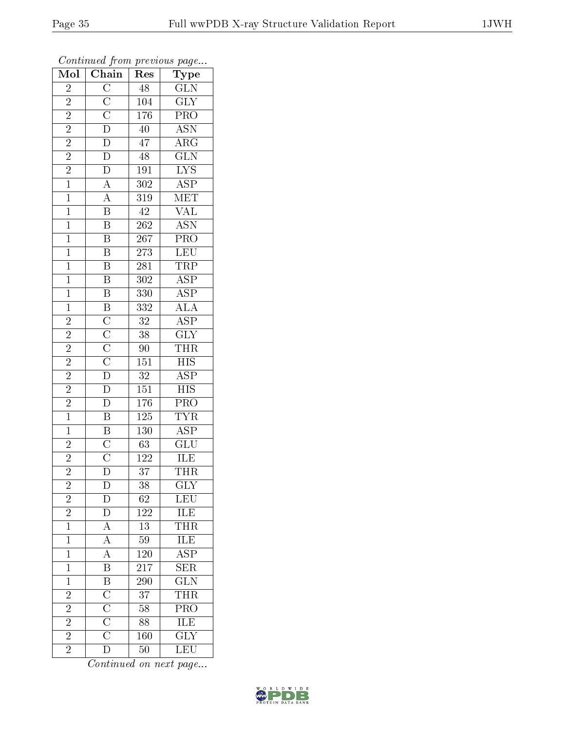*Continued from previous page...*

| Mol | Chain | Res | Type |
|---|---|---|---|
| 2 | C | 48 | GLN |
| 2 | C | 104 | GLY |
| 2 | C | 176 | PRO |
| 2 | D | 40 | ASN |
| 2 | D | 47 | ARG |
| 2 | D | 48 | GLN |
| 2 | D | 191 | LYS |
| 1 | A | 302 | ASP |
| 1 | A | 319 | MET |
| 1 | B | 42 | VAL |
| 1 | B | 262 | ASN |
| 1 | B | 267 | PRO |
| 1 | B | 273 | LEU |
| 1 | B | 281 | TRP |
| 1 | B | 302 | ASP |
| 1 | B | 330 | ASP |
| 1 | B | 332 | ALA |
| 2 | C | 32 | ASP |
| 2 | C | 38 | GLY |
| 2 | C | 90 | THR |
| 2 | C | 151 | HIS |
| 2 | D | 32 | ASP |
| 2 | D | 151 | HIS |
| 2 | D | 176 | PRO |
| 1 | B | 125 | TYR |
| 1 | B | 130 | ASP |
| 2 | C | 63 | GLU |
| 2 | C | 122 | ILE |
| 2 | D | 37 | THR |
| 2 | D | 38 | GLY |
| 2 | D | 62 | LEU |
| 2 | D | 122 | ILE |
| 1 | A | 13 | THR |
| 1 | A | 59 | ILE |
| 1 | A | 120 | ASP |
| 1 | B | 217 | SER |
| 1 | B | 290 | GLN |
| 2 | C | 37 | THR |
| 2 | C | 58 | PRO |
| 2 | C | 88 | ILE |
| 2 | C | 160 | GLY |
| 2 | D | 50 | LEU |

*Continued on next page...*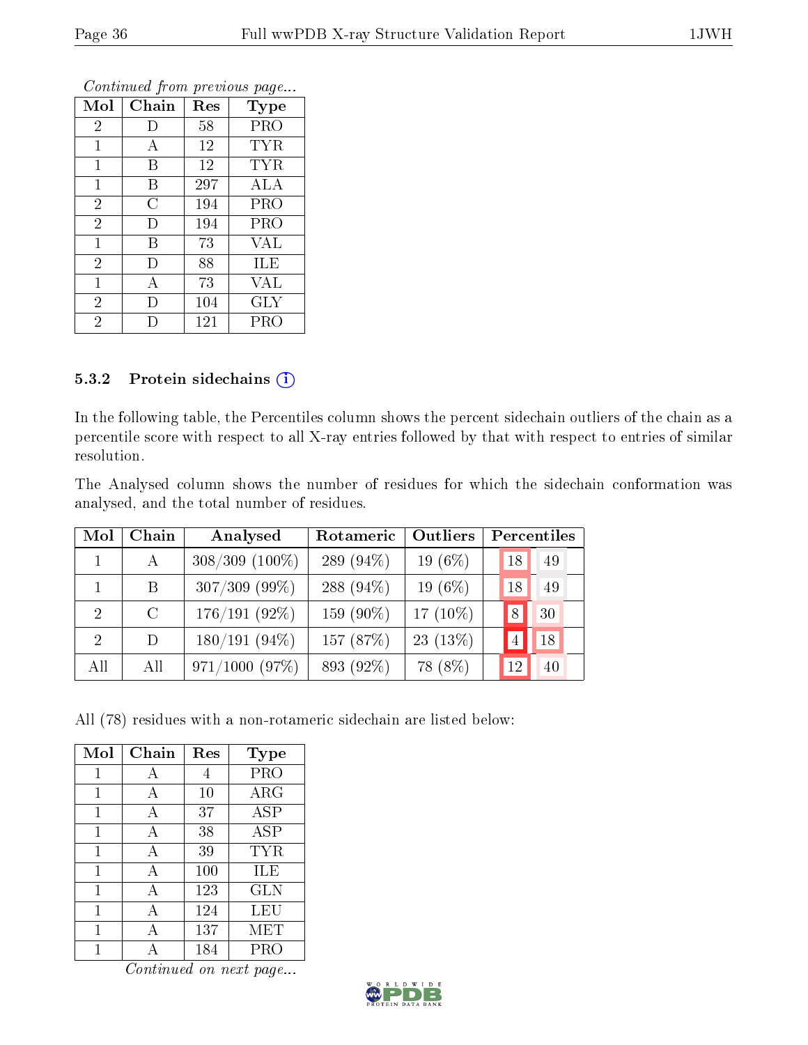*Continued from previous page...*

| Mol | Chain | Res | Type |
|---|---|---|---|
| 2 | D | 58 | PRO |
| 1 | A | 12 | TYR |
| 1 | B | 12 | TYR |
| 1 | B | 297 | ALA |
| 2 | C | 194 | PRO |
| 2 | D | 194 | PRO |
| 1 | B | 73 | VAL |
| 2 | D | 88 | ILE |
| 1 | A | 73 | VAL |
| 2 | D | 104 | GLY |
| 2 | D | 121 | PRO |

### 5.3.2 Protein sidechains

In the following table, the Percentiles column shows the percent sidechain outliers of the chain as a percentile score with respect to all X-ray entries followed by that with respect to entries of similar resolution.

The Analysed column shows the number of residues for which the sidechain conformation was analysed, and the total number of residues.

| Mol | Chain | Analysed | Rotameric | Outliers | Percentiles | |
|---|---|---|---|---|---|---|
| 1 | A | 308/309 (100%) | 289 (94%) | 19 (6%) | 18 | 49 |
| 1 | B | 307/309 (99%) | 288 (94%) | 19 (6%) | 18 | 49 |
| 2 | C | 176/191 (92%) | 159 (90%) | 17 (10%) | 8 | 30 |
| 2 | D | 180/191 (94%) | 157 (87%) | 23 (13%) | 4 | 18 |
| All | All | 971/1000 (97%) | 893 (92%) | 78 (8%) | 12 | 40 |

All (78) residues with a non-rotameric sidechain are listed below:

| Mol | Chain | Res | Type |
|---|---|---|---|
| 1 | A | 4 | PRO |
| 1 | A | 10 | ARG |
| 1 | A | 37 | ASP |
| 1 | A | 38 | ASP |
| 1 | A | 39 | TYR |
| 1 | A | 100 | ILE |
| 1 | A | 123 | GLN |
| 1 | A | 124 | LEU |
| 1 | A | 137 | MET |
| 1 | A | 184 | PRO |

*Continued on next page...*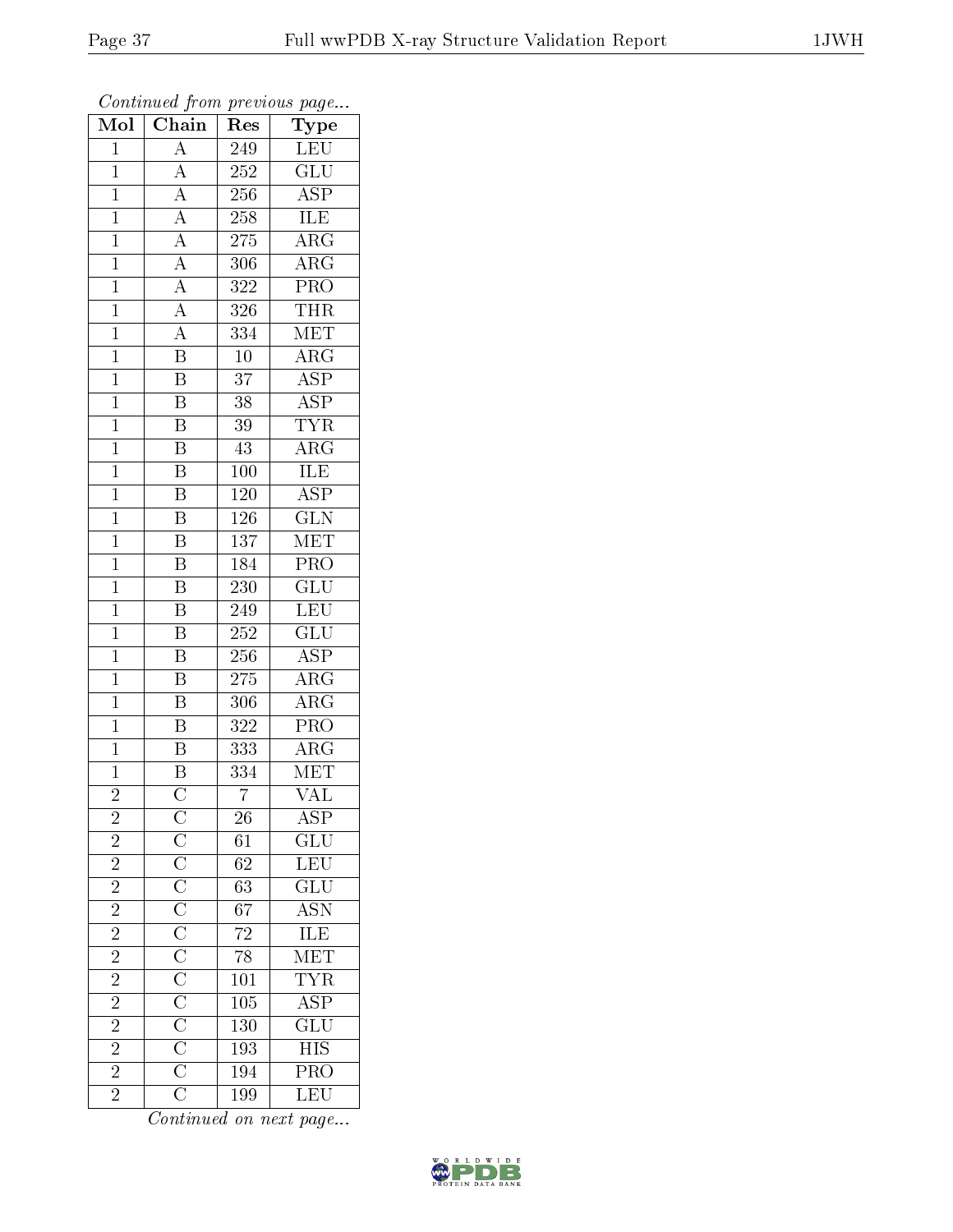*Continued from previous page...*

| Mol | Chain | Res | Type |
|---|---|---|---|
| 1 | A | 249 | LEU |
| 1 | A | 252 | GLU |
| 1 | A | 256 | ASP |
| 1 | A | 258 | ILE |
| 1 | A | 275 | ARG |
| 1 | A | 306 | ARG |
| 1 | A | 322 | PRO |
| 1 | A | 326 | THR |
| 1 | A | 334 | MET |
| 1 | B | 10 | ARG |
| 1 | B | 37 | ASP |
| 1 | B | 38 | ASP |
| 1 | B | 39 | TYR |
| 1 | B | 43 | ARG |
| 1 | B | 100 | ILE |
| 1 | B | 120 | ASP |
| 1 | B | 126 | GLN |
| 1 | B | 137 | MET |
| 1 | B | 184 | PRO |
| 1 | B | 230 | GLU |
| 1 | B | 249 | LEU |
| 1 | B | 252 | GLU |
| 1 | B | 256 | ASP |
| 1 | B | 275 | ARG |
| 1 | B | 306 | ARG |
| 1 | B | 322 | PRO |
| 1 | B | 333 | ARG |
| 1 | B | 334 | MET |
| 2 | C | 7 | VAL |
| 2 | C | 26 | ASP |
| 2 | C | 61 | GLU |
| 2 | C | 62 | LEU |
| 2 | C | 63 | GLU |
| 2 | C | 67 | ASN |
| 2 | C | 72 | ILE |
| 2 | C | 78 | MET |
| 2 | C | 101 | TYR |
| 2 | C | 105 | ASP |
| 2 | C | 130 | GLU |
| 2 | C | 193 | HIS |
| 2 | C | 194 | PRO |
| 2 | C | 199 | LEU |

*Continued on next page...*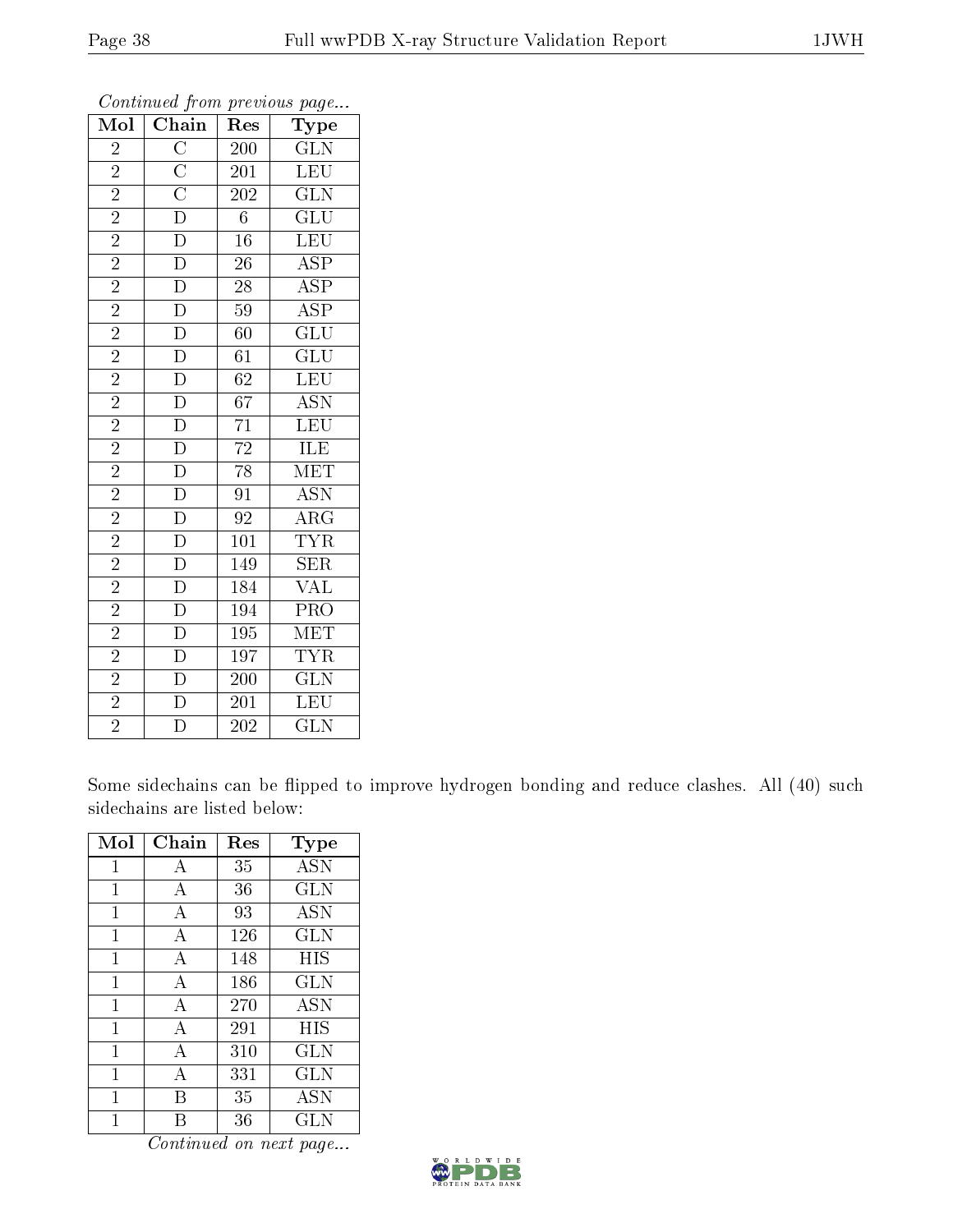*Continued from previous page...*

| Mol | Chain | Res | Type |
|---|---|---|---|
| 2 | C | 200 | GLN |
| 2 | C | 201 | LEU |
| 2 | C | 202 | GLN |
| 2 | D | 6 | GLU |
| 2 | D | 16 | LEU |
| 2 | D | 26 | ASP |
| 2 | D | 28 | ASP |
| 2 | D | 59 | ASP |
| 2 | D | 60 | GLU |
| 2 | D | 61 | GLU |
| 2 | D | 62 | LEU |
| 2 | D | 67 | ASN |
| 2 | D | 71 | LEU |
| 2 | D | 72 | ILE |
| 2 | D | 78 | MET |
| 2 | D | 91 | ASN |
| 2 | D | 92 | ARG |
| 2 | D | 101 | TYR |
| 2 | D | 149 | SER |
| 2 | D | 184 | VAL |
| 2 | D | 194 | PRO |
| 2 | D | 195 | MET |
| 2 | D | 197 | TYR |
| 2 | D | 200 | GLN |
| 2 | D | 201 | LEU |
| 2 | D | 202 | GLN |

Some sidechains can be flipped to improve hydrogen bonding and reduce clashes. All (40) such sidechains are listed below:

| Mol | Chain | Res | Type |
|---|---|---|---|
| 1 | A | 35 | ASN |
| 1 | A | 36 | GLN |
| 1 | A | 93 | ASN |
| 1 | A | 126 | GLN |
| 1 | A | 148 | HIS |
| 1 | A | 186 | GLN |
| 1 | A | 270 | ASN |
| 1 | A | 291 | HIS |
| 1 | A | 310 | GLN |
| 1 | A | 331 | GLN |
| 1 | B | 35 | ASN |
| 1 | B | 36 | GLN |

*Continued on next page...*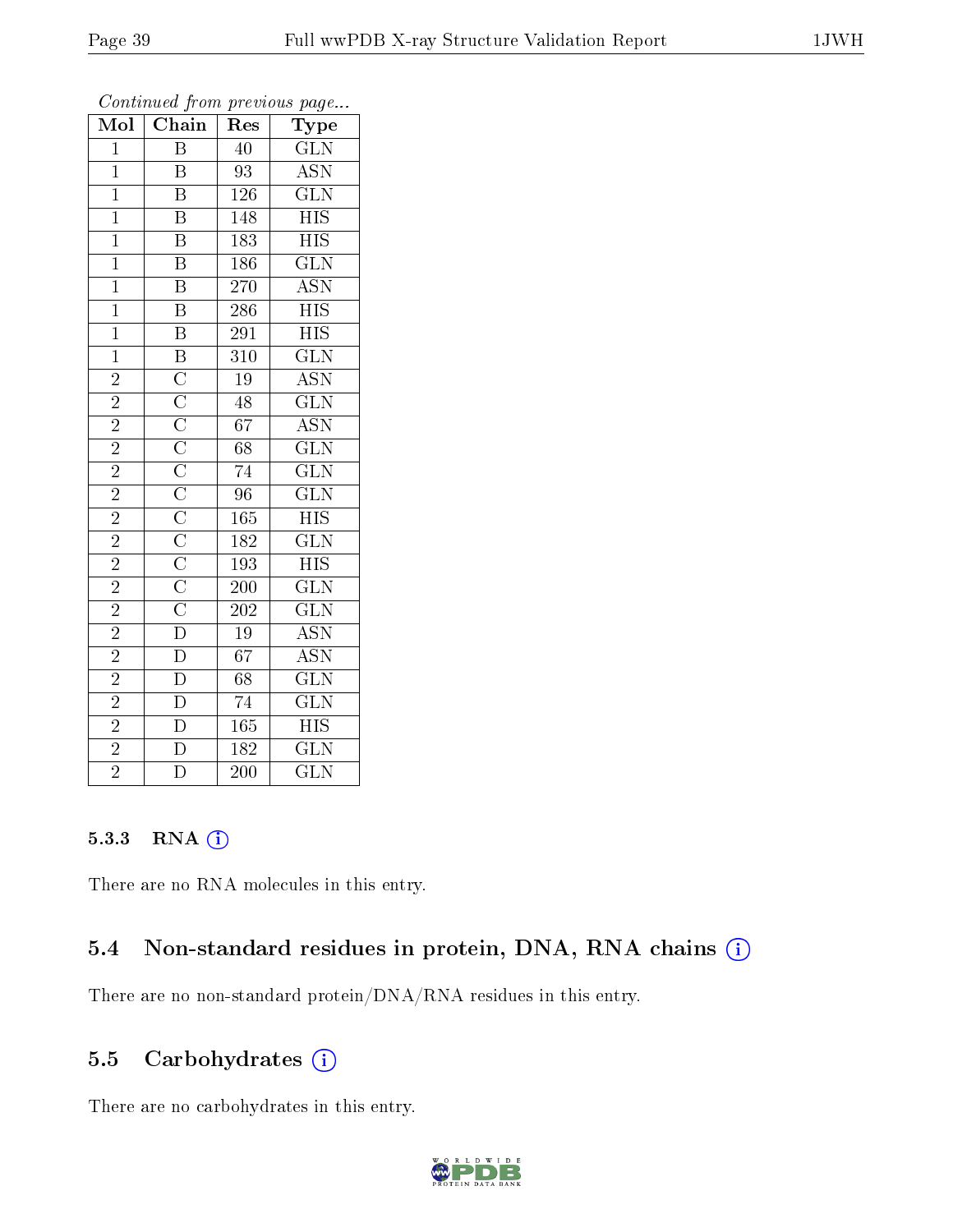*Continued from previous page...*

| Mol | Chain | Res | Type |
|---|---|---|---|
| 1 | B | 40 | GLN |
| 1 | B | 93 | ASN |
| 1 | B | 126 | GLN |
| 1 | B | 148 | HIS |
| 1 | B | 183 | HIS |
| 1 | B | 186 | GLN |
| 1 | B | 270 | ASN |
| 1 | B | 286 | HIS |
| 1 | B | 291 | HIS |
| 1 | B | 310 | GLN |
| 2 | C | 19 | ASN |
| 2 | C | 48 | GLN |
| 2 | C | 67 | ASN |
| 2 | C | 68 | GLN |
| 2 | C | 74 | GLN |
| 2 | C | 96 | GLN |
| 2 | C | 165 | HIS |
| 2 | C | 182 | GLN |
| 2 | C | 193 | HIS |
| 2 | C | 200 | GLN |
| 2 | C | 202 | GLN |
| 2 | D | 19 | ASN |
| 2 | D | 67 | ASN |
| 2 | D | 68 | GLN |
| 2 | D | 74 | GLN |
| 2 | D | 165 | HIS |
| 2 | D | 182 | GLN |
| 2 | D | 200 | GLN |

#### 5.3.3 RNA

There are no RNA molecules in this entry.

### 5.4 Non-standard residues in protein, DNA, RNA chains

There are no non-standard protein/DNA/RNA residues in this entry.

### 5.5 Carbohydrates

There are no carbohydrates in this entry.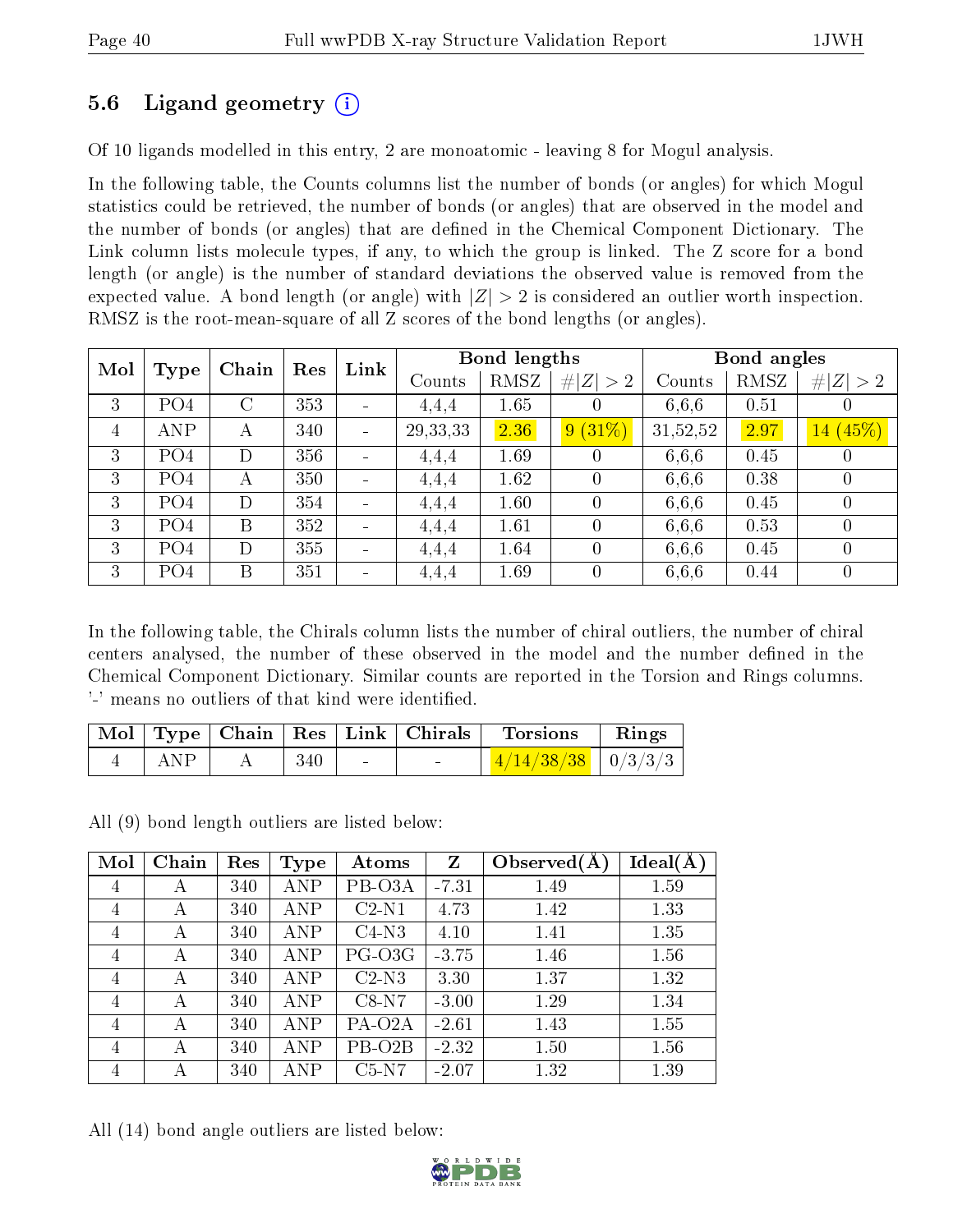## 5.6 Ligand geometry (i)

Of 10 ligands modelled in this entry, 2 are monoatomic - leaving 8 for Mogul analysis.

In the following table, the Counts columns list the number of bonds (or angles) for which Mogul statistics could be retrieved, the number of bonds (or angles) that are observed in the model and the number of bonds (or angles) that are defined in the Chemical Component Dictionary. The Link column lists molecule types, if any, to which the group is linked. The Z score for a bond length (or angle) is the number of standard deviations the observed value is removed from the expected value. A bond length (or angle) with $|Z| > 2$ is considered an outlier worth inspection. RMSZ is the root-mean-square of all Z scores of the bond lengths (or angles).

| Mol | Type | Chain | Res | Link | Bond lengths | | | Bond angles | | |
|---|---|---|---|---|---|---|---|---|---|---|
| | | | | | Counts | RMSZ | #\|Z\| > 2 | Counts | RMSZ | #\|Z\| > 2 |
| 3 | PO4 | C | 353 | - | 4,4,4 | 1.65 | 0 | 6,6,6 | 0.51 | 0 |
| 4 | ANP | A | 340 | - | 29,33,33 | 2.36 | 9 (31%) | 31,52,52 | 2.97 | 14 (45%) |
| 3 | PO4 | D | 356 | - | 4,4,4 | 1.69 | 0 | 6,6,6 | 0.45 | 0 |
| 3 | PO4 | A | 350 | - | 4,4,4 | 1.62 | 0 | 6,6,6 | 0.38 | 0 |
| 3 | PO4 | D | 354 | - | 4,4,4 | 1.60 | 0 | 6,6,6 | 0.45 | 0 |
| 3 | PO4 | B | 352 | - | 4,4,4 | 1.61 | 0 | 6,6,6 | 0.53 | 0 |
| 3 | PO4 | D | 355 | - | 4,4,4 | 1.64 | 0 | 6,6,6 | 0.45 | 0 |
| 3 | PO4 | B | 351 | - | 4,4,4 | 1.69 | 0 | 6,6,6 | 0.44 | 0 |

In the following table, the Chirals column lists the number of chiral outliers, the number of chiral centers analysed, the number of these observed in the model and the number defined in the Chemical Component Dictionary. Similar counts are reported in the Torsion and Rings columns. '-' means no outliers of that kind were identified.

| Mol | Type | Chain | Res | Link | Chirals | Torsions | Rings |
|---|---|---|---|---|---|---|---|
| 4 | ANP | A | 340 | - | - | 4/14/38/38 | 0/3/3/3 |

All (9) bond length outliers are listed below:

| Mol | Chain | Res | Type | Atoms | Z | Observed(Å) | Ideal(Å) |
|---|---|---|---|---|---|---|---|
| 4 | A | 340 | ANP | PB-O3A | -7.31 | 1.49 | 1.59 |
| 4 | A | 340 | ANP | C2-N1 | 4.73 | 1.42 | 1.33 |
| 4 | A | 340 | ANP | C4-N3 | 4.10 | 1.41 | 1.35 |
| 4 | A | 340 | ANP | PG-O3G | -3.75 | 1.46 | 1.56 |
| 4 | A | 340 | ANP | C2-N3 | 3.30 | 1.37 | 1.32 |
| 4 | A | 340 | ANP | C8-N7 | -3.00 | 1.29 | 1.34 |
| 4 | A | 340 | ANP | PA-O2A | -2.61 | 1.43 | 1.55 |
| 4 | A | 340 | ANP | PB-O2B | -2.32 | 1.50 | 1.56 |
| 4 | A | 340 | ANP | C5-N7 | -2.07 | 1.32 | 1.39 |

All (14) bond angle outliers are listed below: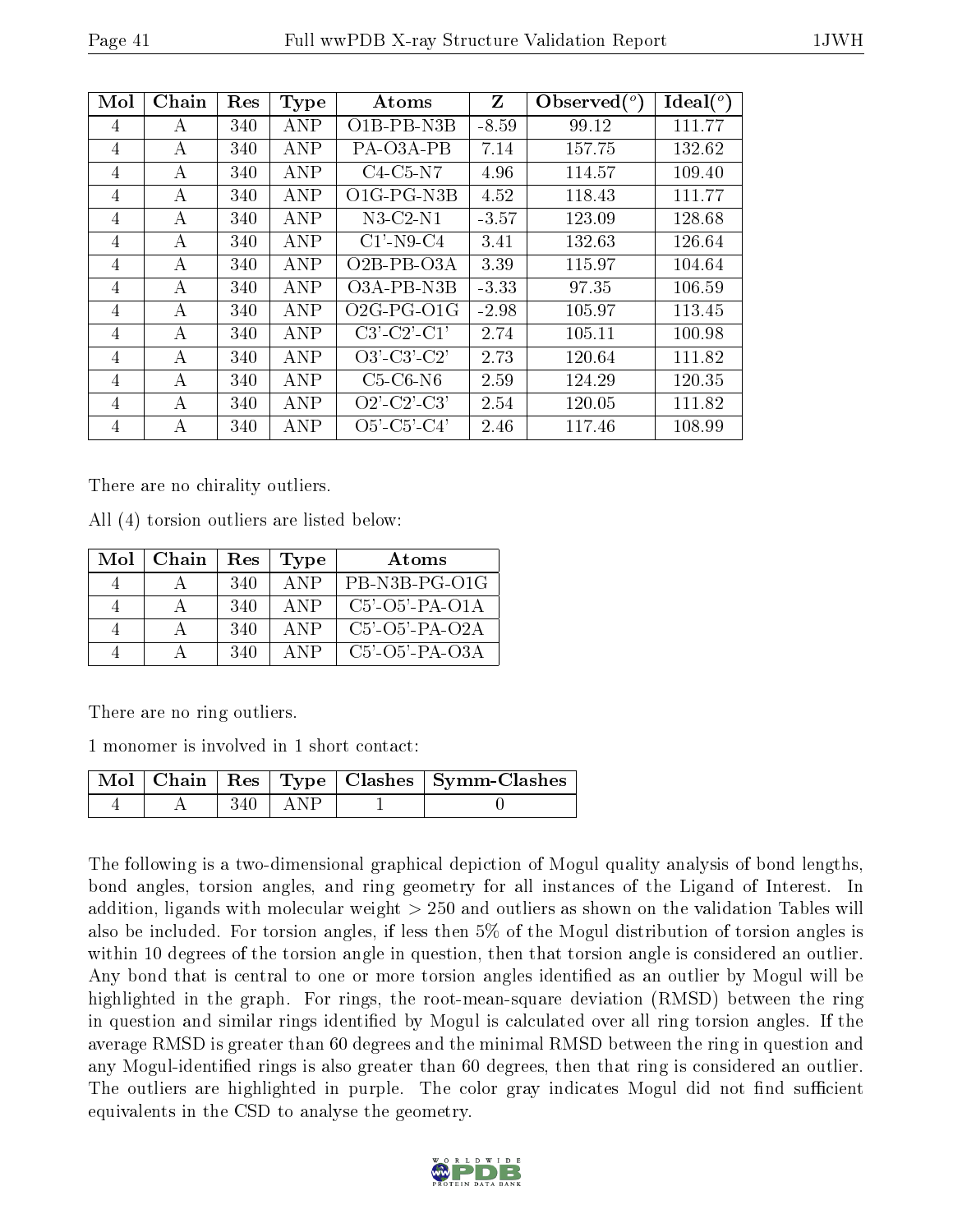| Mol | Chain | Res | Type | Atoms | Z | Observed(°) | Ideal(°) |
|---|---|---|---|---|---|---|---|
| 4 | A | 340 | ANP | O1B-PB-N3B | -8.59 | 99.12 | 111.77 |
| 4 | A | 340 | ANP | PA-O3A-PB | 7.14 | 157.75 | 132.62 |
| 4 | A | 340 | ANP | C4-C5-N7 | 4.96 | 114.57 | 109.40 |
| 4 | A | 340 | ANP | O1G-PG-N3B | 4.52 | 118.43 | 111.77 |
| 4 | A | 340 | ANP | N3-C2-N1 | -3.57 | 123.09 | 128.68 |
| 4 | A | 340 | ANP | C1'-N9-C4 | 3.41 | 132.63 | 126.64 |
| 4 | A | 340 | ANP | O2B-PB-O3A | 3.39 | 115.97 | 104.64 |
| 4 | A | 340 | ANP | O3A-PB-N3B | -3.33 | 97.35 | 106.59 |
| 4 | A | 340 | ANP | O2G-PG-O1G | -2.98 | 105.97 | 113.45 |
| 4 | A | 340 | ANP | C3'-C2'-C1' | 2.74 | 105.11 | 100.98 |
| 4 | A | 340 | ANP | O3'-C3'-C2' | 2.73 | 120.64 | 111.82 |
| 4 | A | 340 | ANP | C5-C6-N6 | 2.59 | 124.29 | 120.35 |
| 4 | A | 340 | ANP | O2'-C2'-C3' | 2.54 | 120.05 | 111.82 |
| 4 | A | 340 | ANP | O5'-C5'-C4' | 2.46 | 117.46 | 108.99 |

There are no chirality outliers.

All (4) torsion outliers are listed below:

| Mol | Chain | Res | Type | Atoms |
|---|---|---|---|---|
| 4 | A | 340 | ANP | PB-N3B-PG-O1G |
| 4 | A | 340 | ANP | C5'-O5'-PA-O1A |
| 4 | A | 340 | ANP | C5'-O5'-PA-O2A |
| 4 | A | 340 | ANP | C5'-O5'-PA-O3A |

There are no ring outliers.

1 monomer is involved in 1 short contact:

| Mol | Chain | Res | Type | Clashes | Symm-Clashes |
|---|---|---|---|---|---|
| 4 | A | 340 | ANP | 1 | 0 |

The following is a two-dimensional graphical depiction of Mogul quality analysis of bond lengths, bond angles, torsion angles, and ring geometry for all instances of the Ligand of Interest. In addition, ligands with molecular weight > 250 and outliers as shown on the validation Tables will also be included. For torsion angles, if less then 5% of the Mogul distribution of torsion angles is within 10 degrees of the torsion angle in question, then that torsion angle is considered an outlier. Any bond that is central to one or more torsion angles identified as an outlier by Mogul will be highlighted in the graph. For rings, the root-mean-square deviation (RMSD) between the ring in question and similar rings identified by Mogul is calculated over all ring torsion angles. If the average RMSD is greater than 60 degrees and the minimal RMSD between the ring in question and any Mogul-identified rings is also greater than 60 degrees, then that ring is considered an outlier. The outliers are highlighted in purple. The color gray indicates Mogul did not find sufficient equivalents in the CSD to analyse the geometry.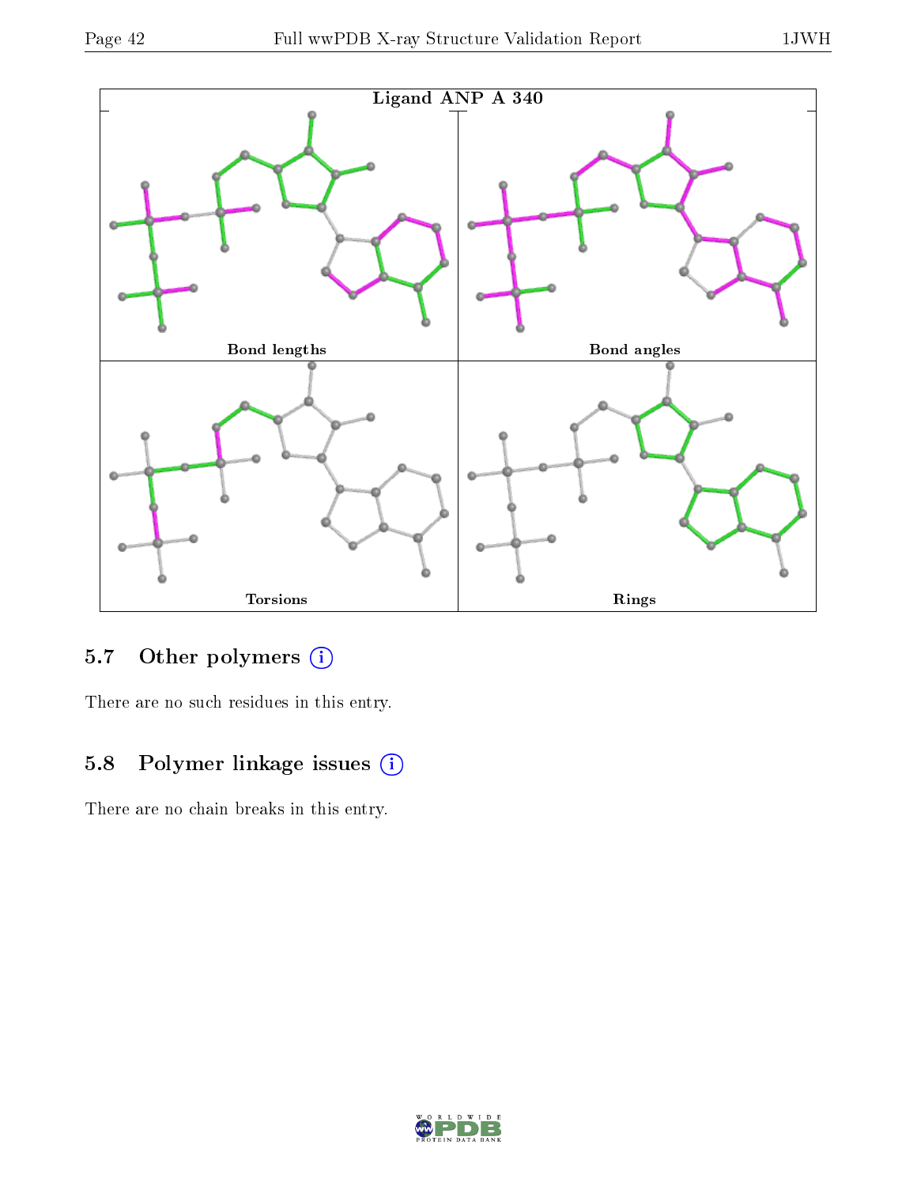Ligand ANP A 340

Bond lengths

Bond angles

Torsions

Rings

## 5.7 Other polymers

There are no such residues in this entry.

## 5.8 Polymer linkage issues

There are no chain breaks in this entry.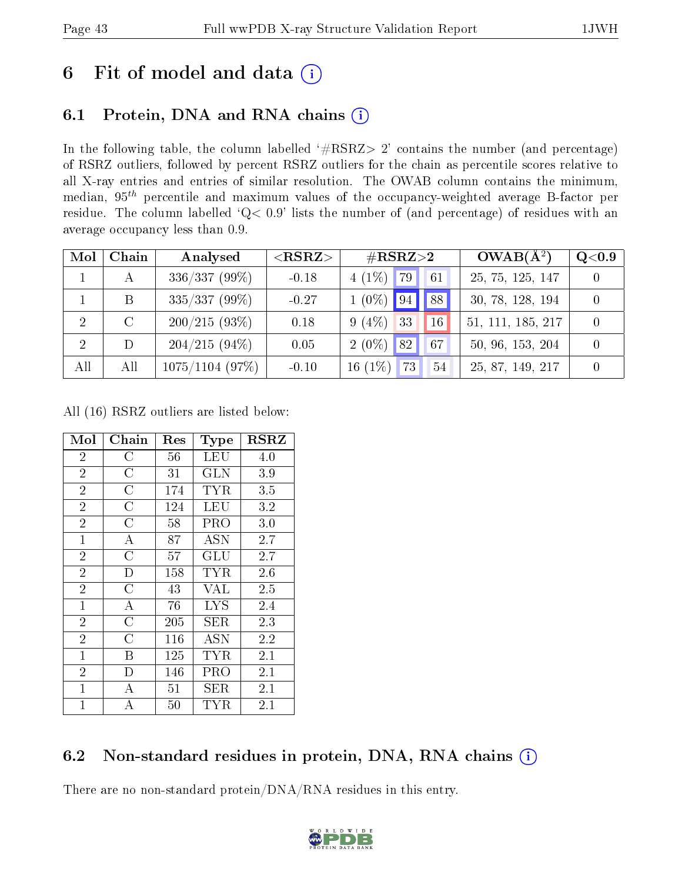# 6 Fit of model and data (i)

## 6.1 Protein, DNA and RNA chains (i)

In the following table, the column labelled '#RSRZ> 2' contains the number (and percentage) of RSRZ outliers, followed by percent RSRZ outliers for the chain as percentile scores relative to all X-ray entries and entries of similar resolution. The OWAB column contains the minimum, median, $95^{th}$ percentile and maximum values of the occupancy-weighted average B-factor per residue. The column labelled 'Q< 0.9' lists the number of (and percentage) of residues with an average occupancy less than 0.9.

| Mol | Chain | Analysed | <RSRZ> | #RSRZ>2 | | | OWAB(Å$^2$) | Q<0.9 |
|---|---|---|---|---|---|---|---|---|
| 1 | A | 336/337 (99%) | -0.18 | 4 (1%) | 79 | 61 | 25, 75, 125, 147 | 0 |
| 1 | B | 335/337 (99%) | -0.27 | 1 (0%) | 94 | 88 | 30, 78, 128, 194 | 0 |
| 2 | C | 200/215 (93%) | 0.18 | 9 (4%) | 33 | 16 | 51, 111, 185, 217 | 0 |
| 2 | D | 204/215 (94%) | 0.05 | 2 (0%) | 82 | 67 | 50, 96, 153, 204 | 0 |
| All | All | 1075/1104 (97%) | -0.10 | 16 (1%) | 73 | 54 | 25, 87, 149, 217 | 0 |

All (16) RSRZ outliers are listed below:

| Mol | Chain | Res | Type | RSRZ |
|---|---|---|---|---|
| 2 | C | 56 | LEU | 4.0 |
| 2 | C | 31 | GLN | 3.9 |
| 2 | C | 174 | TYR | 3.5 |
| 2 | C | 124 | LEU | 3.2 |
| 2 | C | 58 | PRO | 3.0 |
| 1 | A | 87 | ASN | 2.7 |
| 2 | C | 57 | GLU | 2.7 |
| 2 | D | 158 | TYR | 2.6 |
| 2 | C | 43 | VAL | 2.5 |
| 1 | A | 76 | LYS | 2.4 |
| 2 | C | 205 | SER | 2.3 |
| 2 | C | 116 | ASN | 2.2 |
| 1 | B | 125 | TYR | 2.1 |
| 2 | D | 146 | PRO | 2.1 |
| 1 | A | 51 | SER | 2.1 |
| 1 | A | 50 | TYR | 2.1 |

## 6.2 Non-standard residues in protein, DNA, RNA chains (i)

There are no non-standard protein/DNA/RNA residues in this entry.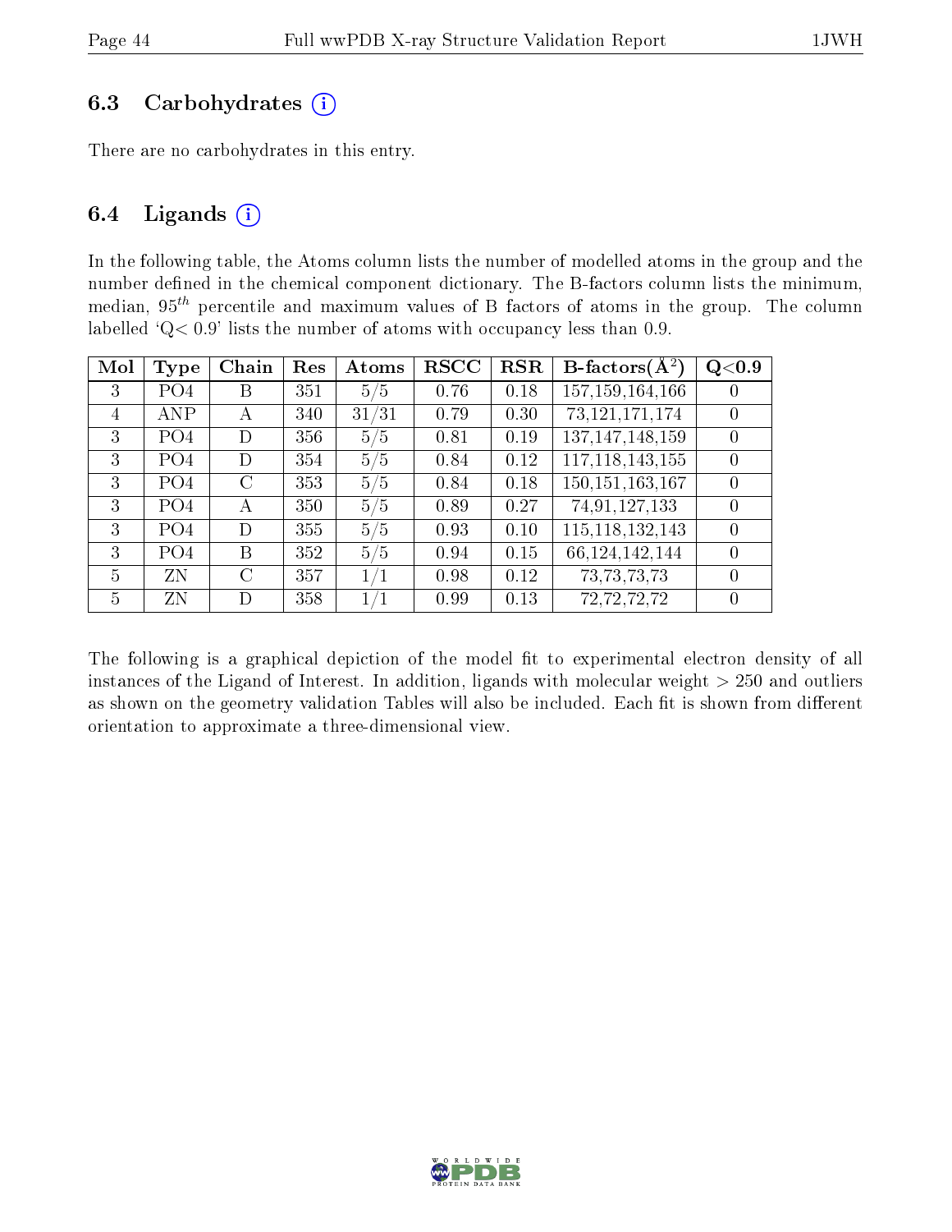### 6.3 Carbohydrates (i)

There are no carbohydrates in this entry.

### 6.4 Ligands (i)

In the following table, the Atoms column lists the number of modelled atoms in the group and the number defined in the chemical component dictionary. The B-factors column lists the minimum, median, $95^{th}$ percentile and maximum values of B factors of atoms in the group. The column labelled 'Q< 0.9' lists the number of atoms with occupancy less than 0.9.

| Mol | Type | Chain | Res | Atoms | RSCC | RSR | B-factors(Å$^2$) | Q<0.9 |
|---|---|---|---|---|---|---|---|---|
| 3 | PO4 | B | 351 | 5/5 | 0.76 | 0.18 | 157,159,164,166 | 0 |
| 4 | ANP | A | 340 | 31/31 | 0.79 | 0.30 | 73,121,171,174 | 0 |
| 3 | PO4 | D | 356 | 5/5 | 0.81 | 0.19 | 137,147,148,159 | 0 |
| 3 | PO4 | D | 354 | 5/5 | 0.84 | 0.12 | 117,118,143,155 | 0 |
| 3 | PO4 | C | 353 | 5/5 | 0.84 | 0.18 | 150,151,163,167 | 0 |
| 3 | PO4 | A | 350 | 5/5 | 0.89 | 0.27 | 74,91,127,133 | 0 |
| 3 | PO4 | D | 355 | 5/5 | 0.93 | 0.10 | 115,118,132,143 | 0 |
| 3 | PO4 | B | 352 | 5/5 | 0.94 | 0.15 | 66,124,142,144 | 0 |
| 5 | ZN | C | 357 | 1/1 | 0.98 | 0.12 | 73,73,73,73 | 0 |
| 5 | ZN | D | 358 | 1/1 | 0.99 | 0.13 | 72,72,72,72 | 0 |

The following is a graphical depiction of the model fit to experimental electron density of all instances of the Ligand of Interest. In addition, ligands with molecular weight > 250 and outliers as shown on the geometry validation Tables will also be included. Each fit is shown from different orientation to approximate a three-dimensional view.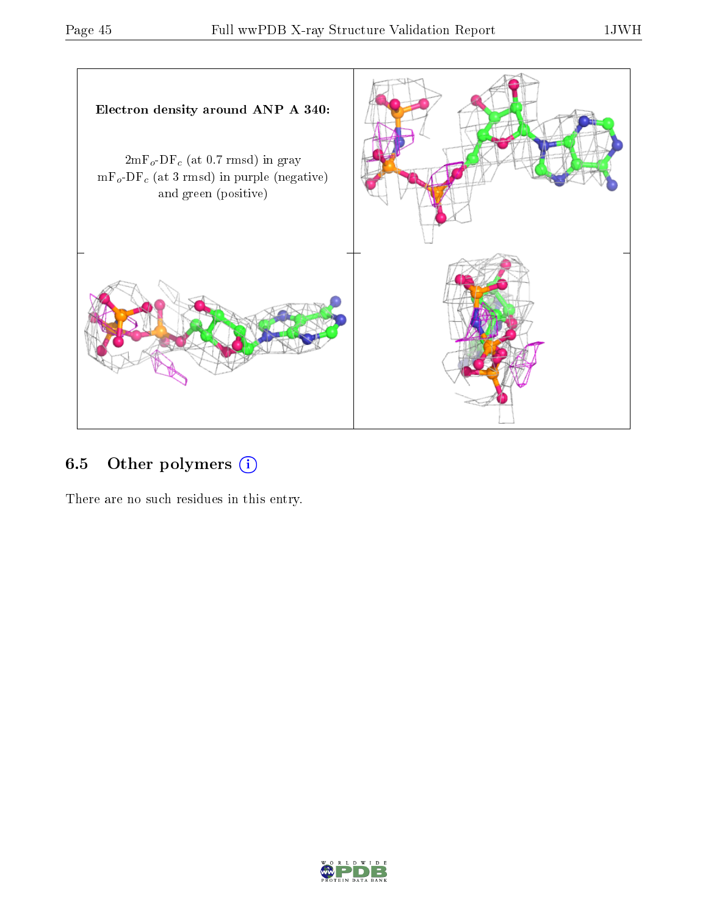**Electron density around ANP A 340:**

$2mF_o$-$DF_c$ (at 0.7 rmsd) in gray
$mF_o$-$DF_c$ (at 3 rmsd) in purple (negative)
and green (positive)

## 6.5 Other polymers

There are no such residues in this entry.